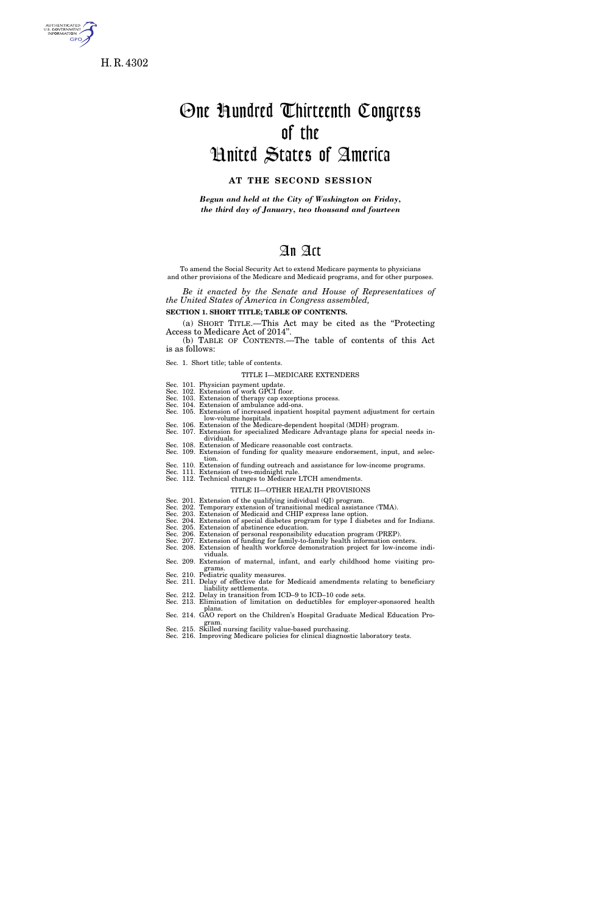H. R. 4302

# One Hundred Thirteenth Congress of the United States of America

## AT THE SECOND SESSION

*Begun and held at the City of Washington on Friday, the third day of January, two thousand and fourteen*

# An Act

To amend the Social Security Act to extend Medicare payments to physicians and other provisions of the Medicare and Medicaid programs, and for other purposes.

*Be it enacted by the Senate and House of Representatives of the United States of America in Congress assembled,*

**SECTION 1. SHORT TITLE; TABLE OF CONTENTS.**

(a) SHORT TITLE.—This Act may be cited as the "Protecting Access to Medicare Act of 2014".

(b) TABLE OF CONTENTS.—The table of contents of this Act is as follows:

Sec. 1. Short title; table of contents.

TITLE I—MEDICARE EXTENDERS

Sec. 101. Physician payment update.
Sec. 102. Extension of work GPCI floor.
Sec. 103. Extension of therapy cap exceptions process.
Sec. 104. Extension of ambulance add-ons.
Sec. 105. Extension of increased inpatient hospital payment adjustment for certain low-volume hospitals.
Sec. 106. Extension of the Medicare-dependent hospital (MDH) program.
Sec. 107. Extension for specialized Medicare Advantage plans for special needs individuals.
Sec. 108. Extension of Medicare reasonable cost contracts.
Sec. 109. Extension of funding for quality measure endorsement, input, and selection.
Sec. 110. Extension of funding outreach and assistance for low-income programs.
Sec. 111. Extension of two-midnight rule.
Sec. 112. Technical changes to Medicare LTCH amendments.

TITLE II—OTHER HEALTH PROVISIONS

Sec. 201. Extension of the qualifying individual (QI) program.
Sec. 202. Temporary extension of transitional medical assistance (TMA).
Sec. 203. Extension of Medicaid and CHIP express lane option.
Sec. 204. Extension of special diabetes program for type I diabetes and for Indians.
Sec. 205. Extension of abstinence education.
Sec. 206. Extension of personal responsibility education program (PREP).
Sec. 207. Extension of funding for family-to-family health information centers.
Sec. 208. Extension of health workforce demonstration project for low-income individuals.
Sec. 209. Extension of maternal, infant, and early childhood home visiting programs.
Sec. 210. Pediatric quality measures.
Sec. 211. Delay of effective date for Medicaid amendments relating to beneficiary liability settlements.
Sec. 212. Delay in transition from ICD–9 to ICD–10 code sets.
Sec. 213. Elimination of limitation on deductibles for employer-sponsored health plans.
Sec. 214. GAO report on the Children's Hospital Graduate Medical Education Program.
Sec. 215. Skilled nursing facility value-based purchasing.
Sec. 216. Improving Medicare policies for clinical diagnostic laboratory tests.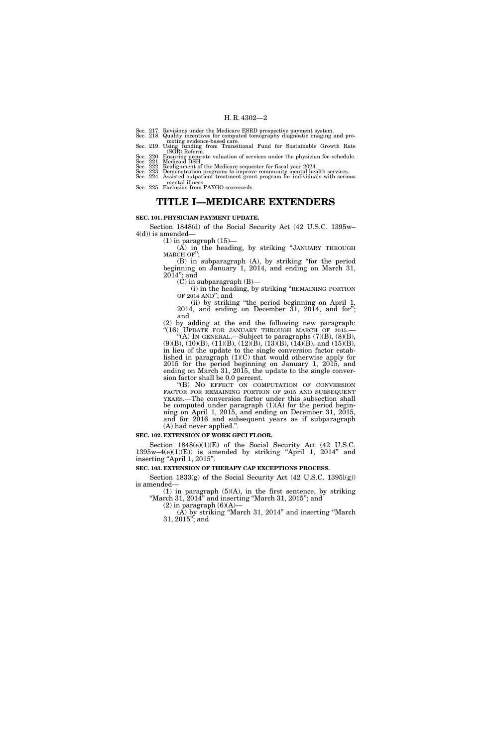Sec. 217. Revisions under the Medicare ESRD prospective payment system.
Sec. 218. Quality incentives for computed tomography diagnostic imaging and promoting evidence-based care.
Sec. 219. Using funding from Transitional Fund for Sustainable Growth Rate (SGR) Reform.
Sec. 220. Ensuring accurate valuation of services under the physician fee schedule.
Sec. 221. Medicaid DSH.
Sec. 222. Realignment of the Medicare sequester for fiscal year 2024.
Sec. 223. Demonstration programs to improve community mental health services.
Sec. 224. Assisted outpatient treatment grant program for individuals with serious mental illness.
Sec. 225. Exclusion from PAYGO scorecards.

# TITLE I—MEDICARE EXTENDERS

**SEC. 101. PHYSICIAN PAYMENT UPDATE.**

Section 1848(d) of the Social Security Act (42 U.S.C. 1395w–4(d)) is amended—

(1) in paragraph (15)—

(A) in the heading, by striking "JANUARY THROUGH MARCH OF";

(B) in subparagraph (A), by striking "for the period beginning on January 1, 2014, and ending on March 31, 2014"; and

(C) in subparagraph (B)—

(i) in the heading, by striking "REMAINING PORTION OF 2014 AND"; and

(ii) by striking "the period beginning on April 1, 2014, and ending on December 31, 2014, and for"; and

(2) by adding at the end the following new paragraph:

"(16) UPDATE FOR JANUARY THROUGH MARCH OF 2015.—

"(A) IN GENERAL.—Subject to paragraphs (7)(B), (8)(B), (9)(B), (10)(B), (11)(B), (12)(B), (13)(B), (14)(B), and (15)(B), in lieu of the update to the single conversion factor established in paragraph (1)(C) that would otherwise apply for 2015 for the period beginning on January 1, 2015, and ending on March 31, 2015, the update to the single conversion factor shall be 0.0 percent.

"(B) NO EFFECT ON COMPUTATION OF CONVERSION FACTOR FOR REMAINING PORTION OF 2015 AND SUBSEQUENT YEARS.—The conversion factor under this subsection shall be computed under paragraph (1)(A) for the period beginning on April 1, 2015, and ending on December 31, 2015, and for 2016 and subsequent years as if subparagraph (A) had never applied.".

**SEC. 102. EXTENSION OF WORK GPCI FLOOR.**

Section 1848(e)(1)(E) of the Social Security Act (42 U.S.C. 1395w–4(e)(1)(E)) is amended by striking "April 1, 2014" and inserting "April 1, 2015".

**SEC. 103. EXTENSION OF THERAPY CAP EXCEPTIONS PROCESS.**

Section 1833(g) of the Social Security Act (42 U.S.C. 1395l(g)) is amended—

(1) in paragraph (5)(A), in the first sentence, by striking "March 31, 2014" and inserting "March 31, 2015"; and

(2) in paragraph (6)(A)—

(A) by striking "March 31, 2014" and inserting "March 31, 2015"; and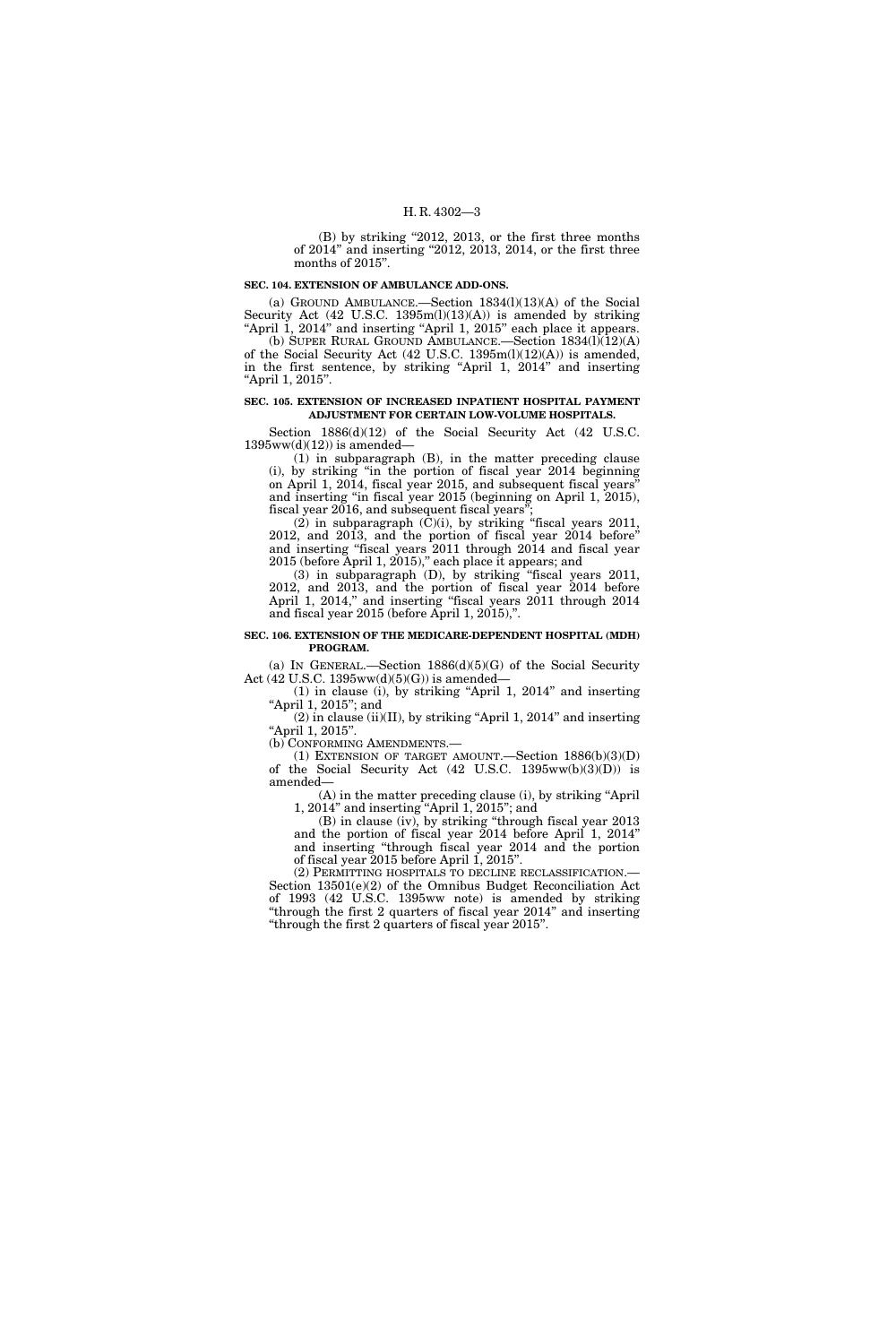(B) by striking "2012, 2013, or the first three months of 2014" and inserting "2012, 2013, 2014, or the first three months of 2015".

**SEC. 104. EXTENSION OF AMBULANCE ADD-ONS.**

(a) GROUND AMBULANCE.—Section 1834(l)(13)(A) of the Social Security Act (42 U.S.C. 1395m(l)(13)(A)) is amended by striking "April 1, 2014" and inserting "April 1, 2015" each place it appears.

(b) SUPER RURAL GROUND AMBULANCE.—Section 1834(l)(12)(A) of the Social Security Act (42 U.S.C. 1395m(l)(12)(A)) is amended, in the first sentence, by striking "April 1, 2014" and inserting "April 1, 2015".

**SEC. 105. EXTENSION OF INCREASED INPATIENT HOSPITAL PAYMENT ADJUSTMENT FOR CERTAIN LOW-VOLUME HOSPITALS.**

Section 1886(d)(12) of the Social Security Act (42 U.S.C. 1395ww(d)(12)) is amended—

(1) in subparagraph (B), in the matter preceding clause (i), by striking "in the portion of fiscal year 2014 beginning on April 1, 2014, fiscal year 2015, and subsequent fiscal years" and inserting "in fiscal year 2015 (beginning on April 1, 2015), fiscal year 2016, and subsequent fiscal years";

(2) in subparagraph (C)(i), by striking "fiscal years 2011, 2012, and 2013, and the portion of fiscal year 2014 before" and inserting "fiscal years 2011 through 2014 and fiscal year 2015 (before April 1, 2015)," each place it appears; and

(3) in subparagraph (D), by striking "fiscal years 2011, 2012, and 2013, and the portion of fiscal year 2014 before April 1, 2014," and inserting "fiscal years 2011 through 2014 and fiscal year 2015 (before April 1, 2015),".

**SEC. 106. EXTENSION OF THE MEDICARE-DEPENDENT HOSPITAL (MDH) PROGRAM.**

(a) IN GENERAL.—Section 1886(d)(5)(G) of the Social Security Act (42 U.S.C. 1395ww(d)(5)(G)) is amended—

(1) in clause (i), by striking "April 1, 2014" and inserting "April 1, 2015"; and

(2) in clause (ii)(II), by striking "April 1, 2014" and inserting "April 1, 2015".

(b) CONFORMING AMENDMENTS.—

(1) EXTENSION OF TARGET AMOUNT.—Section 1886(b)(3)(D) of the Social Security Act (42 U.S.C. 1395ww(b)(3)(D)) is amended—

(A) in the matter preceding clause (i), by striking "April 1, 2014" and inserting "April 1, 2015"; and

(B) in clause (iv), by striking "through fiscal year 2013 and the portion of fiscal year 2014 before April 1, 2014" and inserting "through fiscal year 2014 and the portion of fiscal year 2015 before April 1, 2015".

(2) PERMITTING HOSPITALS TO DECLINE RECLASSIFICATION.—Section 13501(e)(2) of the Omnibus Budget Reconciliation Act of 1993 (42 U.S.C. 1395ww note) is amended by striking "through the first 2 quarters of fiscal year 2014" and inserting "through the first 2 quarters of fiscal year 2015".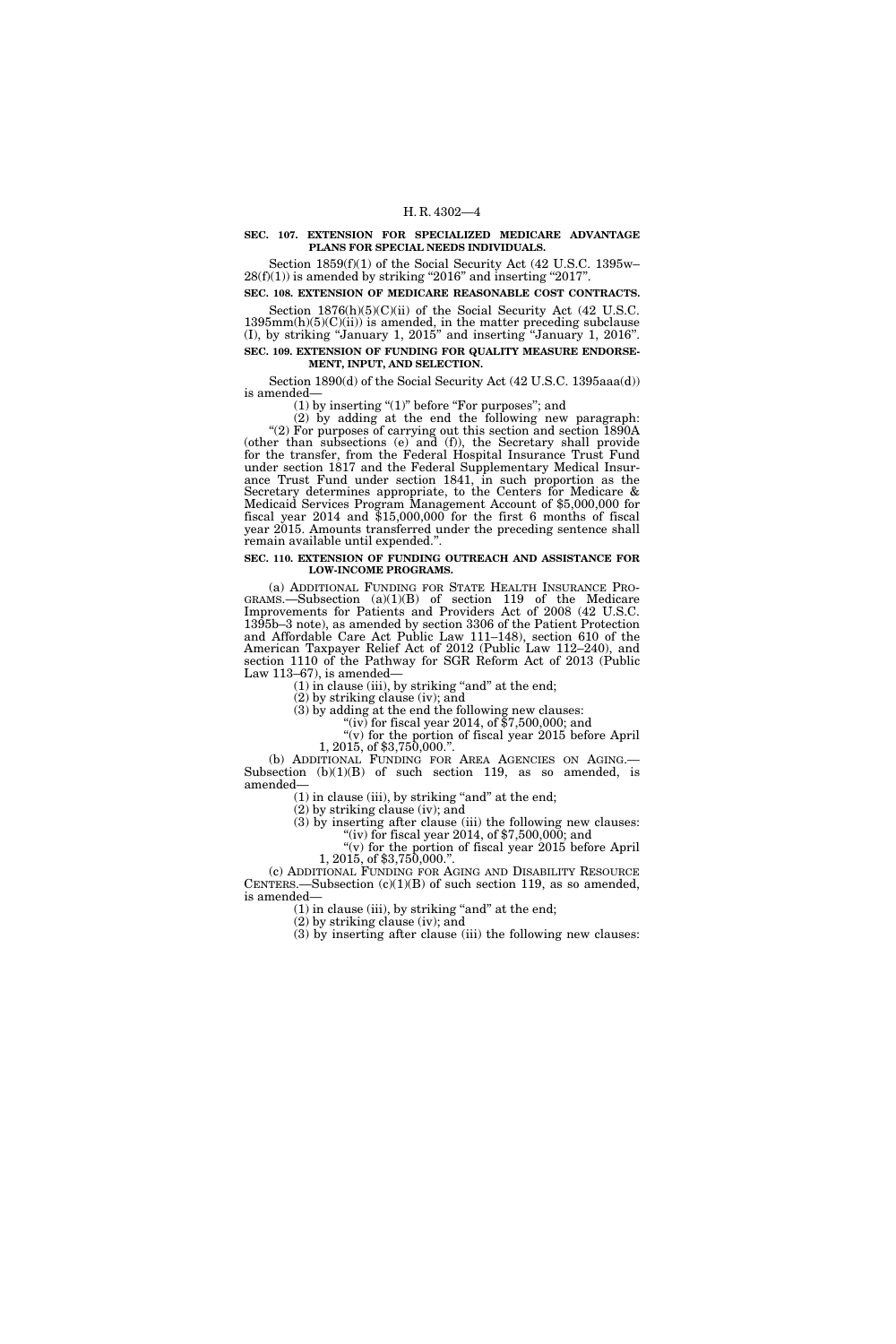**SEC. 107. EXTENSION FOR SPECIALIZED MEDICARE ADVANTAGE PLANS FOR SPECIAL NEEDS INDIVIDUALS.**

Section 1859(f)(1) of the Social Security Act (42 U.S.C. 1395w–28(f)(1)) is amended by striking "2016" and inserting "2017".

**SEC. 108. EXTENSION OF MEDICARE REASONABLE COST CONTRACTS.**

Section 1876(h)(5)(C)(ii) of the Social Security Act (42 U.S.C. 1395mm(h)(5)(C)(ii)) is amended, in the matter preceding subclause (I), by striking "January 1, 2015" and inserting "January 1, 2016".

**SEC. 109. EXTENSION OF FUNDING FOR QUALITY MEASURE ENDORSEMENT, INPUT, AND SELECTION.**

Section 1890(d) of the Social Security Act (42 U.S.C. 1395aaa(d)) is amended—

(1) by inserting "(1)" before "For purposes"; and

(2) by adding at the end the following new paragraph: "(2) For purposes of carrying out this section and section 1890A (other than subsections (e) and (f)), the Secretary shall provide for the transfer, from the Federal Hospital Insurance Trust Fund under section 1817 and the Federal Supplementary Medical Insurance Trust Fund under section 1841, in such proportion as the Secretary determines appropriate, to the Centers for Medicare & Medicaid Services Program Management Account of $5,000,000 for fiscal year 2014 and $15,000,000 for the first 6 months of fiscal year 2015. Amounts transferred under the preceding sentence shall remain available until expended.".

**SEC. 110. EXTENSION OF FUNDING OUTREACH AND ASSISTANCE FOR LOW-INCOME PROGRAMS.**

(a) ADDITIONAL FUNDING FOR STATE HEALTH INSURANCE PROGRAMS.—Subsection (a)(1)(B) of section 119 of the Medicare Improvements for Patients and Providers Act of 2008 (42 U.S.C. 1395b–3 note), as amended by section 3306 of the Patient Protection and Affordable Care Act Public Law 111–148), section 610 of the American Taxpayer Relief Act of 2012 (Public Law 112–240), and section 1110 of the Pathway for SGR Reform Act of 2013 (Public Law 113–67), is amended—

(1) in clause (iii), by striking "and" at the end;

(2) by striking clause (iv); and

(3) by adding at the end the following new clauses:

"(iv) for fiscal year 2014, of $7,500,000; and

"(v) for the portion of fiscal year 2015 before April 1, 2015, of $3,750,000.".

(b) ADDITIONAL FUNDING FOR AREA AGENCIES ON AGING.—Subsection (b)(1)(B) of such section 119, as so amended, is amended—

(1) in clause (iii), by striking "and" at the end;

(2) by striking clause (iv); and

(3) by inserting after clause (iii) the following new clauses:

"(iv) for fiscal year 2014, of $7,500,000; and

"(v) for the portion of fiscal year 2015 before April 1, 2015, of $3,750,000.".

(c) ADDITIONAL FUNDING FOR AGING AND DISABILITY RESOURCE CENTERS.—Subsection (c)(1)(B) of such section 119, as so amended, is amended—

(1) in clause (iii), by striking "and" at the end;

(2) by striking clause (iv); and

(3) by inserting after clause (iii) the following new clauses: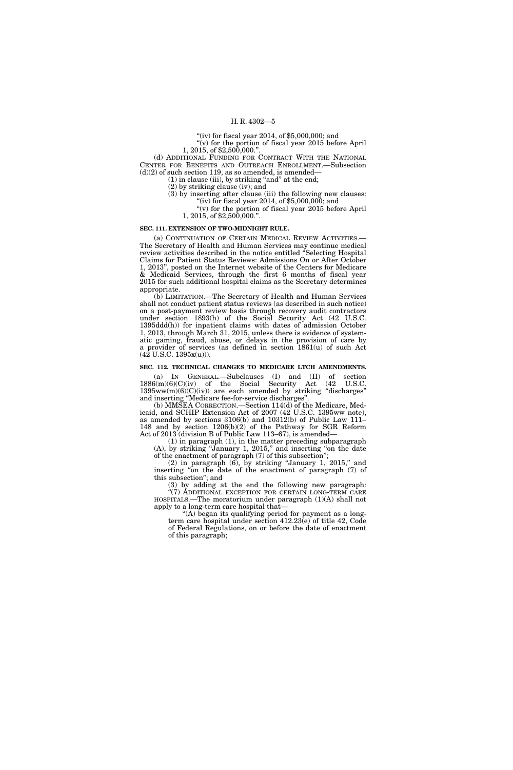"(iv) for fiscal year 2014, of $5,000,000; and

"(v) for the portion of fiscal year 2015 before April 1, 2015, of $2,500,000.".

(d) ADDITIONAL FUNDING FOR CONTRACT WITH THE NATIONAL CENTER FOR BENEFITS AND OUTREACH ENROLLMENT.—Subsection (d)(2) of such section 119, as so amended, is amended—

(1) in clause (iii), by striking "and" at the end;

(2) by striking clause (iv); and

(3) by inserting after clause (iii) the following new clauses:

"(iv) for fiscal year 2014, of $5,000,000; and

"(v) for the portion of fiscal year 2015 before April 1, 2015, of $2,500,000.".

**SEC. 111. EXTENSION OF TWO-MIDNIGHT RULE.**

(a) CONTINUATION OF CERTAIN MEDICAL REVIEW ACTIVITIES.—The Secretary of Health and Human Services may continue medical review activities described in the notice entitled "Selecting Hospital Claims for Patient Status Reviews: Admissions On or After October 1, 2013", posted on the Internet website of the Centers for Medicare & Medicaid Services, through the first 6 months of fiscal year 2015 for such additional hospital claims as the Secretary determines appropriate.

(b) LIMITATION.—The Secretary of Health and Human Services shall not conduct patient status reviews (as described in such notice) on a post-payment review basis through recovery audit contractors under section 1893(h) of the Social Security Act (42 U.S.C. 1395ddd(h)) for inpatient claims with dates of admission October 1, 2013, through March 31, 2015, unless there is evidence of systematic gaming, fraud, abuse, or delays in the provision of care by a provider of services (as defined in section 1861(u) of such Act (42 U.S.C. 1395x(u))).

**SEC. 112. TECHNICAL CHANGES TO MEDICARE LTCH AMENDMENTS.**

(a) IN GENERAL.—Subclauses (I) and (II) of section 1886(m)(6)(C)(iv) of the Social Security Act (42 U.S.C. 1395ww(m)(6)(C)(iv)) are each amended by striking "discharges" and inserting "Medicare fee-for-service discharges".

(b) MMSEA CORRECTION.—Section 114(d) of the Medicare, Medicaid, and SCHIP Extension Act of 2007 (42 U.S.C. 1395ww note), as amended by sections 3106(b) and 10312(b) of Public Law 111–148 and by section 1206(b)(2) of the Pathway for SGR Reform Act of 2013 (division B of Public Law 113–67), is amended—

(1) in paragraph (1), in the matter preceding subparagraph (A), by striking "January 1, 2015," and inserting "on the date of the enactment of paragraph (7) of this subsection";

(2) in paragraph (6), by striking "January 1, 2015," and inserting "on the date of the enactment of paragraph (7) of this subsection"; and

(3) by adding at the end the following new paragraph:

"(7) ADDITIONAL EXCEPTION FOR CERTAIN LONG-TERM CARE HOSPITALS.—The moratorium under paragraph (1)(A) shall not apply to a long-term care hospital that—

"(A) began its qualifying period for payment as a long-term care hospital under section 412.23(e) of title 42, Code of Federal Regulations, on or before the date of enactment of this paragraph;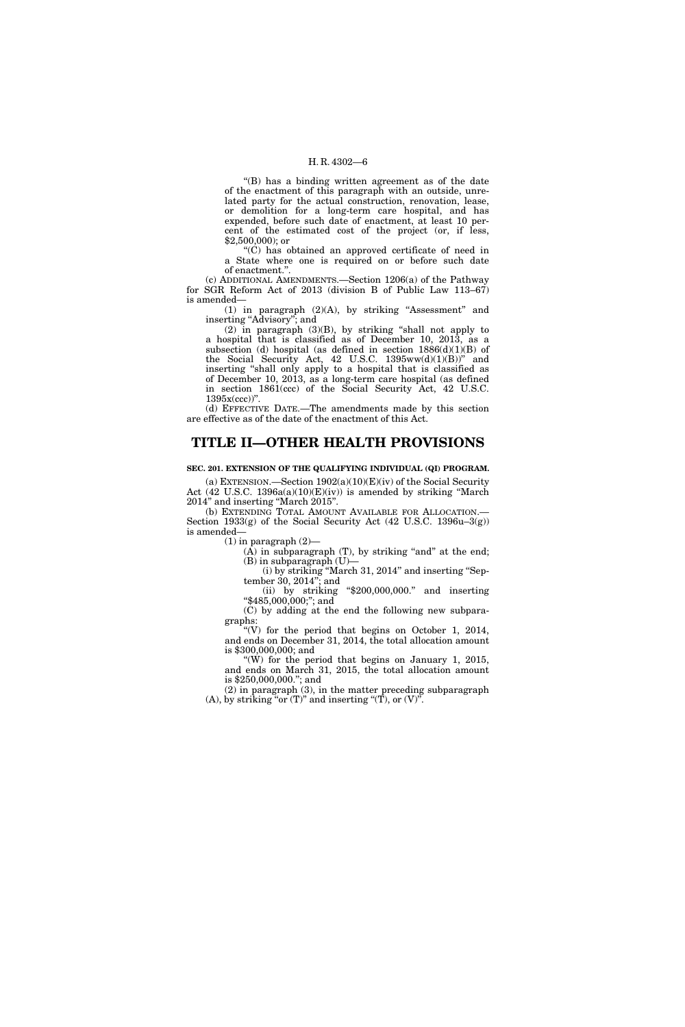"(B) has a binding written agreement as of the date of the enactment of this paragraph with an outside, unrelated party for the actual construction, renovation, lease, or demolition for a long-term care hospital, and has expended, before such date of enactment, at least 10 percent of the estimated cost of the project (or, if less, $2,500,000); or

"(C) has obtained an approved certificate of need in a State where one is required on or before such date of enactment.".

(c) ADDITIONAL AMENDMENTS.—Section 1206(a) of the Pathway for SGR Reform Act of 2013 (division B of Public Law 113–67) is amended—

(1) in paragraph (2)(A), by striking "Assessment" and inserting "Advisory"; and

(2) in paragraph (3)(B), by striking "shall not apply to a hospital that is classified as of December 10, 2013, as a subsection (d) hospital (as defined in section 1886(d)(1)(B) of the Social Security Act, 42 U.S.C. 1395ww(d)(1)(B))" and inserting "shall only apply to a hospital that is classified as of December 10, 2013, as a long-term care hospital (as defined in section 1861(ccc) of the Social Security Act, 42 U.S.C. 1395x(ccc))".

(d) EFFECTIVE DATE.—The amendments made by this section are effective as of the date of the enactment of this Act.

# TITLE II—OTHER HEALTH PROVISIONS

**SEC. 201. EXTENSION OF THE QUALIFYING INDIVIDUAL (QI) PROGRAM.**

(a) EXTENSION.—Section 1902(a)(10)(E)(iv) of the Social Security Act (42 U.S.C. 1396a(a)(10)(E)(iv)) is amended by striking "March 2014" and inserting "March 2015".

(b) EXTENDING TOTAL AMOUNT AVAILABLE FOR ALLOCATION.—Section 1933(g) of the Social Security Act (42 U.S.C. 1396u–3(g)) is amended—

(1) in paragraph (2)—

(A) in subparagraph (T), by striking "and" at the end;

(B) in subparagraph (U)—

(i) by striking "March 31, 2014" and inserting "September 30, 2014"; and

(ii) by striking "$200,000,000." and inserting "$485,000,000;"; and

(C) by adding at the end the following new subparagraphs:

"(V) for the period that begins on October 1, 2014, and ends on December 31, 2014, the total allocation amount is $300,000,000; and

"(W) for the period that begins on January 1, 2015, and ends on March 31, 2015, the total allocation amount is $250,000,000."; and

(2) in paragraph (3), in the matter preceding subparagraph (A), by striking "or (T)" and inserting "(T), or (V)".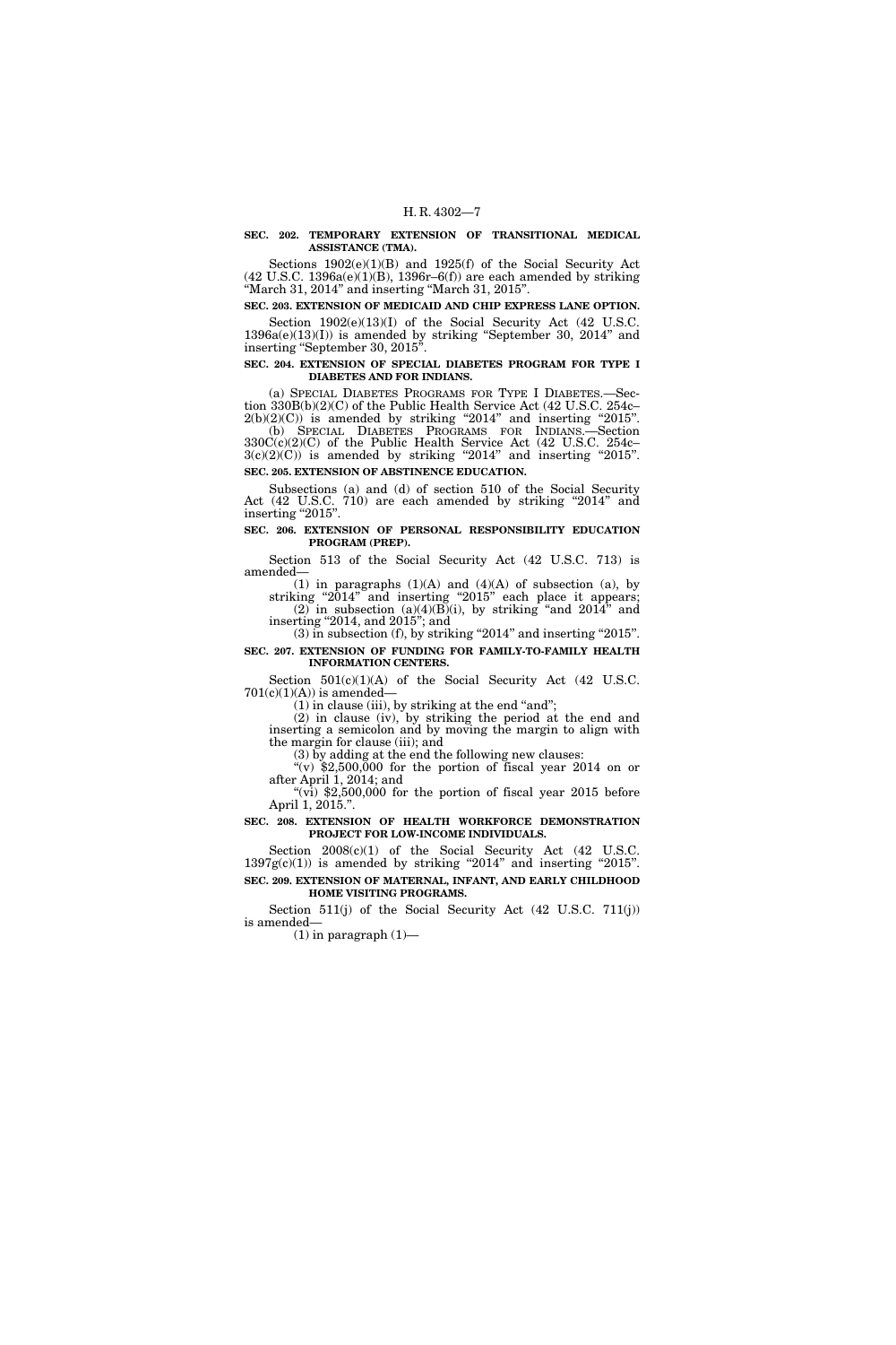**SEC. 202. TEMPORARY EXTENSION OF TRANSITIONAL MEDICAL ASSISTANCE (TMA).**

Sections 1902(e)(1)(B) and 1925(f) of the Social Security Act (42 U.S.C. 1396a(e)(1)(B), 1396r–6(f)) are each amended by striking "March 31, 2014" and inserting "March 31, 2015".

**SEC. 203. EXTENSION OF MEDICAID AND CHIP EXPRESS LANE OPTION.**

Section 1902(e)(13)(I) of the Social Security Act (42 U.S.C. 1396a(e)(13)(I)) is amended by striking "September 30, 2014" and inserting "September 30, 2015".

**SEC. 204. EXTENSION OF SPECIAL DIABETES PROGRAM FOR TYPE I DIABETES AND FOR INDIANS.**

(a) SPECIAL DIABETES PROGRAMS FOR TYPE I DIABETES.—Section 330B(b)(2)(C) of the Public Health Service Act (42 U.S.C. 254c–2(b)(2)(C)) is amended by striking "2014" and inserting "2015".

(b) SPECIAL DIABETES PROGRAMS FOR INDIANS.—Section 330C(c)(2)(C) of the Public Health Service Act (42 U.S.C. 254c–3(c)(2)(C)) is amended by striking "2014" and inserting "2015".

**SEC. 205. EXTENSION OF ABSTINENCE EDUCATION.**

Subsections (a) and (d) of section 510 of the Social Security Act (42 U.S.C. 710) are each amended by striking "2014" and inserting "2015".

**SEC. 206. EXTENSION OF PERSONAL RESPONSIBILITY EDUCATION PROGRAM (PREP).**

Section 513 of the Social Security Act (42 U.S.C. 713) is amended—

(1) in paragraphs (1)(A) and (4)(A) of subsection (a), by striking "2014" and inserting "2015" each place it appears;

(2) in subsection (a)(4)(B)(i), by striking "and 2014" and inserting "2014, and 2015"; and

(3) in subsection (f), by striking "2014" and inserting "2015".

**SEC. 207. EXTENSION OF FUNDING FOR FAMILY-TO-FAMILY HEALTH INFORMATION CENTERS.**

Section 501(c)(1)(A) of the Social Security Act (42 U.S.C. 701(c)(1)(A)) is amended—

(1) in clause (iii), by striking at the end "and";

(2) in clause (iv), by striking the period at the end and inserting a semicolon and by moving the margin to align with the margin for clause (iii); and

(3) by adding at the end the following new clauses:

"(v) $2,500,000 for the portion of fiscal year 2014 on or after April 1, 2014; and

"(vi) $2,500,000 for the portion of fiscal year 2015 before April 1, 2015.".

**SEC. 208. EXTENSION OF HEALTH WORKFORCE DEMONSTRATION PROJECT FOR LOW-INCOME INDIVIDUALS.**

Section 2008(c)(1) of the Social Security Act (42 U.S.C. 1397g(c)(1)) is amended by striking "2014" and inserting "2015".

**SEC. 209. EXTENSION OF MATERNAL, INFANT, AND EARLY CHILDHOOD HOME VISITING PROGRAMS.**

Section 511(j) of the Social Security Act (42 U.S.C. 711(j)) is amended—

(1) in paragraph (1)—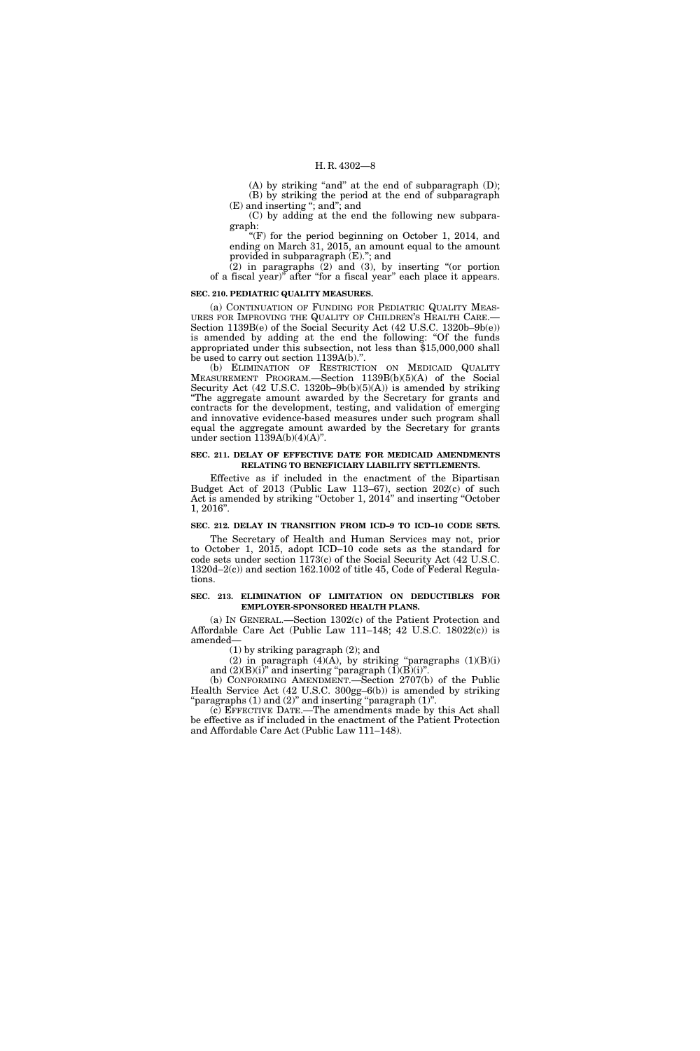(A) by striking "and" at the end of subparagraph (D);

(B) by striking the period at the end of subparagraph (E) and inserting "; and"; and

(C) by adding at the end the following new subparagraph:

"(F) for the period beginning on October 1, 2014, and ending on March 31, 2015, an amount equal to the amount provided in subparagraph (E)."; and

(2) in paragraphs (2) and (3), by inserting "(or portion of a fiscal year)" after "for a fiscal year" each place it appears.

**SEC. 210. PEDIATRIC QUALITY MEASURES.**

(a) CONTINUATION OF FUNDING FOR PEDIATRIC QUALITY MEASURES FOR IMPROVING THE QUALITY OF CHILDREN'S HEALTH CARE.—Section 1139B(e) of the Social Security Act (42 U.S.C. 1320b–9b(e)) is amended by adding at the end the following: "Of the funds appropriated under this subsection, not less than $15,000,000 shall be used to carry out section 1139A(b).".

(b) ELIMINATION OF RESTRICTION ON MEDICAID QUALITY MEASUREMENT PROGRAM.—Section 1139B(b)(5)(A) of the Social Security Act (42 U.S.C. 1320b–9b(b)(5)(A)) is amended by striking "The aggregate amount awarded by the Secretary for grants and contracts for the development, testing, and validation of emerging and innovative evidence-based measures under such program shall equal the aggregate amount awarded by the Secretary for grants under section 1139A(b)(4)(A)".

**SEC. 211. DELAY OF EFFECTIVE DATE FOR MEDICAID AMENDMENTS RELATING TO BENEFICIARY LIABILITY SETTLEMENTS.**

Effective as if included in the enactment of the Bipartisan Budget Act of 2013 (Public Law 113–67), section 202(c) of such Act is amended by striking "October 1, 2014" and inserting "October 1, 2016".

**SEC. 212. DELAY IN TRANSITION FROM ICD–9 TO ICD–10 CODE SETS.**

The Secretary of Health and Human Services may not, prior to October 1, 2015, adopt ICD–10 code sets as the standard for code sets under section 1173(c) of the Social Security Act (42 U.S.C. 1320d–2(c)) and section 162.1002 of title 45, Code of Federal Regulations.

**SEC. 213. ELIMINATION OF LIMITATION ON DEDUCTIBLES FOR EMPLOYER-SPONSORED HEALTH PLANS.**

(a) IN GENERAL.—Section 1302(c) of the Patient Protection and Affordable Care Act (Public Law 111–148; 42 U.S.C. 18022(c)) is amended—

(1) by striking paragraph (2); and

(2) in paragraph (4)(A), by striking "paragraphs (1)(B)(i) and (2)(B)(i)" and inserting "paragraph (1)(B)(i)".

(b) CONFORMING AMENDMENT.—Section 2707(b) of the Public Health Service Act (42 U.S.C. 300gg–6(b)) is amended by striking "paragraphs (1) and (2)" and inserting "paragraph (1)".

(c) EFFECTIVE DATE.—The amendments made by this Act shall be effective as if included in the enactment of the Patient Protection and Affordable Care Act (Public Law 111–148).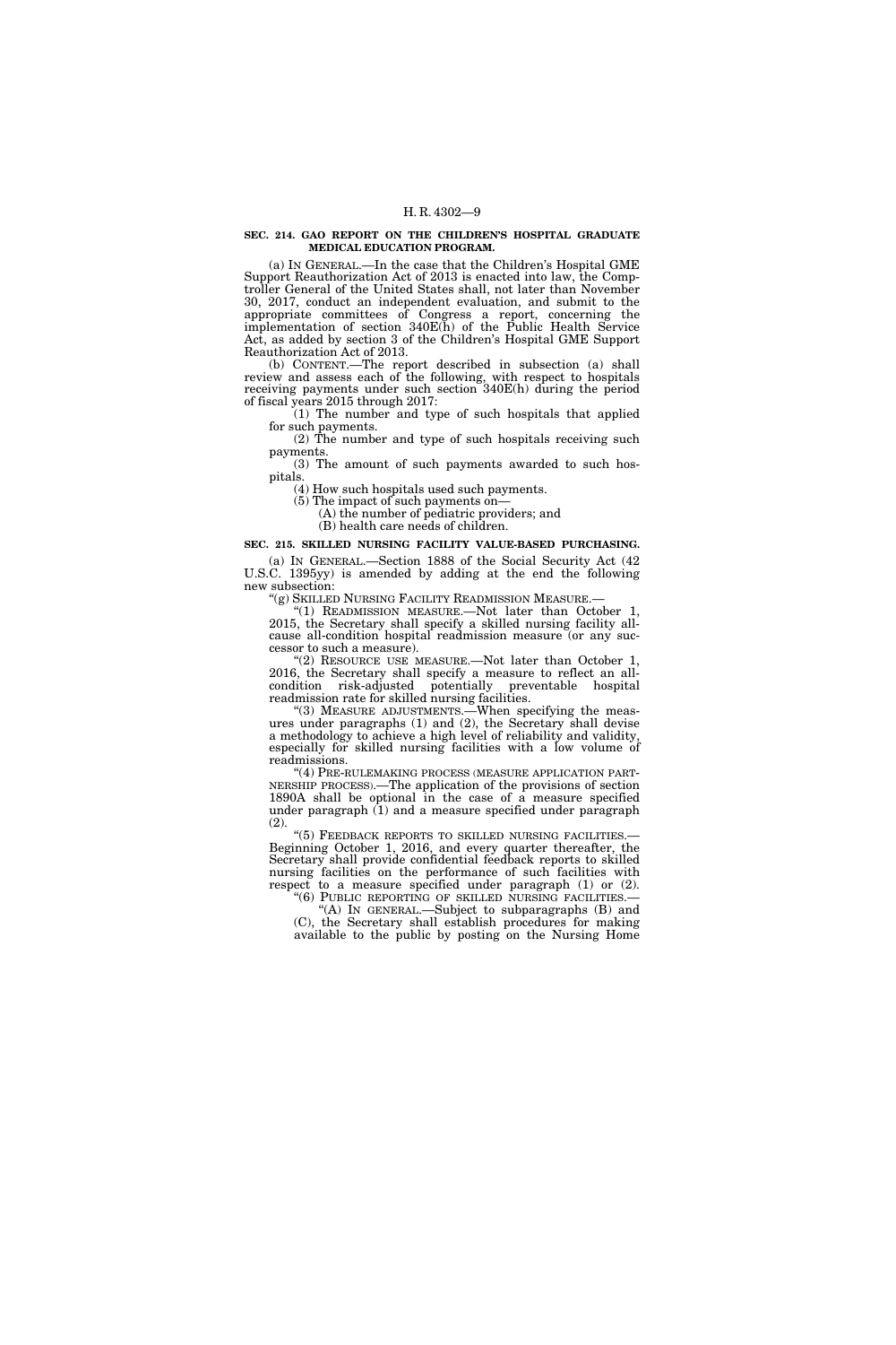**SEC. 214. GAO REPORT ON THE CHILDREN'S HOSPITAL GRADUATE MEDICAL EDUCATION PROGRAM.**

(a) IN GENERAL.—In the case that the Children's Hospital GME Support Reauthorization Act of 2013 is enacted into law, the Comptroller General of the United States shall, not later than November 30, 2017, conduct an independent evaluation, and submit to the appropriate committees of Congress a report, concerning the implementation of section 340E(h) of the Public Health Service Act, as added by section 3 of the Children's Hospital GME Support Reauthorization Act of 2013.

(b) CONTENT.—The report described in subsection (a) shall review and assess each of the following, with respect to hospitals receiving payments under such section 340E(h) during the period of fiscal years 2015 through 2017:

(1) The number and type of such hospitals that applied for such payments.

(2) The number and type of such hospitals receiving such payments.

(3) The amount of such payments awarded to such hospitals.

(4) How such hospitals used such payments.

(5) The impact of such payments on—

(A) the number of pediatric providers; and

(B) health care needs of children.

**SEC. 215. SKILLED NURSING FACILITY VALUE-BASED PURCHASING.**

(a) IN GENERAL.—Section 1888 of the Social Security Act (42 U.S.C. 1395yy) is amended by adding at the end the following new subsection:

"(g) SKILLED NURSING FACILITY READMISSION MEASURE.—

"(1) READMISSION MEASURE.—Not later than October 1, 2015, the Secretary shall specify a skilled nursing facility all-cause all-condition hospital readmission measure (or any successor to such a measure).

"(2) RESOURCE USE MEASURE.—Not later than October 1, 2016, the Secretary shall specify a measure to reflect an all-condition risk-adjusted potentially preventable hospital readmission rate for skilled nursing facilities.

"(3) MEASURE ADJUSTMENTS.—When specifying the measures under paragraphs (1) and (2), the Secretary shall devise a methodology to achieve a high level of reliability and validity, especially for skilled nursing facilities with a low volume of readmissions.

"(4) PRE-RULEMAKING PROCESS (MEASURE APPLICATION PARTNERSHIP PROCESS).—The application of the provisions of section 1890A shall be optional in the case of a measure specified under paragraph (1) and a measure specified under paragraph (2).

"(5) FEEDBACK REPORTS TO SKILLED NURSING FACILITIES.—Beginning October 1, 2016, and every quarter thereafter, the Secretary shall provide confidential feedback reports to skilled nursing facilities on the performance of such facilities with respect to a measure specified under paragraph (1) or (2).

"(6) PUBLIC REPORTING OF SKILLED NURSING FACILITIES.—

"(A) IN GENERAL.—Subject to subparagraphs (B) and (C), the Secretary shall establish procedures for making available to the public by posting on the Nursing Home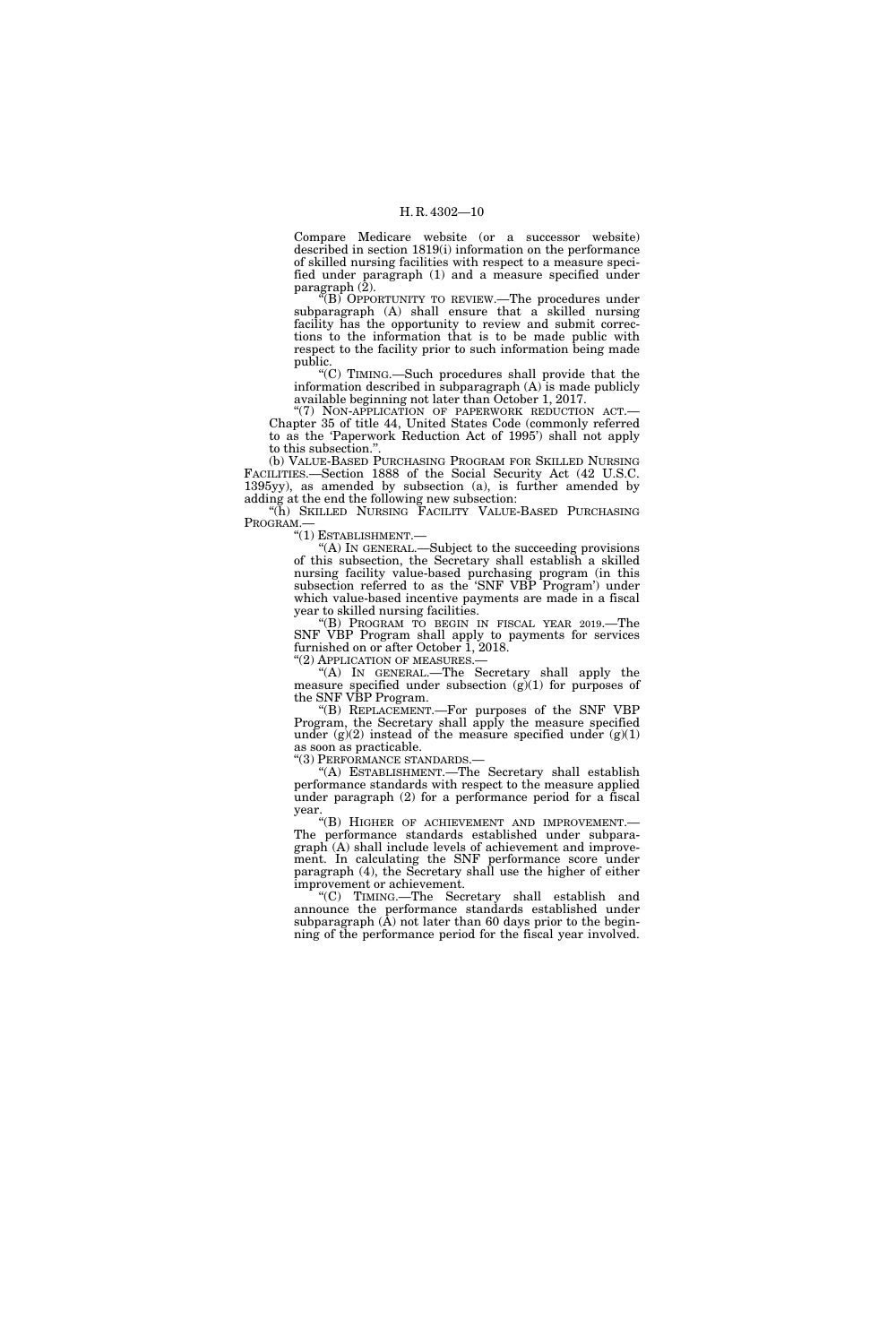Compare Medicare website (or a successor website) described in section 1819(i) information on the performance of skilled nursing facilities with respect to a measure specified under paragraph (1) and a measure specified under paragraph (2).

"(B) OPPORTUNITY TO REVIEW.—The procedures under subparagraph (A) shall ensure that a skilled nursing facility has the opportunity to review and submit corrections to the information that is to be made public with respect to the facility prior to such information being made public.

"(C) TIMING.—Such procedures shall provide that the information described in subparagraph (A) is made publicly available beginning not later than October 1, 2017.

"(7) NON-APPLICATION OF PAPERWORK REDUCTION ACT.—Chapter 35 of title 44, United States Code (commonly referred to as the 'Paperwork Reduction Act of 1995') shall not apply to this subsection.".

(b) VALUE-BASED PURCHASING PROGRAM FOR SKILLED NURSING FACILITIES.—Section 1888 of the Social Security Act (42 U.S.C. 1395yy), as amended by subsection (a), is further amended by adding at the end the following new subsection:

"(h) SKILLED NURSING FACILITY VALUE-BASED PURCHASING PROGRAM.—

"(1) ESTABLISHMENT.—

"(A) IN GENERAL.—Subject to the succeeding provisions of this subsection, the Secretary shall establish a skilled nursing facility value-based purchasing program (in this subsection referred to as the 'SNF VBP Program') under which value-based incentive payments are made in a fiscal year to skilled nursing facilities.

"(B) PROGRAM TO BEGIN IN FISCAL YEAR 2019.—The SNF VBP Program shall apply to payments for services furnished on or after October 1, 2018.

"(2) APPLICATION OF MEASURES.—

"(A) IN GENERAL.—The Secretary shall apply the measure specified under subsection (g)(1) for purposes of the SNF VBP Program.

"(B) REPLACEMENT.—For purposes of the SNF VBP Program, the Secretary shall apply the measure specified under (g)(2) instead of the measure specified under (g)(1) as soon as practicable.

"(3) PERFORMANCE STANDARDS.—

"(A) ESTABLISHMENT.—The Secretary shall establish performance standards with respect to the measure applied under paragraph (2) for a performance period for a fiscal year.

"(B) HIGHER OF ACHIEVEMENT AND IMPROVEMENT.—The performance standards established under subparagraph (A) shall include levels of achievement and improvement. In calculating the SNF performance score under paragraph (4), the Secretary shall use the higher of either improvement or achievement.

"(C) TIMING.—The Secretary shall establish and announce the performance standards established under subparagraph (A) not later than 60 days prior to the beginning of the performance period for the fiscal year involved.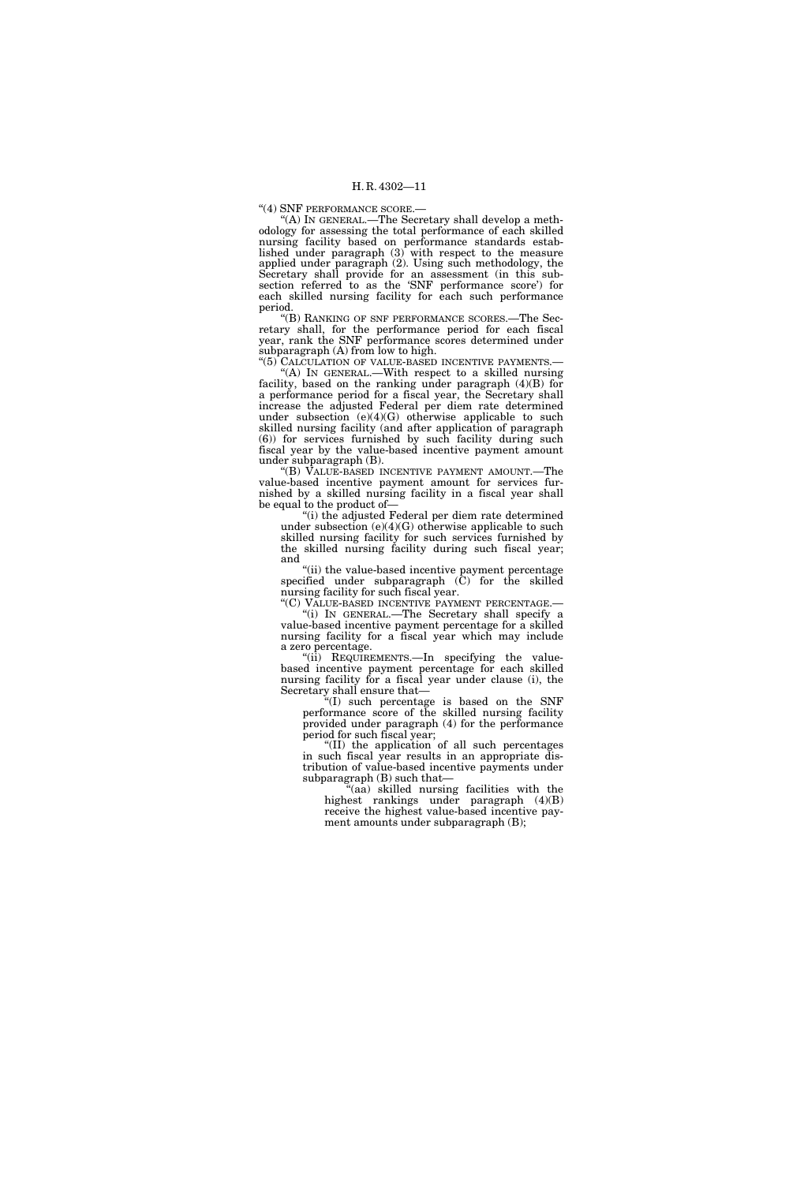"(4) SNF PERFORMANCE SCORE.—

"(A) IN GENERAL.—The Secretary shall develop a methodology for assessing the total performance of each skilled nursing facility based on performance standards established under paragraph (3) with respect to the measure applied under paragraph (2). Using such methodology, the Secretary shall provide for an assessment (in this subsection referred to as the 'SNF performance score') for each skilled nursing facility for each such performance period.

"(B) RANKING OF SNF PERFORMANCE SCORES.—The Secretary shall, for the performance period for each fiscal year, rank the SNF performance scores determined under subparagraph (A) from low to high.

"(5) CALCULATION OF VALUE-BASED INCENTIVE PAYMENTS.—

"(A) IN GENERAL.—With respect to a skilled nursing facility, based on the ranking under paragraph (4)(B) for a performance period for a fiscal year, the Secretary shall increase the adjusted Federal per diem rate determined under subsection (e)(4)(G) otherwise applicable to such skilled nursing facility (and after application of paragraph (6)) for services furnished by such facility during such fiscal year by the value-based incentive payment amount under subparagraph (B).

"(B) VALUE-BASED INCENTIVE PAYMENT AMOUNT.—The value-based incentive payment amount for services furnished by a skilled nursing facility in a fiscal year shall be equal to the product of—

"(i) the adjusted Federal per diem rate determined under subsection (e)(4)(G) otherwise applicable to such skilled nursing facility for such services furnished by the skilled nursing facility during such fiscal year; and

"(ii) the value-based incentive payment percentage specified under subparagraph (C) for the skilled nursing facility for such fiscal year.

"(C) VALUE-BASED INCENTIVE PAYMENT PERCENTAGE.—

"(i) IN GENERAL.—The Secretary shall specify a value-based incentive payment percentage for a skilled nursing facility for a fiscal year which may include a zero percentage.

"(ii) REQUIREMENTS.—In specifying the value-based incentive payment percentage for each skilled nursing facility for a fiscal year under clause (i), the Secretary shall ensure that—

"(I) such percentage is based on the SNF performance score of the skilled nursing facility provided under paragraph (4) for the performance period for such fiscal year;

"(II) the application of all such percentages in such fiscal year results in an appropriate distribution of value-based incentive payments under subparagraph (B) such that—

"(aa) skilled nursing facilities with the highest rankings under paragraph (4)(B) receive the highest value-based incentive payment amounts under subparagraph (B);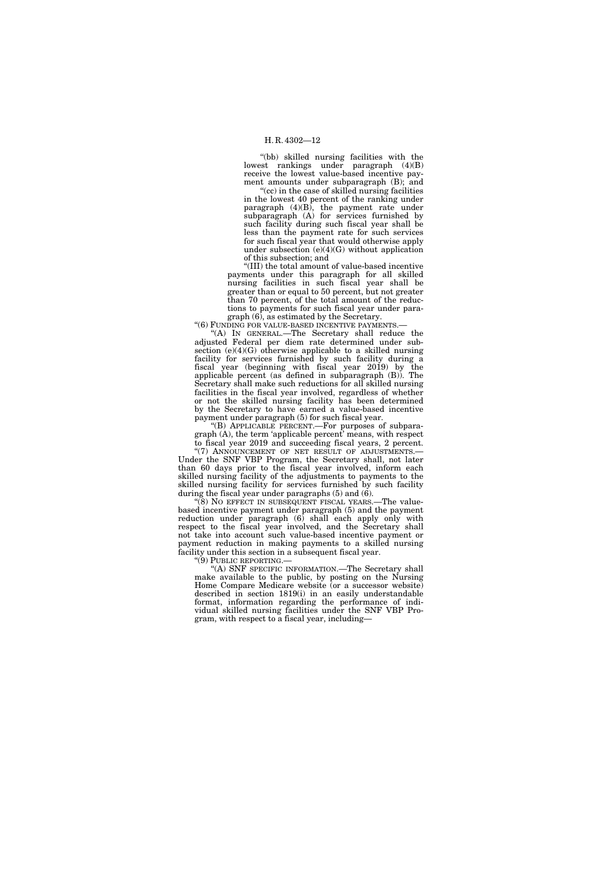"(bb) skilled nursing facilities with the lowest rankings under paragraph (4)(B) receive the lowest value-based incentive payment amounts under subparagraph (B); and

"(cc) in the case of skilled nursing facilities in the lowest 40 percent of the ranking under paragraph (4)(B), the payment rate under subparagraph (A) for services furnished by such facility during such fiscal year shall be less than the payment rate for such services for such fiscal year that would otherwise apply under subsection (e)(4)(G) without application of this subsection; and

"(III) the total amount of value-based incentive payments under this paragraph for all skilled nursing facilities in such fiscal year shall be greater than or equal to 50 percent, but not greater than 70 percent, of the total amount of the reductions to payments for such fiscal year under paragraph (6), as estimated by the Secretary.

"(6) FUNDING FOR VALUE-BASED INCENTIVE PAYMENTS.—

"(A) IN GENERAL.—The Secretary shall reduce the adjusted Federal per diem rate determined under subsection (e)(4)(G) otherwise applicable to a skilled nursing facility for services furnished by such facility during a fiscal year (beginning with fiscal year 2019) by the applicable percent (as defined in subparagraph (B)). The Secretary shall make such reductions for all skilled nursing facilities in the fiscal year involved, regardless of whether or not the skilled nursing facility has been determined by the Secretary to have earned a value-based incentive payment under paragraph (5) for such fiscal year.

"(B) APPLICABLE PERCENT.—For purposes of subparagraph (A), the term 'applicable percent' means, with respect to fiscal year 2019 and succeeding fiscal years, 2 percent.

"(7) ANNOUNCEMENT OF NET RESULT OF ADJUSTMENTS.—Under the SNF VBP Program, the Secretary shall, not later than 60 days prior to the fiscal year involved, inform each skilled nursing facility of the adjustments to payments to the skilled nursing facility for services furnished by such facility during the fiscal year under paragraphs (5) and (6).

"(8) NO EFFECT IN SUBSEQUENT FISCAL YEARS.—The value-based incentive payment under paragraph (5) and the payment reduction under paragraph (6) shall each apply only with respect to the fiscal year involved, and the Secretary shall not take into account such value-based incentive payment or payment reduction in making payments to a skilled nursing facility under this section in a subsequent fiscal year.

"(9) PUBLIC REPORTING.—

"(A) SNF SPECIFIC INFORMATION.—The Secretary shall make available to the public, by posting on the Nursing Home Compare Medicare website (or a successor website) described in section 1819(i) in an easily understandable format, information regarding the performance of individual skilled nursing facilities under the SNF VBP Program, with respect to a fiscal year, including—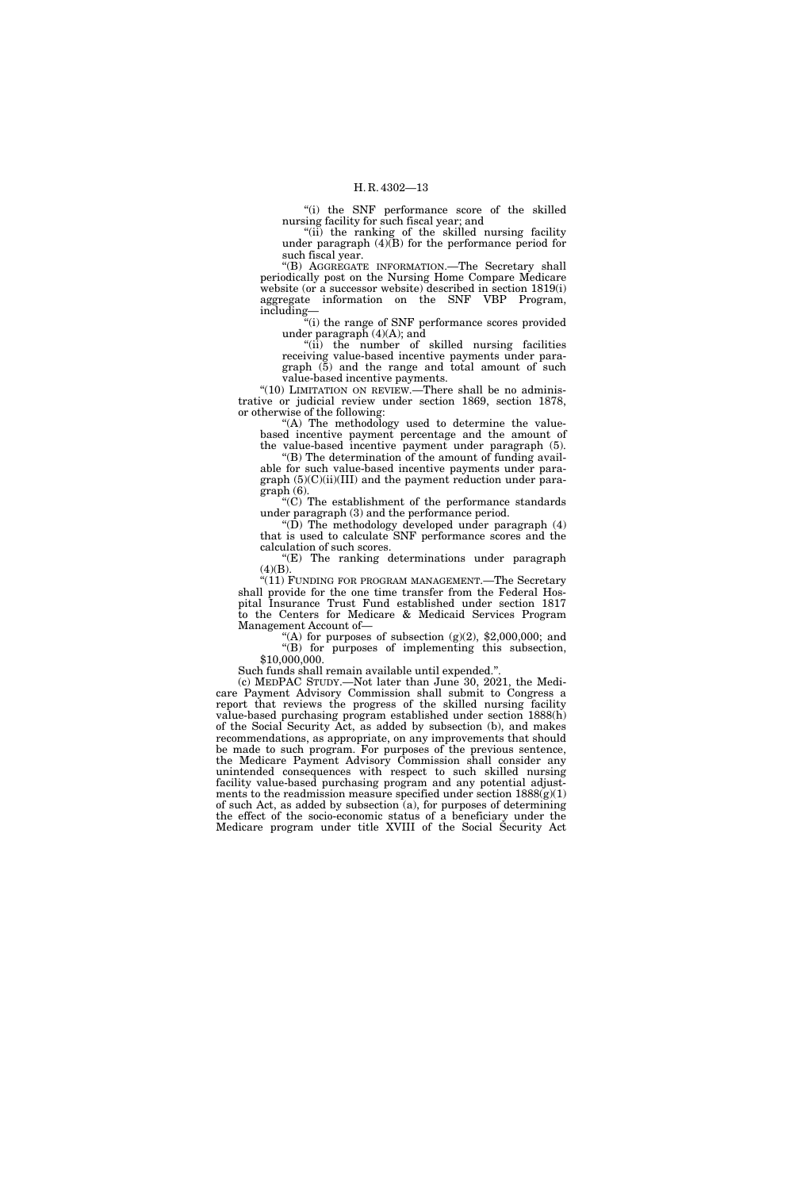"(i) the SNF performance score of the skilled nursing facility for such fiscal year; and

"(ii) the ranking of the skilled nursing facility under paragraph (4)(B) for the performance period for such fiscal year.

"(B) AGGREGATE INFORMATION.—The Secretary shall periodically post on the Nursing Home Compare Medicare website (or a successor website) described in section 1819(i) aggregate information on the SNF VBP Program, including—

"(i) the range of SNF performance scores provided under paragraph (4)(A); and

"(ii) the number of skilled nursing facilities receiving value-based incentive payments under paragraph (5) and the range and total amount of such value-based incentive payments.

"(10) LIMITATION ON REVIEW.—There shall be no administrative or judicial review under section 1869, section 1878, or otherwise of the following:

"(A) The methodology used to determine the value-based incentive payment percentage and the amount of the value-based incentive payment under paragraph (5).

"(B) The determination of the amount of funding available for such value-based incentive payments under paragraph (5)(C)(ii)(III) and the payment reduction under paragraph (6).

"(C) The establishment of the performance standards under paragraph (3) and the performance period.

"(D) The methodology developed under paragraph (4) that is used to calculate SNF performance scores and the calculation of such scores.

"(E) The ranking determinations under paragraph (4)(B).

"(11) FUNDING FOR PROGRAM MANAGEMENT.—The Secretary shall provide for the one time transfer from the Federal Hospital Insurance Trust Fund established under section 1817 to the Centers for Medicare & Medicaid Services Program Management Account of—

"(A) for purposes of subsection (g)(2), $2,000,000; and

"(B) for purposes of implementing this subsection, $10,000,000.

Such funds shall remain available until expended.".

(c) MEDPAC STUDY.—Not later than June 30, 2021, the Medicare Payment Advisory Commission shall submit to Congress a report that reviews the progress of the skilled nursing facility value-based purchasing program established under section 1888(h) of the Social Security Act, as added by subsection (b), and makes recommendations, as appropriate, on any improvements that should be made to such program. For purposes of the previous sentence, the Medicare Payment Advisory Commission shall consider any unintended consequences with respect to such skilled nursing facility value-based purchasing program and any potential adjustments to the readmission measure specified under section 1888(g)(1) of such Act, as added by subsection (a), for purposes of determining the effect of the socio-economic status of a beneficiary under the Medicare program under title XVIII of the Social Security Act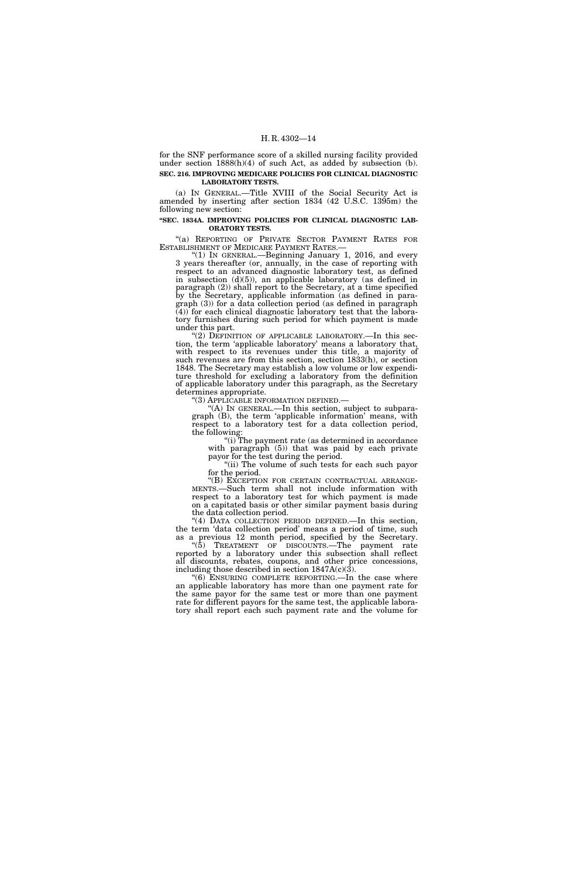for the SNF performance score of a skilled nursing facility provided under section 1888(h)(4) of such Act, as added by subsection (b).

**SEC. 216. IMPROVING MEDICARE POLICIES FOR CLINICAL DIAGNOSTIC LABORATORY TESTS.**

(a) IN GENERAL.—Title XVIII of the Social Security Act is amended by inserting after section 1834 (42 U.S.C. 1395m) the following new section:

**"SEC. 1834A. IMPROVING POLICIES FOR CLINICAL DIAGNOSTIC LABORATORY TESTS.**

"(a) REPORTING OF PRIVATE SECTOR PAYMENT RATES FOR ESTABLISHMENT OF MEDICARE PAYMENT RATES.—

"(1) IN GENERAL.—Beginning January 1, 2016, and every 3 years thereafter (or, annually, in the case of reporting with respect to an advanced diagnostic laboratory test, as defined in subsection (d)(5)), an applicable laboratory (as defined in paragraph (2)) shall report to the Secretary, at a time specified by the Secretary, applicable information (as defined in paragraph (3)) for a data collection period (as defined in paragraph (4)) for each clinical diagnostic laboratory test that the laboratory furnishes during such period for which payment is made under this part.

"(2) DEFINITION OF APPLICABLE LABORATORY.—In this section, the term 'applicable laboratory' means a laboratory that, with respect to its revenues under this title, a majority of such revenues are from this section, section 1833(h), or section 1848. The Secretary may establish a low volume or low expenditure threshold for excluding a laboratory from the definition of applicable laboratory under this paragraph, as the Secretary determines appropriate.

"(3) APPLICABLE INFORMATION DEFINED.—

"(A) IN GENERAL.—In this section, subject to subparagraph (B), the term 'applicable information' means, with respect to a laboratory test for a data collection period, the following:

"(i) The payment rate (as determined in accordance with paragraph (5)) that was paid by each private payor for the test during the period.

"(ii) The volume of such tests for each such payor for the period.

"(B) EXCEPTION FOR CERTAIN CONTRACTUAL ARRANGEMENTS.—Such term shall not include information with respect to a laboratory test for which payment is made on a capitated basis or other similar payment basis during the data collection period.

"(4) DATA COLLECTION PERIOD DEFINED.—In this section, the term 'data collection period' means a period of time, such as a previous 12 month period, specified by the Secretary.

"(5) TREATMENT OF DISCOUNTS.—The payment rate reported by a laboratory under this subsection shall reflect all discounts, rebates, coupons, and other price concessions, including those described in section 1847A(c)(3).

"(6) ENSURING COMPLETE REPORTING.—In the case where an applicable laboratory has more than one payment rate for the same payor for the same test or more than one payment rate for different payors for the same test, the applicable laboratory shall report each such payment rate and the volume for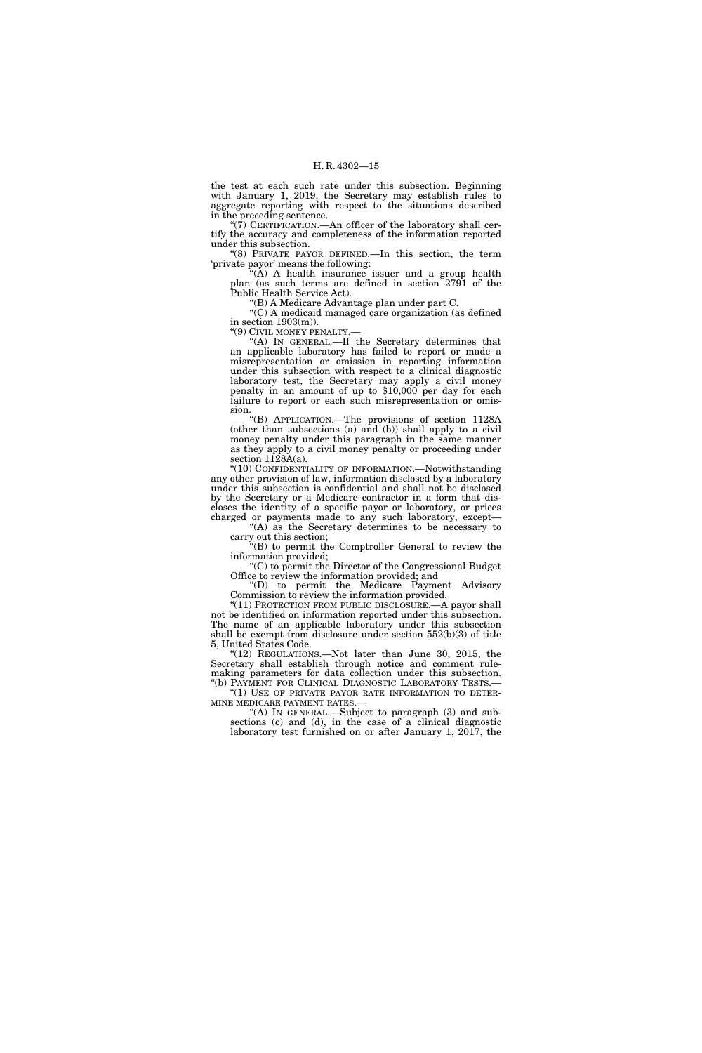the test at each such rate under this subsection. Beginning with January 1, 2019, the Secretary may establish rules to aggregate reporting with respect to the situations described in the preceding sentence.

"(7) CERTIFICATION.—An officer of the laboratory shall certify the accuracy and completeness of the information reported under this subsection.

"(8) PRIVATE PAYOR DEFINED.—In this section, the term 'private payor' means the following:

"(A) A health insurance issuer and a group health plan (as such terms are defined in section 2791 of the Public Health Service Act).

"(B) A Medicare Advantage plan under part C.

"(C) A medicaid managed care organization (as defined in section 1903(m)).

"(9) CIVIL MONEY PENALTY.—

"(A) IN GENERAL.—If the Secretary determines that an applicable laboratory has failed to report or made a misrepresentation or omission in reporting information under this subsection with respect to a clinical diagnostic laboratory test, the Secretary may apply a civil money penalty in an amount of up to $10,000 per day for each failure to report or each such misrepresentation or omission.

"(B) APPLICATION.—The provisions of section 1128A (other than subsections (a) and (b)) shall apply to a civil money penalty under this paragraph in the same manner as they apply to a civil money penalty or proceeding under section 1128A(a).

"(10) CONFIDENTIALITY OF INFORMATION.—Notwithstanding any other provision of law, information disclosed by a laboratory under this subsection is confidential and shall not be disclosed by the Secretary or a Medicare contractor in a form that discloses the identity of a specific payor or laboratory, or prices charged or payments made to any such laboratory, except—

"(A) as the Secretary determines to be necessary to carry out this section;

"(B) to permit the Comptroller General to review the information provided;

"(C) to permit the Director of the Congressional Budget Office to review the information provided; and

"(D) to permit the Medicare Payment Advisory Commission to review the information provided.

"(11) PROTECTION FROM PUBLIC DISCLOSURE.—A payor shall not be identified on information reported under this subsection. The name of an applicable laboratory under this subsection shall be exempt from disclosure under section 552(b)(3) of title 5, United States Code.

"(12) REGULATIONS.—Not later than June 30, 2015, the Secretary shall establish through notice and comment rulemaking parameters for data collection under this subsection.

"(b) PAYMENT FOR CLINICAL DIAGNOSTIC LABORATORY TESTS.—

"(1) USE OF PRIVATE PAYOR RATE INFORMATION TO DETERMINE MEDICARE PAYMENT RATES.—

"(A) IN GENERAL.—Subject to paragraph (3) and subsections (c) and (d), in the case of a clinical diagnostic laboratory test furnished on or after January 1, 2017, the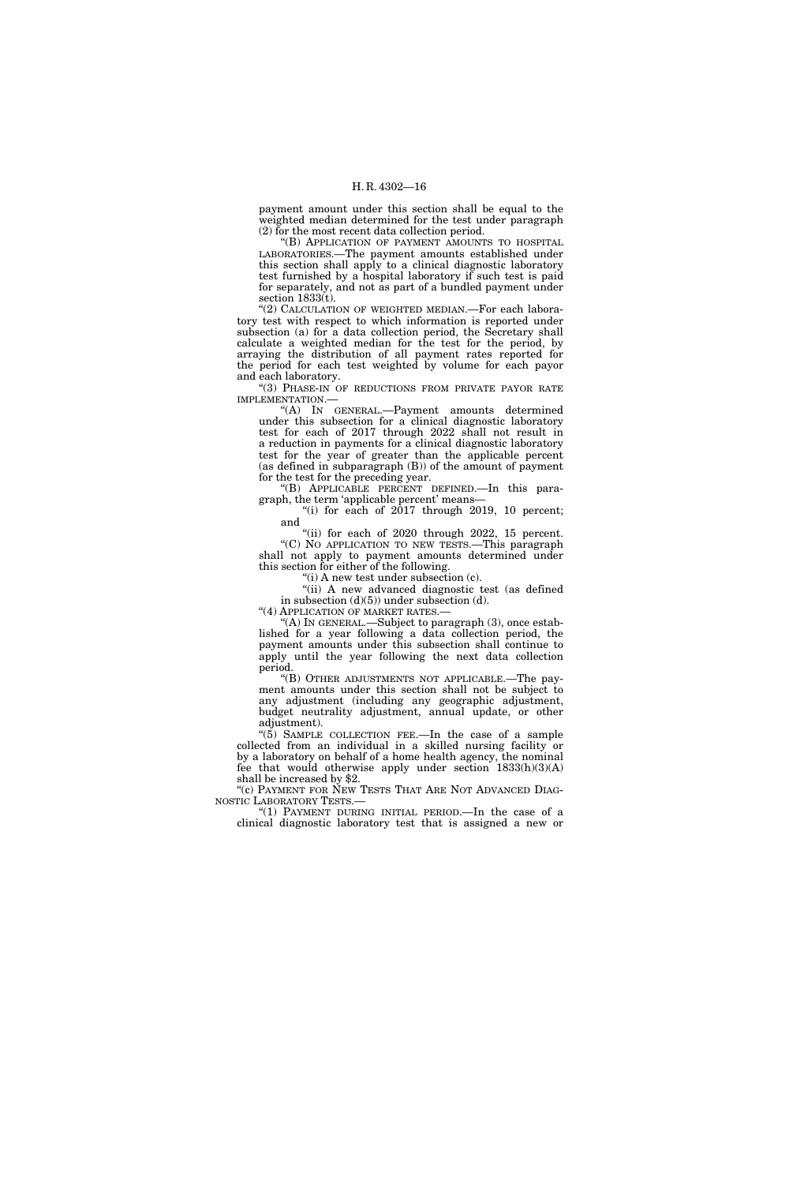payment amount under this section shall be equal to the weighted median determined for the test under paragraph (2) for the most recent data collection period.

"(B) APPLICATION OF PAYMENT AMOUNTS TO HOSPITAL LABORATORIES.—The payment amounts established under this section shall apply to a clinical diagnostic laboratory test furnished by a hospital laboratory if such test is paid for separately, and not as part of a bundled payment under section 1833(t).

"(2) CALCULATION OF WEIGHTED MEDIAN.—For each laboratory test with respect to which information is reported under subsection (a) for a data collection period, the Secretary shall calculate a weighted median for the test for the period, by arraying the distribution of all payment rates reported for the period for each test weighted by volume for each payor and each laboratory.

"(3) PHASE-IN OF REDUCTIONS FROM PRIVATE PAYOR RATE IMPLEMENTATION.—

"(A) IN GENERAL.—Payment amounts determined under this subsection for a clinical diagnostic laboratory test for each of 2017 through 2022 shall not result in a reduction in payments for a clinical diagnostic laboratory test for the year of greater than the applicable percent (as defined in subparagraph (B)) of the amount of payment for the test for the preceding year.

"(B) APPLICABLE PERCENT DEFINED.—In this paragraph, the term 'applicable percent' means—

"(i) for each of 2017 through 2019, 10 percent; and

"(ii) for each of 2020 through 2022, 15 percent.

"(C) NO APPLICATION TO NEW TESTS.—This paragraph shall not apply to payment amounts determined under this section for either of the following.

"(i) A new test under subsection (c).

"(ii) A new advanced diagnostic test (as defined in subsection (d)(5)) under subsection (d).

"(4) APPLICATION OF MARKET RATES.—

"(A) IN GENERAL.—Subject to paragraph (3), once established for a year following a data collection period, the payment amounts under this subsection shall continue to apply until the year following the next data collection period.

"(B) OTHER ADJUSTMENTS NOT APPLICABLE.—The payment amounts under this section shall not be subject to any adjustment (including any geographic adjustment, budget neutrality adjustment, annual update, or other adjustment).

"(5) SAMPLE COLLECTION FEE.—In the case of a sample collected from an individual in a skilled nursing facility or by a laboratory on behalf of a home health agency, the nominal fee that would otherwise apply under section 1833(h)(3)(A) shall be increased by $2.

"(c) PAYMENT FOR NEW TESTS THAT ARE NOT ADVANCED DIAGNOSTIC LABORATORY TESTS.—

"(1) PAYMENT DURING INITIAL PERIOD.—In the case of a clinical diagnostic laboratory test that is assigned a new or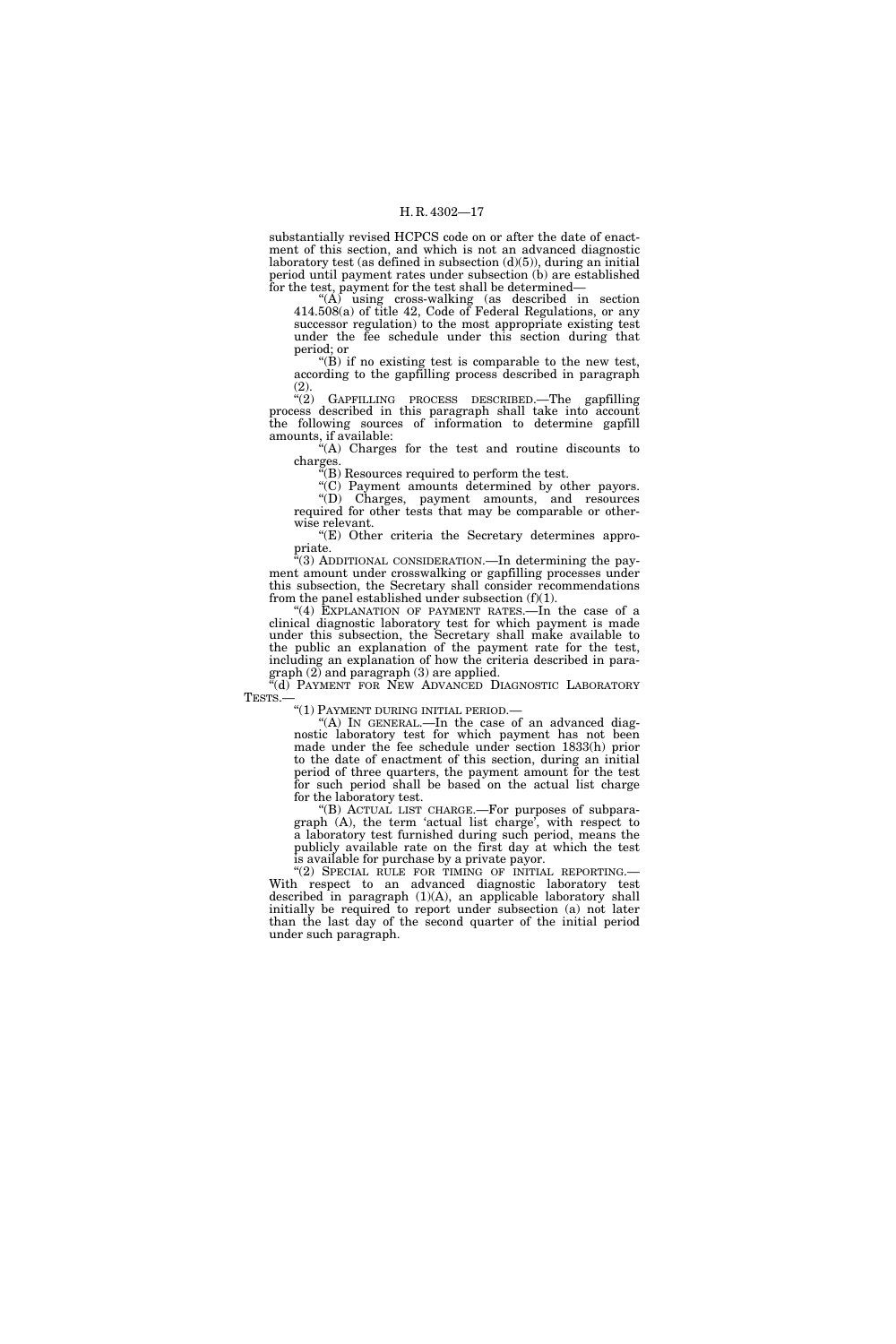substantially revised HCPCS code on or after the date of enactment of this section, and which is not an advanced diagnostic laboratory test (as defined in subsection (d)(5)), during an initial period until payment rates under subsection (b) are established for the test, payment for the test shall be determined—

"(A) using cross-walking (as described in section 414.508(a) of title 42, Code of Federal Regulations, or any successor regulation) to the most appropriate existing test under the fee schedule under this section during that period; or

"(B) if no existing test is comparable to the new test, according to the gapfilling process described in paragraph (2).

"(2) GAPFILLING PROCESS DESCRIBED.—The gapfilling process described in this paragraph shall take into account the following sources of information to determine gapfill amounts, if available:

"(A) Charges for the test and routine discounts to charges.

"(B) Resources required to perform the test.

"(C) Payment amounts determined by other payors.

"(D) Charges, payment amounts, and resources required for other tests that may be comparable or otherwise relevant.

"(E) Other criteria the Secretary determines appropriate.

"(3) ADDITIONAL CONSIDERATION.—In determining the payment amount under crosswalking or gapfilling processes under this subsection, the Secretary shall consider recommendations from the panel established under subsection (f)(1).

"(4) EXPLANATION OF PAYMENT RATES.—In the case of a clinical diagnostic laboratory test for which payment is made under this subsection, the Secretary shall make available to the public an explanation of the payment rate for the test, including an explanation of how the criteria described in paragraph (2) and paragraph (3) are applied.

"(d) PAYMENT FOR NEW ADVANCED DIAGNOSTIC LABORATORY TESTS.—

"(1) PAYMENT DURING INITIAL PERIOD.—

"(A) IN GENERAL.—In the case of an advanced diagnostic laboratory test for which payment has not been made under the fee schedule under section 1833(h) prior to the date of enactment of this section, during an initial period of three quarters, the payment amount for the test for such period shall be based on the actual list charge for the laboratory test.

"(B) ACTUAL LIST CHARGE.—For purposes of subparagraph (A), the term 'actual list charge', with respect to a laboratory test furnished during such period, means the publicly available rate on the first day at which the test is available for purchase by a private payor.

"(2) SPECIAL RULE FOR TIMING OF INITIAL REPORTING.—With respect to an advanced diagnostic laboratory test described in paragraph (1)(A), an applicable laboratory shall initially be required to report under subsection (a) not later than the last day of the second quarter of the initial period under such paragraph.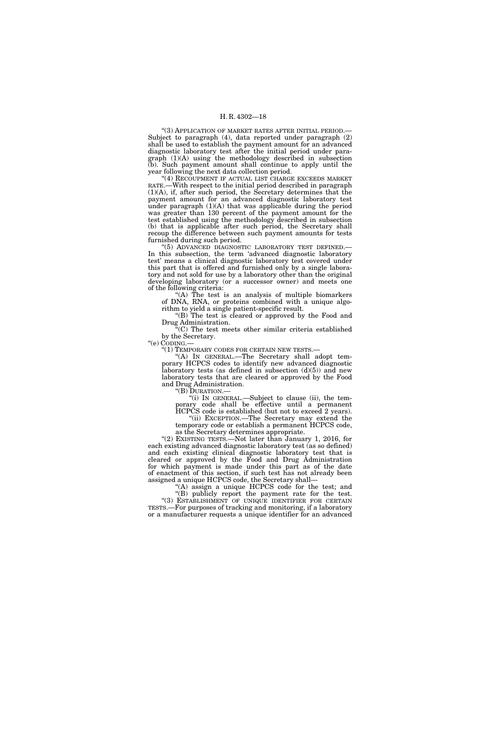"(3) APPLICATION OF MARKET RATES AFTER INITIAL PERIOD.—Subject to paragraph (4), data reported under paragraph (2) shall be used to establish the payment amount for an advanced diagnostic laboratory test after the initial period under paragraph (1)(A) using the methodology described in subsection (b). Such payment amount shall continue to apply until the year following the next data collection period.

"(4) RECOUPMENT IF ACTUAL LIST CHARGE EXCEEDS MARKET RATE.—With respect to the initial period described in paragraph (1)(A), if, after such period, the Secretary determines that the payment amount for an advanced diagnostic laboratory test under paragraph (1)(A) that was applicable during the period was greater than 130 percent of the payment amount for the test established using the methodology described in subsection (b) that is applicable after such period, the Secretary shall recoup the difference between such payment amounts for tests furnished during such period.

"(5) ADVANCED DIAGNOSTIC LABORATORY TEST DEFINED.—In this subsection, the term 'advanced diagnostic laboratory test' means a clinical diagnostic laboratory test covered under this part that is offered and furnished only by a single laboratory and not sold for use by a laboratory other than the original developing laboratory (or a successor owner) and meets one of the following criteria:

"(A) The test is an analysis of multiple biomarkers of DNA, RNA, or proteins combined with a unique algorithm to yield a single patient-specific result.

"(B) The test is cleared or approved by the Food and Drug Administration.

"(C) The test meets other similar criteria established by the Secretary.

"(e) CODING.—

"(1) TEMPORARY CODES FOR CERTAIN NEW TESTS.—

"(A) IN GENERAL.—The Secretary shall adopt temporary HCPCS codes to identify new advanced diagnostic laboratory tests (as defined in subsection (d)(5)) and new laboratory tests that are cleared or approved by the Food and Drug Administration.

"(B) DURATION.—

"(i) IN GENERAL.—Subject to clause (ii), the temporary code shall be effective until a permanent HCPCS code is established (but not to exceed 2 years).

"(ii) EXCEPTION.—The Secretary may extend the temporary code or establish a permanent HCPCS code, as the Secretary determines appropriate.

"(2) EXISTING TESTS.—Not later than January 1, 2016, for each existing advanced diagnostic laboratory test (as so defined) and each existing clinical diagnostic laboratory test that is cleared or approved by the Food and Drug Administration for which payment is made under this part as of the date of enactment of this section, if such test has not already been assigned a unique HCPCS code, the Secretary shall—

"(A) assign a unique HCPCS code for the test; and

"(B) publicly report the payment rate for the test.

"(3) ESTABLISHMENT OF UNIQUE IDENTIFIER FOR CERTAIN TESTS.—For purposes of tracking and monitoring, if a laboratory or a manufacturer requests a unique identifier for an advanced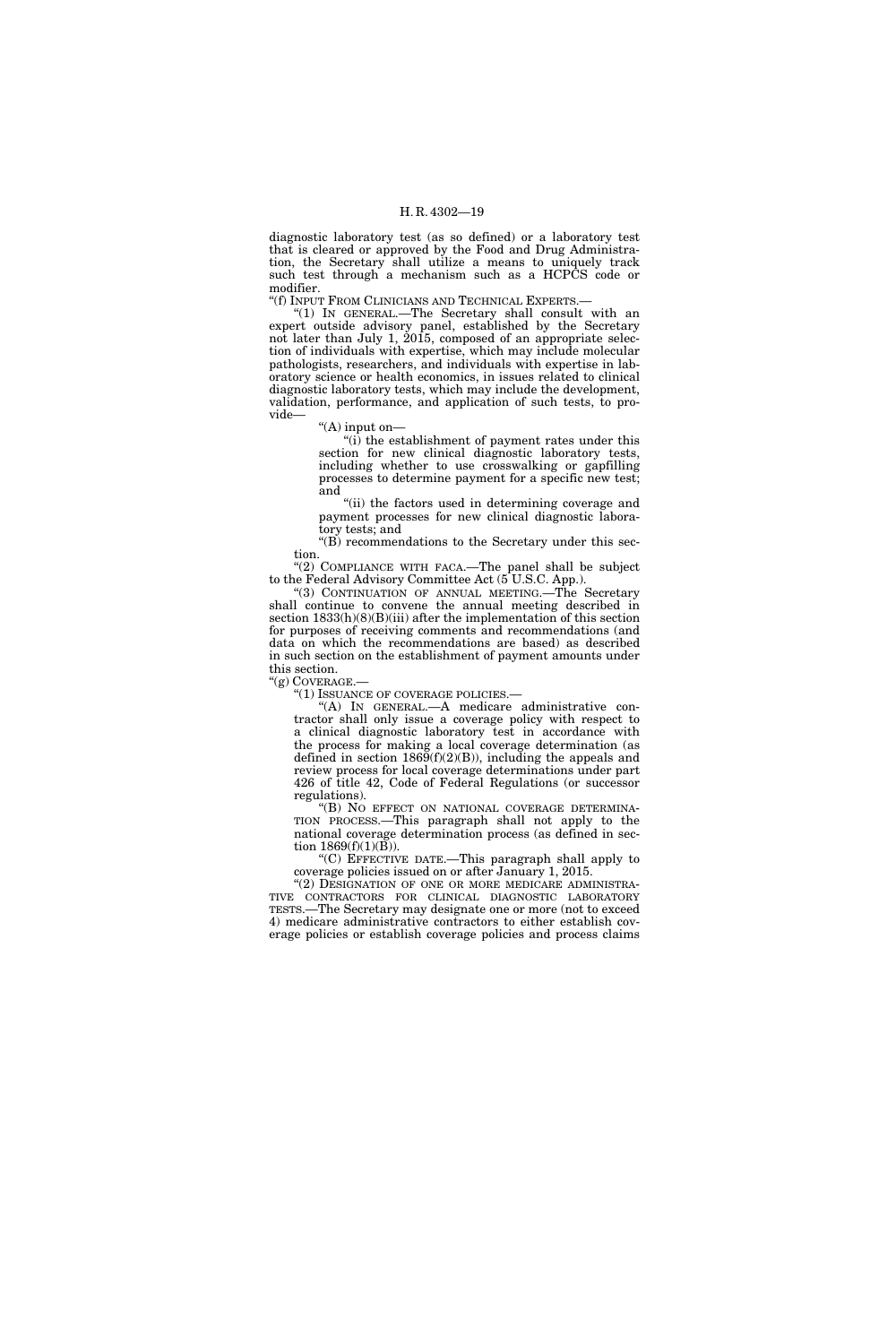diagnostic laboratory test (as so defined) or a laboratory test that is cleared or approved by the Food and Drug Administration, the Secretary shall utilize a means to uniquely track such test through a mechanism such as a HCPCS code or modifier.

"(f) INPUT FROM CLINICIANS AND TECHNICAL EXPERTS.—

"(1) IN GENERAL.—The Secretary shall consult with an expert outside advisory panel, established by the Secretary not later than July 1, 2015, composed of an appropriate selection of individuals with expertise, which may include molecular pathologists, researchers, and individuals with expertise in laboratory science or health economics, in issues related to clinical diagnostic laboratory tests, which may include the development, validation, performance, and application of such tests, to provide—

"(A) input on—

"(i) the establishment of payment rates under this section for new clinical diagnostic laboratory tests, including whether to use crosswalking or gapfilling processes to determine payment for a specific new test; and

"(ii) the factors used in determining coverage and payment processes for new clinical diagnostic laboratory tests; and

"(B) recommendations to the Secretary under this section.

"(2) COMPLIANCE WITH FACA.—The panel shall be subject to the Federal Advisory Committee Act (5 U.S.C. App.).

"(3) CONTINUATION OF ANNUAL MEETING.—The Secretary shall continue to convene the annual meeting described in section 1833(h)(8)(B)(iii) after the implementation of this section for purposes of receiving comments and recommendations (and data on which the recommendations are based) as described in such section on the establishment of payment amounts under this section.

"(g) COVERAGE.—

"(1) ISSUANCE OF COVERAGE POLICIES.—

"(A) IN GENERAL.—A medicare administrative contractor shall only issue a coverage policy with respect to a clinical diagnostic laboratory test in accordance with the process for making a local coverage determination (as defined in section 1869(f)(2)(B)), including the appeals and review process for local coverage determinations under part 426 of title 42, Code of Federal Regulations (or successor regulations).

"(B) NO EFFECT ON NATIONAL COVERAGE DETERMINATION PROCESS.—This paragraph shall not apply to the national coverage determination process (as defined in section 1869(f)(1)(B)).

"(C) EFFECTIVE DATE.—This paragraph shall apply to coverage policies issued on or after January 1, 2015.

"(2) DESIGNATION OF ONE OR MORE MEDICARE ADMINISTRATIVE CONTRACTORS FOR CLINICAL DIAGNOSTIC LABORATORY TESTS.—The Secretary may designate one or more (not to exceed 4) medicare administrative contractors to either establish coverage policies or establish coverage policies and process claims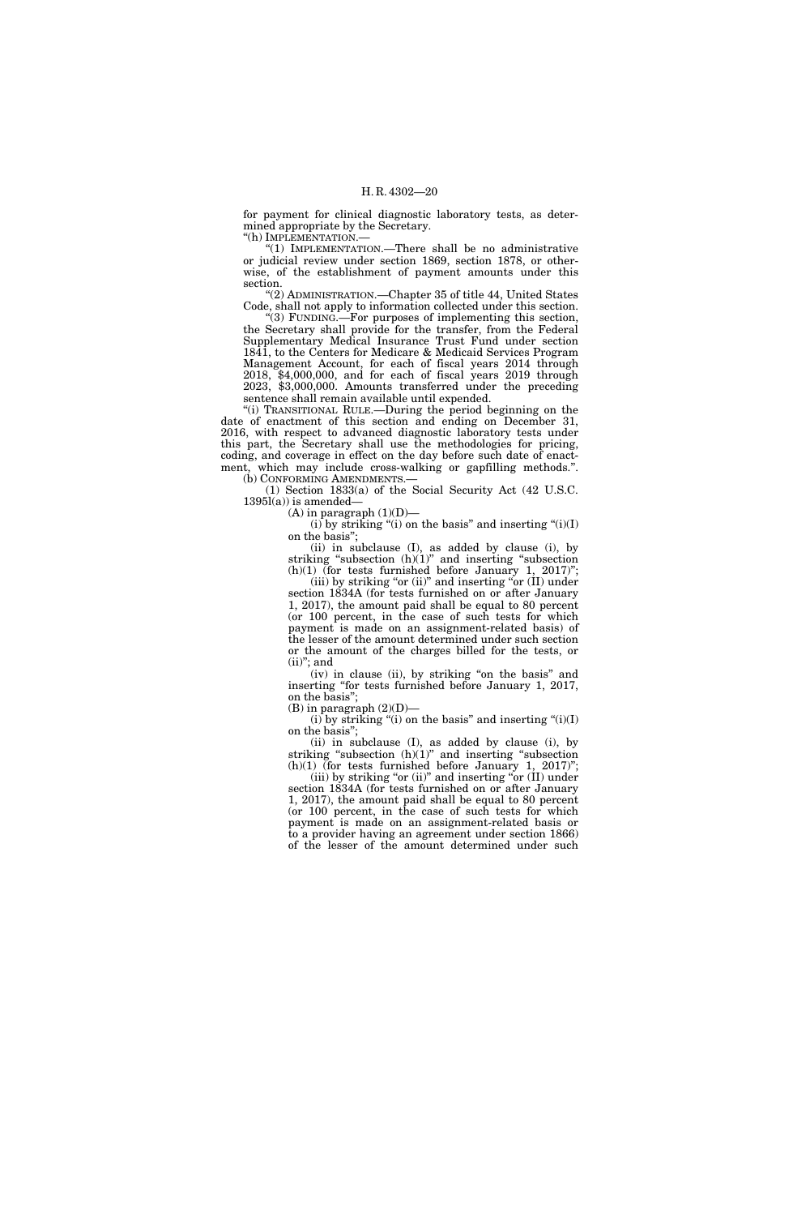for payment for clinical diagnostic laboratory tests, as determined appropriate by the Secretary.

"(h) IMPLEMENTATION.—

"(1) IMPLEMENTATION.—There shall be no administrative or judicial review under section 1869, section 1878, or otherwise, of the establishment of payment amounts under this section.

"(2) ADMINISTRATION.—Chapter 35 of title 44, United States Code, shall not apply to information collected under this section.

"(3) FUNDING.—For purposes of implementing this section, the Secretary shall provide for the transfer, from the Federal Supplementary Medical Insurance Trust Fund under section 1841, to the Centers for Medicare & Medicaid Services Program Management Account, for each of fiscal years 2014 through 2018, $4,000,000, and for each of fiscal years 2019 through 2023, $3,000,000. Amounts transferred under the preceding sentence shall remain available until expended.

"(i) TRANSITIONAL RULE.—During the period beginning on the date of enactment of this section and ending on December 31, 2016, with respect to advanced diagnostic laboratory tests under this part, the Secretary shall use the methodologies for pricing, coding, and coverage in effect on the day before such date of enactment, which may include cross-walking or gapfilling methods.".

(b) CONFORMING AMENDMENTS.—

(1) Section 1833(a) of the Social Security Act (42 U.S.C. 1395l(a)) is amended—

(A) in paragraph (1)(D)—

(i) by striking "(i) on the basis" and inserting "(i)(I) on the basis";

(ii) in subclause (I), as added by clause (i), by striking "subsection (h)(1)" and inserting "subsection (h)(1) (for tests furnished before January 1, 2017)";

(iii) by striking "or (ii)" and inserting "or (II) under section 1834A (for tests furnished on or after January 1, 2017), the amount paid shall be equal to 80 percent (or 100 percent, in the case of such tests for which payment is made on an assignment-related basis) of the lesser of the amount determined under such section or the amount of the charges billed for the tests, or (ii)"; and

(iv) in clause (ii), by striking "on the basis" and inserting "for tests furnished before January 1, 2017, on the basis";

(B) in paragraph (2)(D)—

(i) by striking "(i) on the basis" and inserting "(i)(I) on the basis";

(ii) in subclause (I), as added by clause (i), by striking "subsection (h)(1)" and inserting "subsection (h)(1) (for tests furnished before January 1, 2017)";

(iii) by striking "or (ii)" and inserting "or (II) under section 1834A (for tests furnished on or after January 1, 2017), the amount paid shall be equal to 80 percent (or 100 percent, in the case of such tests for which payment is made on an assignment-related basis or to a provider having an agreement under section 1866) of the lesser of the amount determined under such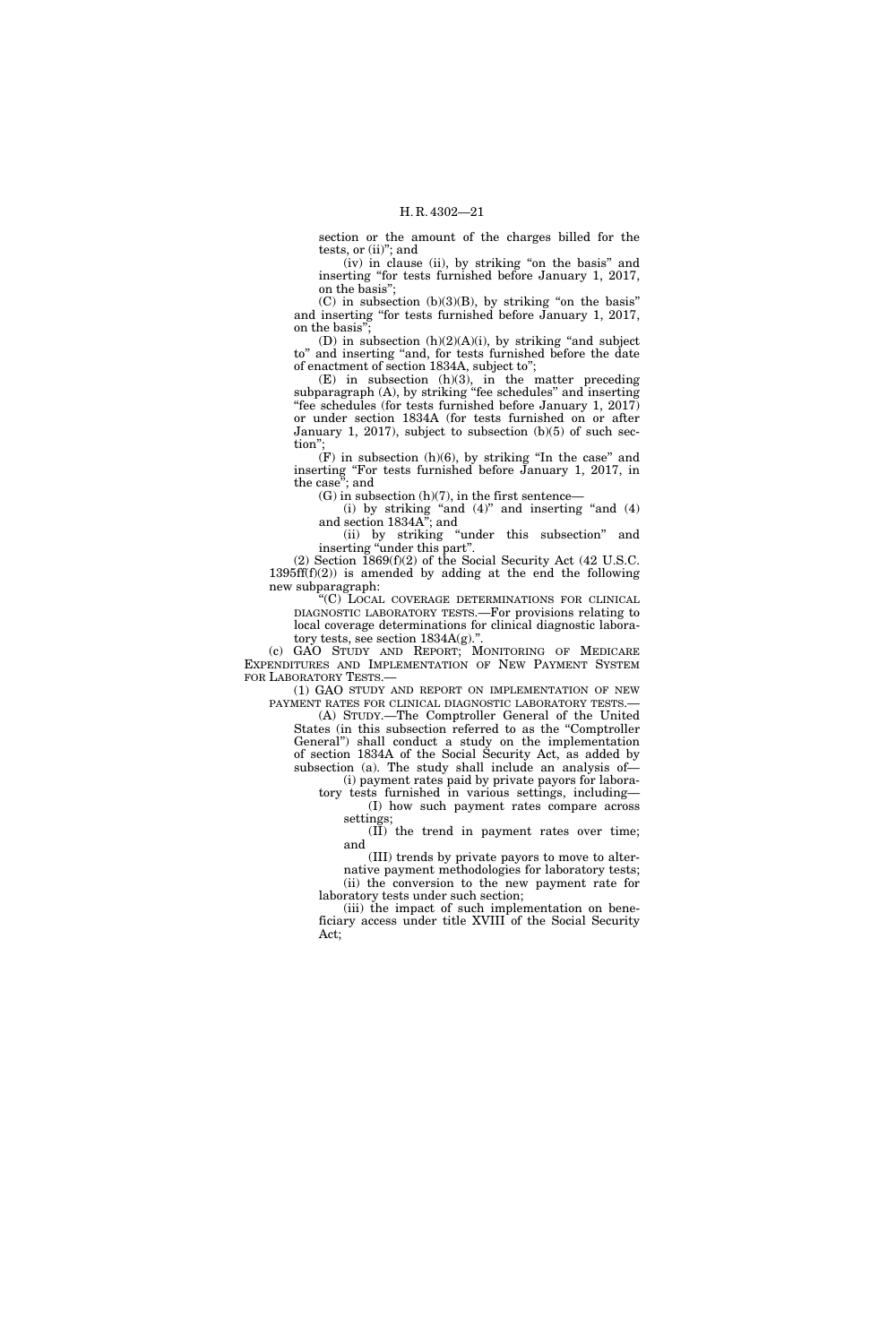section or the amount of the charges billed for the tests, or (ii)"; and

(iv) in clause (ii), by striking "on the basis" and inserting "for tests furnished before January 1, 2017, on the basis";

(C) in subsection (b)(3)(B), by striking "on the basis" and inserting "for tests furnished before January 1, 2017, on the basis";

(D) in subsection (h)(2)(A)(i), by striking "and subject to" and inserting "and, for tests furnished before the date of enactment of section 1834A, subject to";

(E) in subsection (h)(3), in the matter preceding subparagraph (A), by striking "fee schedules" and inserting "fee schedules (for tests furnished before January 1, 2017) or under section 1834A (for tests furnished on or after January 1, 2017), subject to subsection (b)(5) of such section";

(F) in subsection (h)(6), by striking "In the case" and inserting "For tests furnished before January 1, 2017, in the case"; and

(G) in subsection (h)(7), in the first sentence—

(i) by striking "and (4)" and inserting "and (4) and section 1834A"; and

(ii) by striking "under this subsection" and inserting "under this part".

(2) Section 1869(f)(2) of the Social Security Act (42 U.S.C. 1395ff(f)(2)) is amended by adding at the end the following new subparagraph:

"(C) LOCAL COVERAGE DETERMINATIONS FOR CLINICAL DIAGNOSTIC LABORATORY TESTS.—For provisions relating to local coverage determinations for clinical diagnostic laboratory tests, see section 1834A(g).".

(c) GAO STUDY AND REPORT; MONITORING OF MEDICARE EXPENDITURES AND IMPLEMENTATION OF NEW PAYMENT SYSTEM FOR LABORATORY TESTS.—

(1) GAO STUDY AND REPORT ON IMPLEMENTATION OF NEW PAYMENT RATES FOR CLINICAL DIAGNOSTIC LABORATORY TESTS.—

(A) STUDY.—The Comptroller General of the United States (in this subsection referred to as the "Comptroller General") shall conduct a study on the implementation of section 1834A of the Social Security Act, as added by subsection (a). The study shall include an analysis of—

(i) payment rates paid by private payors for laboratory tests furnished in various settings, including—

(I) how such payment rates compare across settings;

(II) the trend in payment rates over time; and

(III) trends by private payors to move to alternative payment methodologies for laboratory tests;

(ii) the conversion to the new payment rate for laboratory tests under such section;

(iii) the impact of such implementation on beneficiary access under title XVIII of the Social Security Act;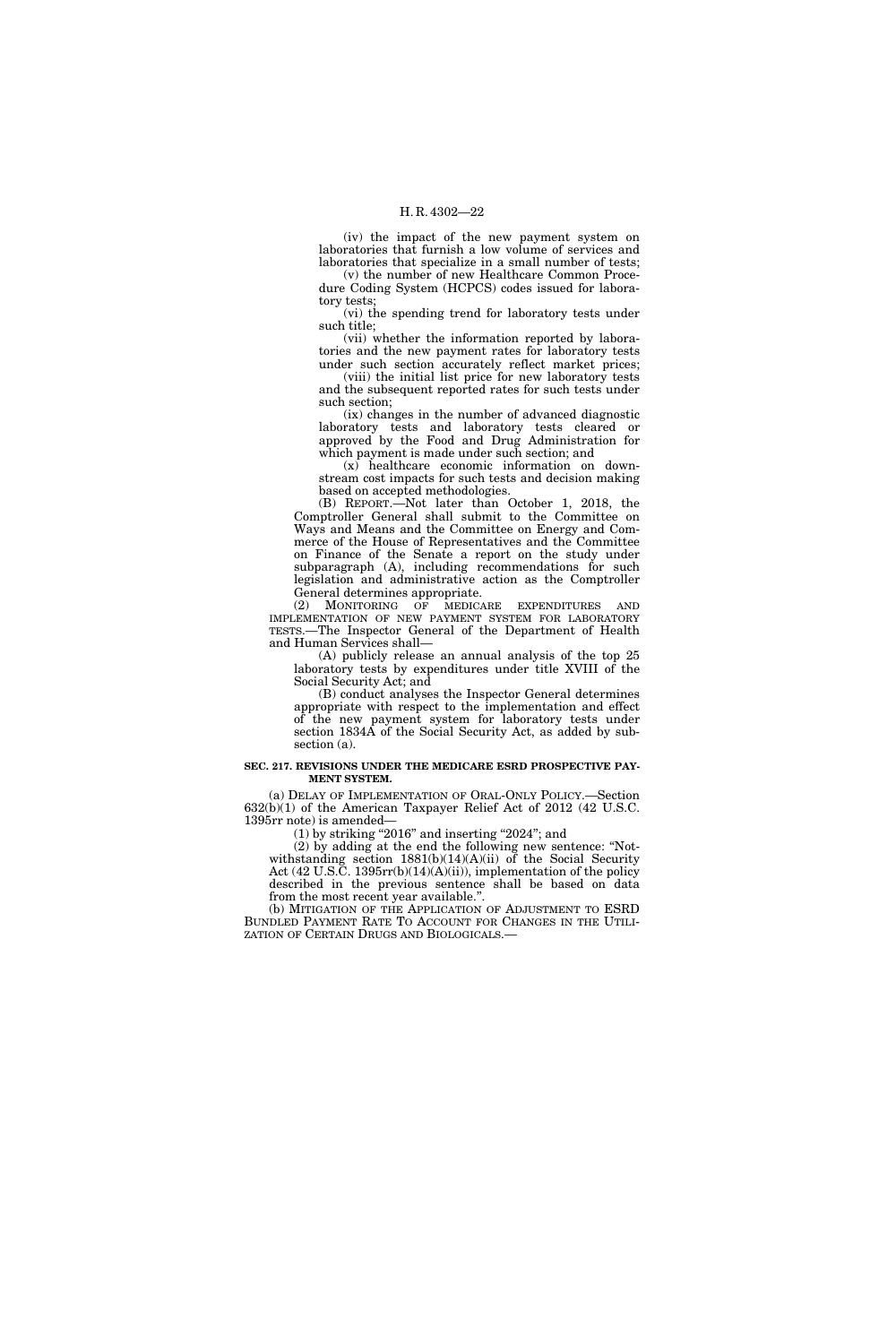(iv) the impact of the new payment system on laboratories that furnish a low volume of services and laboratories that specialize in a small number of tests;

(v) the number of new Healthcare Common Procedure Coding System (HCPCS) codes issued for laboratory tests;

(vi) the spending trend for laboratory tests under such title;

(vii) whether the information reported by laboratories and the new payment rates for laboratory tests under such section accurately reflect market prices;

(viii) the initial list price for new laboratory tests and the subsequent reported rates for such tests under such section;

(ix) changes in the number of advanced diagnostic laboratory tests and laboratory tests cleared or approved by the Food and Drug Administration for which payment is made under such section; and

(x) healthcare economic information on downstream cost impacts for such tests and decision making based on accepted methodologies.

(B) REPORT.—Not later than October 1, 2018, the Comptroller General shall submit to the Committee on Ways and Means and the Committee on Energy and Commerce of the House of Representatives and the Committee on Finance of the Senate a report on the study under subparagraph (A), including recommendations for such legislation and administrative action as the Comptroller General determines appropriate.

(2) MONITORING OF MEDICARE EXPENDITURES AND IMPLEMENTATION OF NEW PAYMENT SYSTEM FOR LABORATORY TESTS.—The Inspector General of the Department of Health and Human Services shall—

(A) publicly release an annual analysis of the top 25 laboratory tests by expenditures under title XVIII of the Social Security Act; and

(B) conduct analyses the Inspector General determines appropriate with respect to the implementation and effect of the new payment system for laboratory tests under section 1834A of the Social Security Act, as added by subsection (a).

**SEC. 217. REVISIONS UNDER THE MEDICARE ESRD PROSPECTIVE PAYMENT SYSTEM.**

(a) DELAY OF IMPLEMENTATION OF ORAL-ONLY POLICY.—Section 632(b)(1) of the American Taxpayer Relief Act of 2012 (42 U.S.C. 1395rr note) is amended—

(1) by striking "2016" and inserting "2024"; and

(2) by adding at the end the following new sentence: "Notwithstanding section 1881(b)(14)(A)(ii) of the Social Security Act (42 U.S.C. 1395rr(b)(14)(A)(ii)), implementation of the policy described in the previous sentence shall be based on data from the most recent year available.".

(b) MITIGATION OF THE APPLICATION OF ADJUSTMENT TO ESRD BUNDLED PAYMENT RATE TO ACCOUNT FOR CHANGES IN THE UTILIZATION OF CERTAIN DRUGS AND BIOLOGICALS.—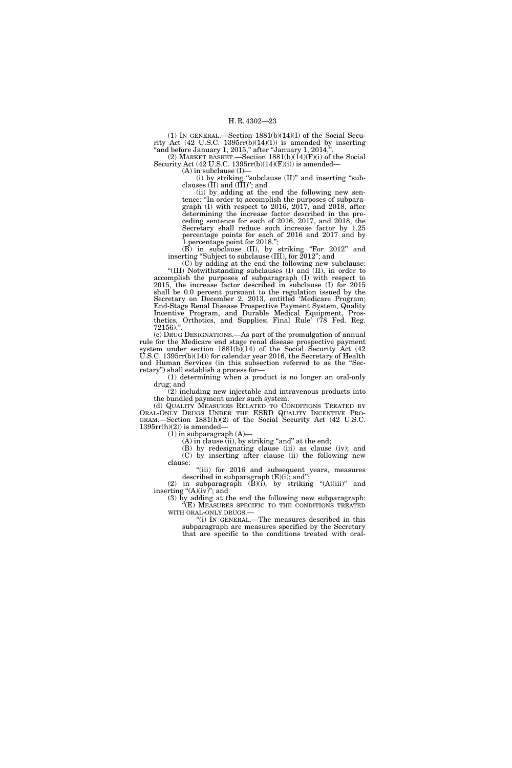(1) IN GENERAL.—Section 1881(b)(14)(I) of the Social Security Act (42 U.S.C. 1395rr(b)(14)(I)) is amended by inserting "and before January 1, 2015," after "January 1, 2014,".

(2) MARKET BASKET.—Section 1881(b)(14)(F)(i) of the Social Security Act (42 U.S.C. 1395rr(b)(14)(F)(i)) is amended—

(A) in subclause (I)—

(i) by striking "subclause (II)" and inserting "subclauses (II) and (III)"; and

(ii) by adding at the end the following new sentence: "In order to accomplish the purposes of subparagraph (I) with respect to 2016, 2017, and 2018, after determining the increase factor described in the preceding sentence for each of 2016, 2017, and 2018, the Secretary shall reduce such increase factor by 1.25 percentage points for each of 2016 and 2017 and by 1 percentage point for 2018.";

(B) in subclause (II), by striking "For 2012" and inserting "Subject to subclause (III), for 2012"; and

(C) by adding at the end the following new subclause:

"(III) Notwithstanding subclauses (I) and (II), in order to accomplish the purposes of subparagraph (I) with respect to 2015, the increase factor described in subclause (I) for 2015 shall be 0.0 percent pursuant to the regulation issued by the Secretary on December 2, 2013, entitled 'Medicare Program; End-Stage Renal Disease Prospective Payment System, Quality Incentive Program, and Durable Medical Equipment, Prosthetics, Orthotics, and Supplies; Final Rule' (78 Fed. Reg. 72156).".

(c) DRUG DESIGNATIONS.—As part of the promulgation of annual rule for the Medicare end stage renal disease prospective payment system under section 1881(b)(14) of the Social Security Act (42 U.S.C. 1395rr(b)(14)) for calendar year 2016, the Secretary of Health and Human Services (in this subsection referred to as the "Secretary") shall establish a process for—

(1) determining when a product is no longer an oral-only drug; and

(2) including new injectable and intravenous products into the bundled payment under such system.

(d) QUALITY MEASURES RELATED TO CONDITIONS TREATED BY ORAL-ONLY DRUGS UNDER THE ESRD QUALITY INCENTIVE PROGRAM.—Section 1881(h)(2) of the Social Security Act (42 U.S.C. 1395rr(h)(2)) is amended—

(1) in subparagraph (A)—

(A) in clause (ii), by striking "and" at the end;

(B) by redesignating clause (iii) as clause (iv); and

(C) by inserting after clause (ii) the following new clause:

"(iii) for 2016 and subsequent years, measures described in subparagraph (E)(i); and";

(2) in subparagraph (B)(i), by striking "(A)(iii)" and inserting "(A)(iv)"; and

(3) by adding at the end the following new subparagraph:

"(E) MEASURES SPECIFIC TO THE CONDITIONS TREATED WITH ORAL-ONLY DRUGS.—

"(i) IN GENERAL.—The measures described in this subparagraph are measures specified by the Secretary that are specific to the conditions treated with oral-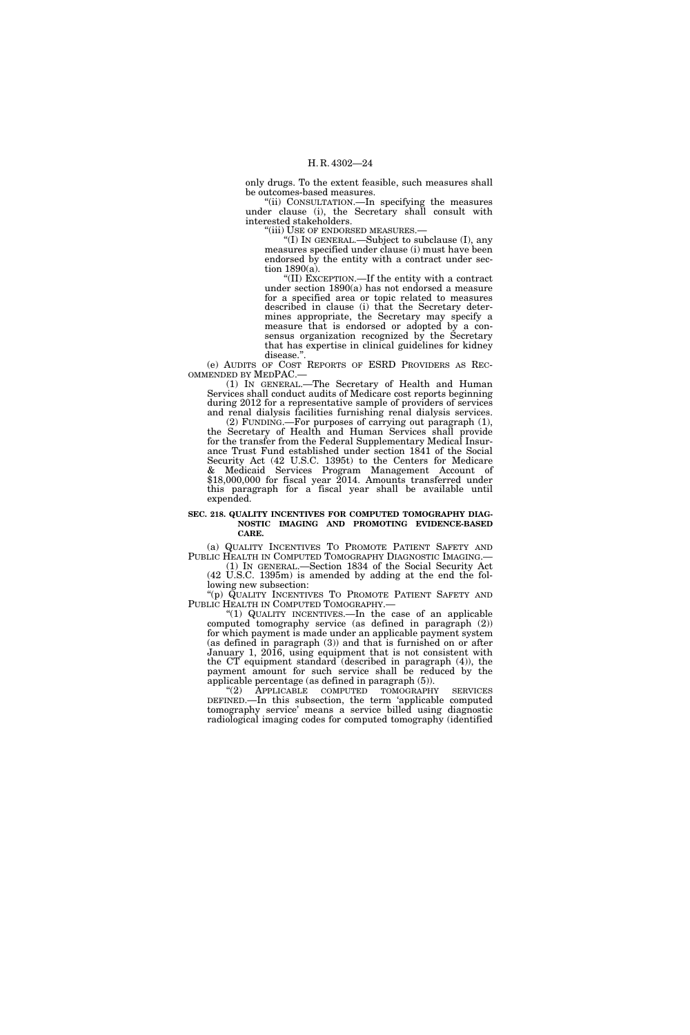only drugs. To the extent feasible, such measures shall be outcomes-based measures.

"(ii) CONSULTATION.—In specifying the measures under clause (i), the Secretary shall consult with interested stakeholders.

"(iii) USE OF ENDORSED MEASURES.—

"(I) IN GENERAL.—Subject to subclause (I), any measures specified under clause (i) must have been endorsed by the entity with a contract under section 1890(a).

"(II) EXCEPTION.—If the entity with a contract under section 1890(a) has not endorsed a measure for a specified area or topic related to measures described in clause (i) that the Secretary determines appropriate, the Secretary may specify a measure that is endorsed or adopted by a consensus organization recognized by the Secretary that has expertise in clinical guidelines for kidney disease.".

(e) AUDITS OF COST REPORTS OF ESRD PROVIDERS AS RECOMMENDED BY MEDPAC.—

(1) IN GENERAL.—The Secretary of Health and Human Services shall conduct audits of Medicare cost reports beginning during 2012 for a representative sample of providers of services and renal dialysis facilities furnishing renal dialysis services.

(2) FUNDING.—For purposes of carrying out paragraph (1), the Secretary of Health and Human Services shall provide for the transfer from the Federal Supplementary Medical Insurance Trust Fund established under section 1841 of the Social Security Act (42 U.S.C. 1395t) to the Centers for Medicare & Medicaid Services Program Management Account of $18,000,000 for fiscal year 2014. Amounts transferred under this paragraph for a fiscal year shall be available until expended.

**SEC. 218. QUALITY INCENTIVES FOR COMPUTED TOMOGRAPHY DIAGNOSTIC IMAGING AND PROMOTING EVIDENCE-BASED CARE.**

(a) QUALITY INCENTIVES TO PROMOTE PATIENT SAFETY AND PUBLIC HEALTH IN COMPUTED TOMOGRAPHY DIAGNOSTIC IMAGING.—

(1) IN GENERAL.—Section 1834 of the Social Security Act (42 U.S.C. 1395m) is amended by adding at the end the following new subsection:

"(p) QUALITY INCENTIVES TO PROMOTE PATIENT SAFETY AND PUBLIC HEALTH IN COMPUTED TOMOGRAPHY.—

"(1) QUALITY INCENTIVES.—In the case of an applicable computed tomography service (as defined in paragraph (2)) for which payment is made under an applicable payment system (as defined in paragraph (3)) and that is furnished on or after January 1, 2016, using equipment that is not consistent with the CT equipment standard (described in paragraph (4)), the payment amount for such service shall be reduced by the applicable percentage (as defined in paragraph (5)).

"(2) APPLICABLE COMPUTED TOMOGRAPHY SERVICES DEFINED.—In this subsection, the term 'applicable computed tomography service' means a service billed using diagnostic radiological imaging codes for computed tomography (identified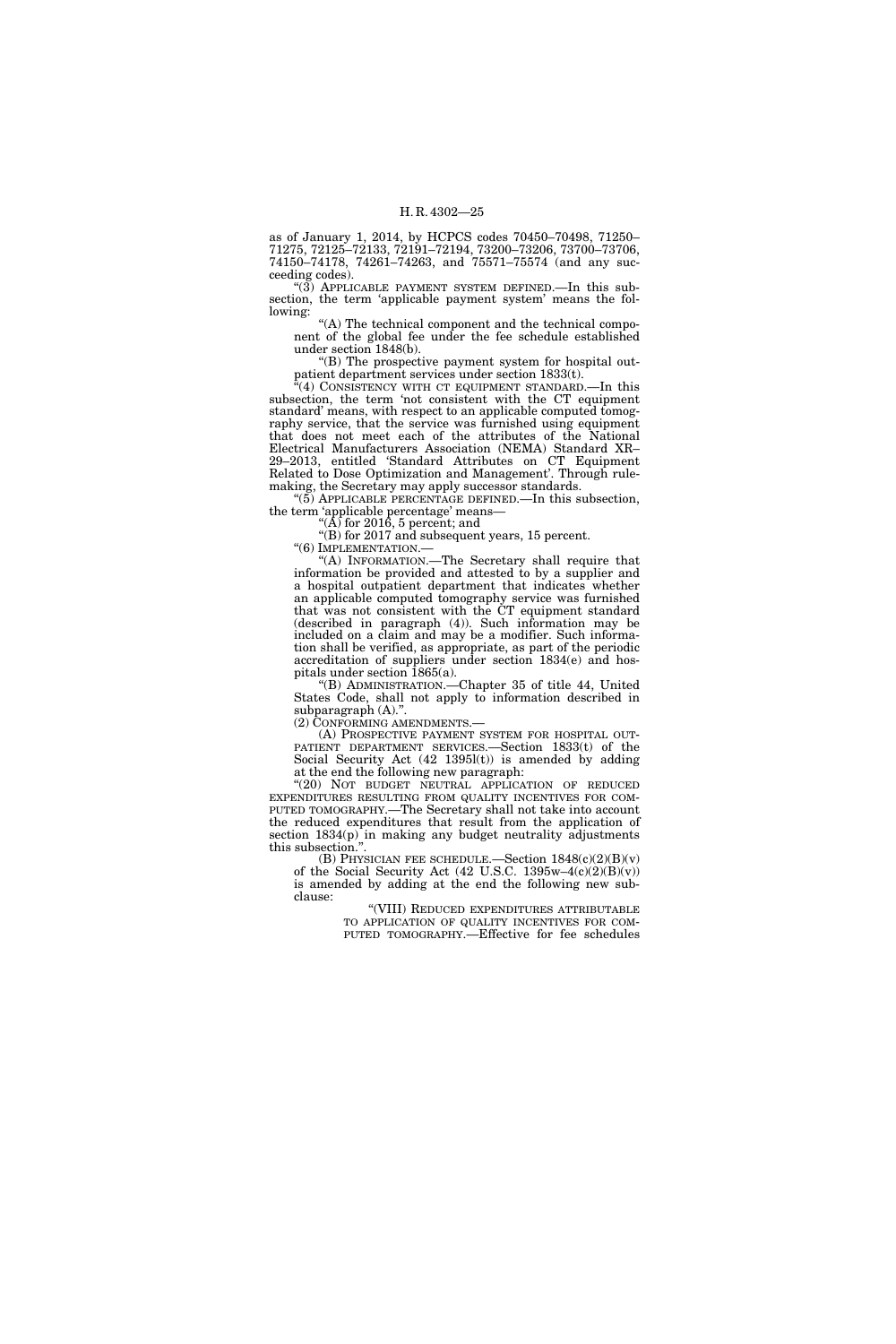as of January 1, 2014, by HCPCS codes 70450–70498, 71250–71275, 72125–72133, 72191–72194, 73200–73206, 73700–73706, 74150–74178, 74261–74263, and 75571–75574 (and any succeeding codes).

"(3) APPLICABLE PAYMENT SYSTEM DEFINED.—In this subsection, the term 'applicable payment system' means the following:

"(A) The technical component and the technical component of the global fee under the fee schedule established under section 1848(b).

"(B) The prospective payment system for hospital outpatient department services under section 1833(t).

"(4) CONSISTENCY WITH CT EQUIPMENT STANDARD.—In this subsection, the term 'not consistent with the CT equipment standard' means, with respect to an applicable computed tomography service, that the service was furnished using equipment that does not meet each of the attributes of the National Electrical Manufacturers Association (NEMA) Standard XR–29–2013, entitled 'Standard Attributes on CT Equipment Related to Dose Optimization and Management'. Through rulemaking, the Secretary may apply successor standards.

"(5) APPLICABLE PERCENTAGE DEFINED.—In this subsection, the term 'applicable percentage' means—

"(A) for 2016, 5 percent; and

"(B) for 2017 and subsequent years, 15 percent.

"(6) IMPLEMENTATION.—

"(A) INFORMATION.—The Secretary shall require that information be provided and attested to by a supplier and a hospital outpatient department that indicates whether an applicable computed tomography service was furnished that was not consistent with the CT equipment standard (described in paragraph (4)). Such information may be included on a claim and may be a modifier. Such information shall be verified, as appropriate, as part of the periodic accreditation of suppliers under section 1834(e) and hospitals under section 1865(a).

"(B) ADMINISTRATION.—Chapter 35 of title 44, United States Code, shall not apply to information described in subparagraph (A).".

(2) CONFORMING AMENDMENTS.—

(A) PROSPECTIVE PAYMENT SYSTEM FOR HOSPITAL OUTPATIENT DEPARTMENT SERVICES.—Section 1833(t) of the Social Security Act (42 1395l(t)) is amended by adding at the end the following new paragraph:

"(20) NOT BUDGET NEUTRAL APPLICATION OF REDUCED EXPENDITURES RESULTING FROM QUALITY INCENTIVES FOR COMPUTED TOMOGRAPHY.—The Secretary shall not take into account the reduced expenditures that result from the application of section 1834(p) in making any budget neutrality adjustments this subsection.".

(B) PHYSICIAN FEE SCHEDULE.—Section 1848(c)(2)(B)(v) of the Social Security Act (42 U.S.C. 1395w–4(c)(2)(B)(v)) is amended by adding at the end the following new subclause:

"(VIII) REDUCED EXPENDITURES ATTRIBUTABLE TO APPLICATION OF QUALITY INCENTIVES FOR COMPUTED TOMOGRAPHY.—Effective for fee schedules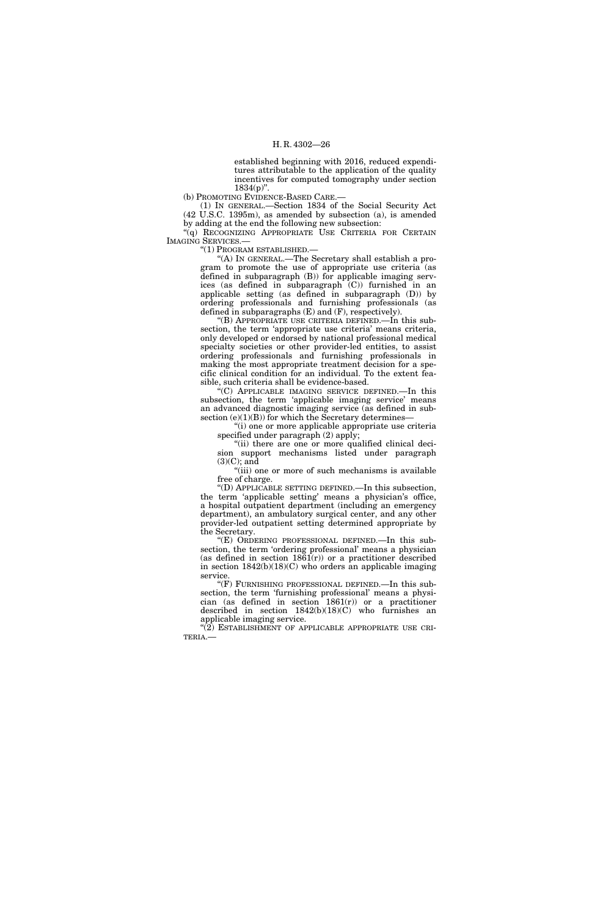established beginning with 2016, reduced expenditures attributable to the application of the quality incentives for computed tomography under section 1834(p)".

(b) PROMOTING EVIDENCE-BASED CARE.—

(1) IN GENERAL.—Section 1834 of the Social Security Act (42 U.S.C. 1395m), as amended by subsection (a), is amended by adding at the end the following new subsection:

"(q) RECOGNIZING APPROPRIATE USE CRITERIA FOR CERTAIN IMAGING SERVICES.—

"(1) PROGRAM ESTABLISHED.—

"(A) IN GENERAL.—The Secretary shall establish a program to promote the use of appropriate use criteria (as defined in subparagraph (B)) for applicable imaging services (as defined in subparagraph (C)) furnished in an applicable setting (as defined in subparagraph (D)) by ordering professionals and furnishing professionals (as defined in subparagraphs (E) and (F), respectively).

"(B) APPROPRIATE USE CRITERIA DEFINED.—In this subsection, the term 'appropriate use criteria' means criteria, only developed or endorsed by national professional medical specialty societies or other provider-led entities, to assist ordering professionals and furnishing professionals in making the most appropriate treatment decision for a specific clinical condition for an individual. To the extent feasible, such criteria shall be evidence-based.

"(C) APPLICABLE IMAGING SERVICE DEFINED.—In this subsection, the term 'applicable imaging service' means an advanced diagnostic imaging service (as defined in subsection (e)(1)(B)) for which the Secretary determines—

"(i) one or more applicable appropriate use criteria specified under paragraph (2) apply;

"(ii) there are one or more qualified clinical decision support mechanisms listed under paragraph (3)(C); and

"(iii) one or more of such mechanisms is available free of charge.

"(D) APPLICABLE SETTING DEFINED.—In this subsection, the term 'applicable setting' means a physician's office, a hospital outpatient department (including an emergency department), an ambulatory surgical center, and any other provider-led outpatient setting determined appropriate by the Secretary.

"(E) ORDERING PROFESSIONAL DEFINED.—In this subsection, the term 'ordering professional' means a physician (as defined in section 1861(r)) or a practitioner described in section 1842(b)(18)(C) who orders an applicable imaging service.

"(F) FURNISHING PROFESSIONAL DEFINED.—In this subsection, the term 'furnishing professional' means a physician (as defined in section 1861(r)) or a practitioner described in section 1842(b)(18)(C) who furnishes an applicable imaging service.

"(2) ESTABLISHMENT OF APPLICABLE APPROPRIATE USE CRITERIA.—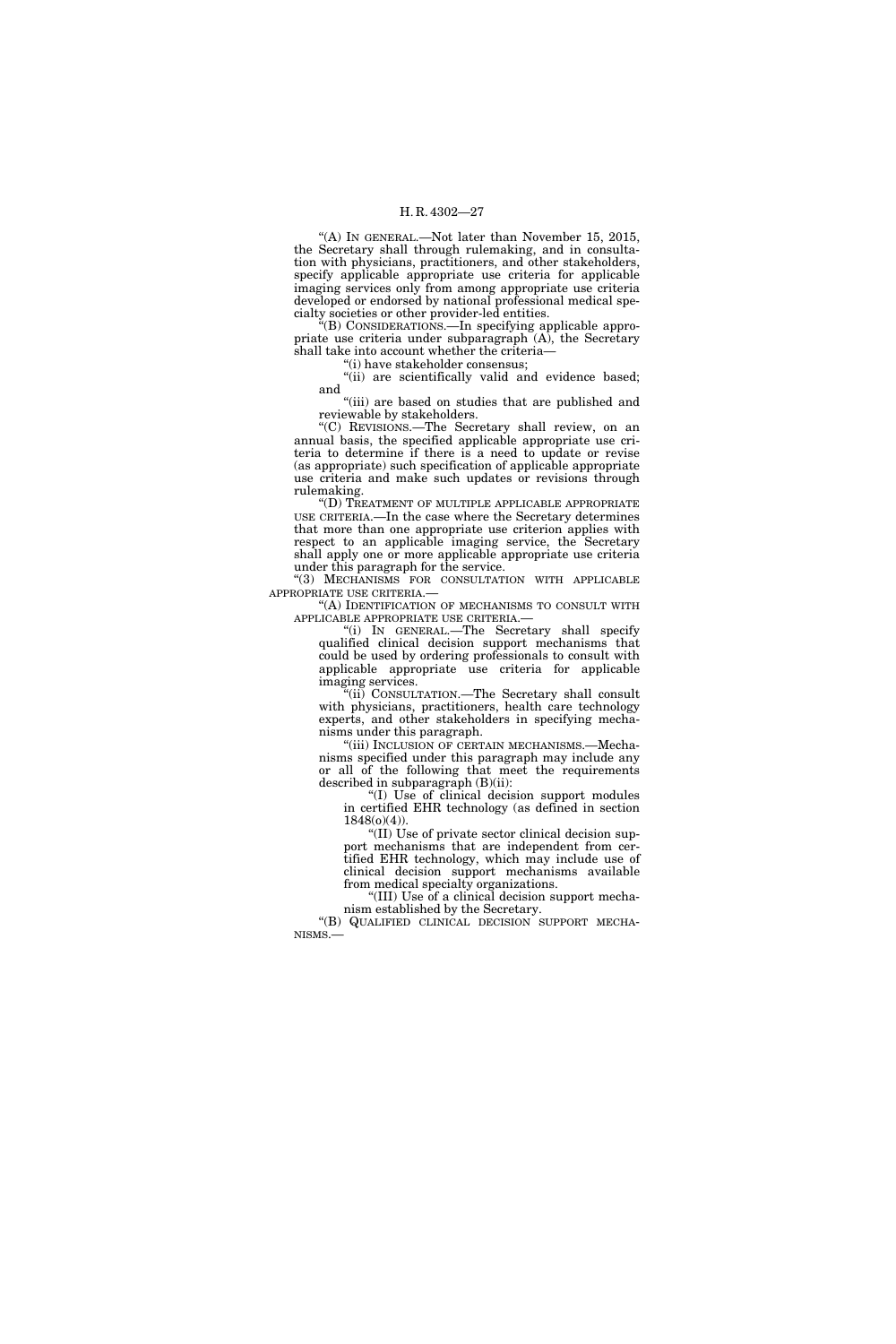"(A) IN GENERAL.—Not later than November 15, 2015, the Secretary shall through rulemaking, and in consultation with physicians, practitioners, and other stakeholders, specify applicable appropriate use criteria for applicable imaging services only from among appropriate use criteria developed or endorsed by national professional medical specialty societies or other provider-led entities.

"(B) CONSIDERATIONS.—In specifying applicable appropriate use criteria under subparagraph (A), the Secretary shall take into account whether the criteria—

"(i) have stakeholder consensus;

"(ii) are scientifically valid and evidence based; and

"(iii) are based on studies that are published and reviewable by stakeholders.

"(C) REVISIONS.—The Secretary shall review, on an annual basis, the specified applicable appropriate use criteria to determine if there is a need to update or revise (as appropriate) such specification of applicable appropriate use criteria and make such updates or revisions through rulemaking.

"(D) TREATMENT OF MULTIPLE APPLICABLE APPROPRIATE USE CRITERIA.—In the case where the Secretary determines that more than one appropriate use criterion applies with respect to an applicable imaging service, the Secretary shall apply one or more applicable appropriate use criteria under this paragraph for the service.

"(3) MECHANISMS FOR CONSULTATION WITH APPLICABLE APPROPRIATE USE CRITERIA.—

"(A) IDENTIFICATION OF MECHANISMS TO CONSULT WITH APPLICABLE APPROPRIATE USE CRITERIA.—

"(i) IN GENERAL.—The Secretary shall specify qualified clinical decision support mechanisms that could be used by ordering professionals to consult with applicable appropriate use criteria for applicable imaging services.

"(ii) CONSULTATION.—The Secretary shall consult with physicians, practitioners, health care technology experts, and other stakeholders in specifying mechanisms under this paragraph.

"(iii) INCLUSION OF CERTAIN MECHANISMS.—Mechanisms specified under this paragraph may include any or all of the following that meet the requirements described in subparagraph (B)(ii):

"(I) Use of clinical decision support modules in certified EHR technology (as defined in section 1848(o)(4)).

"(II) Use of private sector clinical decision support mechanisms that are independent from certified EHR technology, which may include use of clinical decision support mechanisms available from medical specialty organizations.

"(III) Use of a clinical decision support mechanism established by the Secretary.

"(B) QUALIFIED CLINICAL DECISION SUPPORT MECHANISMS.—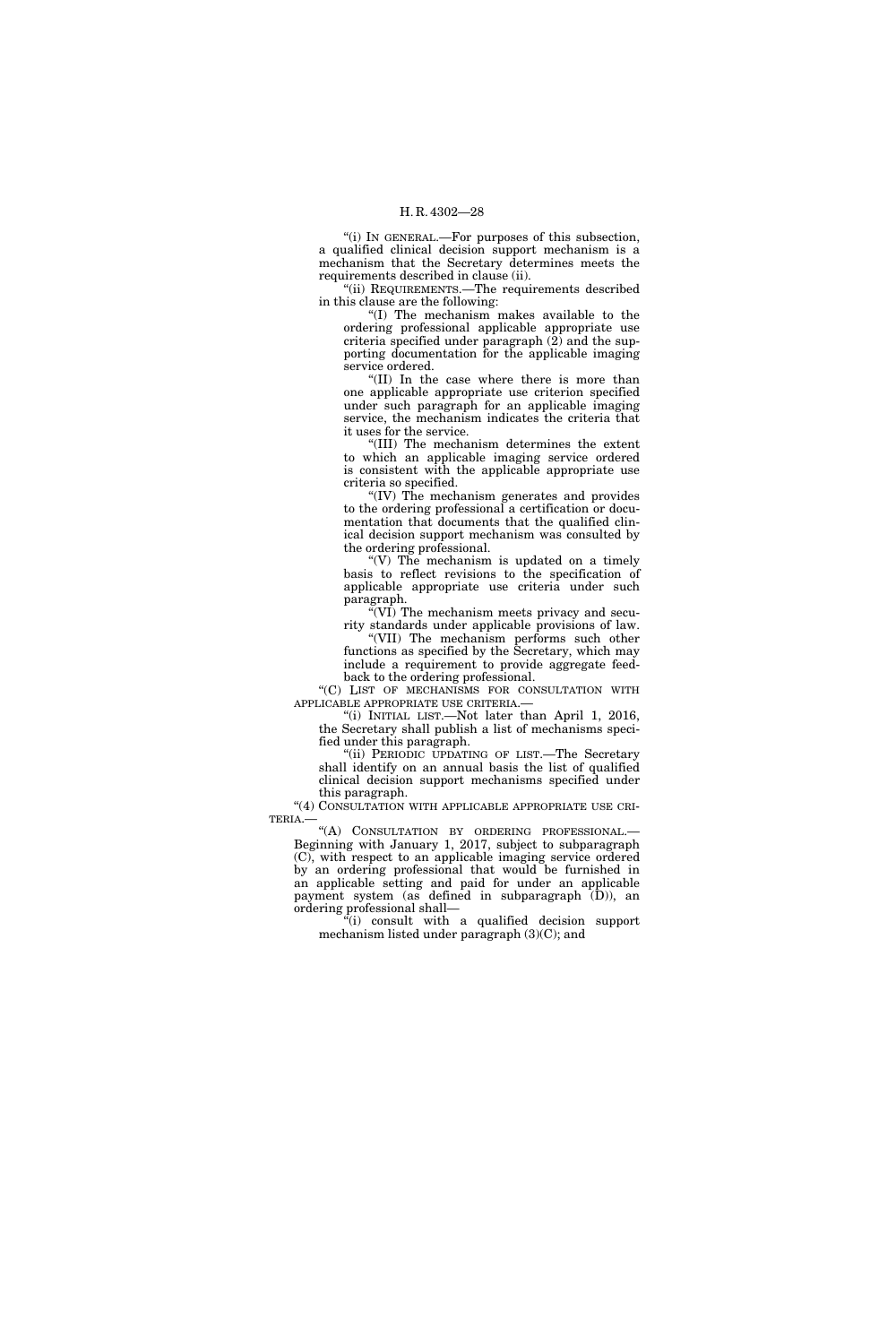"(i) IN GENERAL.—For purposes of this subsection, a qualified clinical decision support mechanism is a mechanism that the Secretary determines meets the requirements described in clause (ii).

"(ii) REQUIREMENTS.—The requirements described in this clause are the following:

"(I) The mechanism makes available to the ordering professional applicable appropriate use criteria specified under paragraph (2) and the supporting documentation for the applicable imaging service ordered.

"(II) In the case where there is more than one applicable appropriate use criterion specified under such paragraph for an applicable imaging service, the mechanism indicates the criteria that it uses for the service.

"(III) The mechanism determines the extent to which an applicable imaging service ordered is consistent with the applicable appropriate use criteria so specified.

"(IV) The mechanism generates and provides to the ordering professional a certification or documentation that documents that the qualified clinical decision support mechanism was consulted by the ordering professional.

"(V) The mechanism is updated on a timely basis to reflect revisions to the specification of applicable appropriate use criteria under such paragraph.

"(VI) The mechanism meets privacy and security standards under applicable provisions of law.

"(VII) The mechanism performs such other functions as specified by the Secretary, which may include a requirement to provide aggregate feedback to the ordering professional.

"(C) LIST OF MECHANISMS FOR CONSULTATION WITH APPLICABLE APPROPRIATE USE CRITERIA.—

"(i) INITIAL LIST.—Not later than April 1, 2016, the Secretary shall publish a list of mechanisms specified under this paragraph.

"(ii) PERIODIC UPDATING OF LIST.—The Secretary shall identify on an annual basis the list of qualified clinical decision support mechanisms specified under this paragraph.

"(4) CONSULTATION WITH APPLICABLE APPROPRIATE USE CRITERIA.—

"(A) CONSULTATION BY ORDERING PROFESSIONAL.—Beginning with January 1, 2017, subject to subparagraph (C), with respect to an applicable imaging service ordered by an ordering professional that would be furnished in an applicable setting and paid for under an applicable payment system (as defined in subparagraph (D)), an ordering professional shall—

"(i) consult with a qualified decision support mechanism listed under paragraph (3)(C); and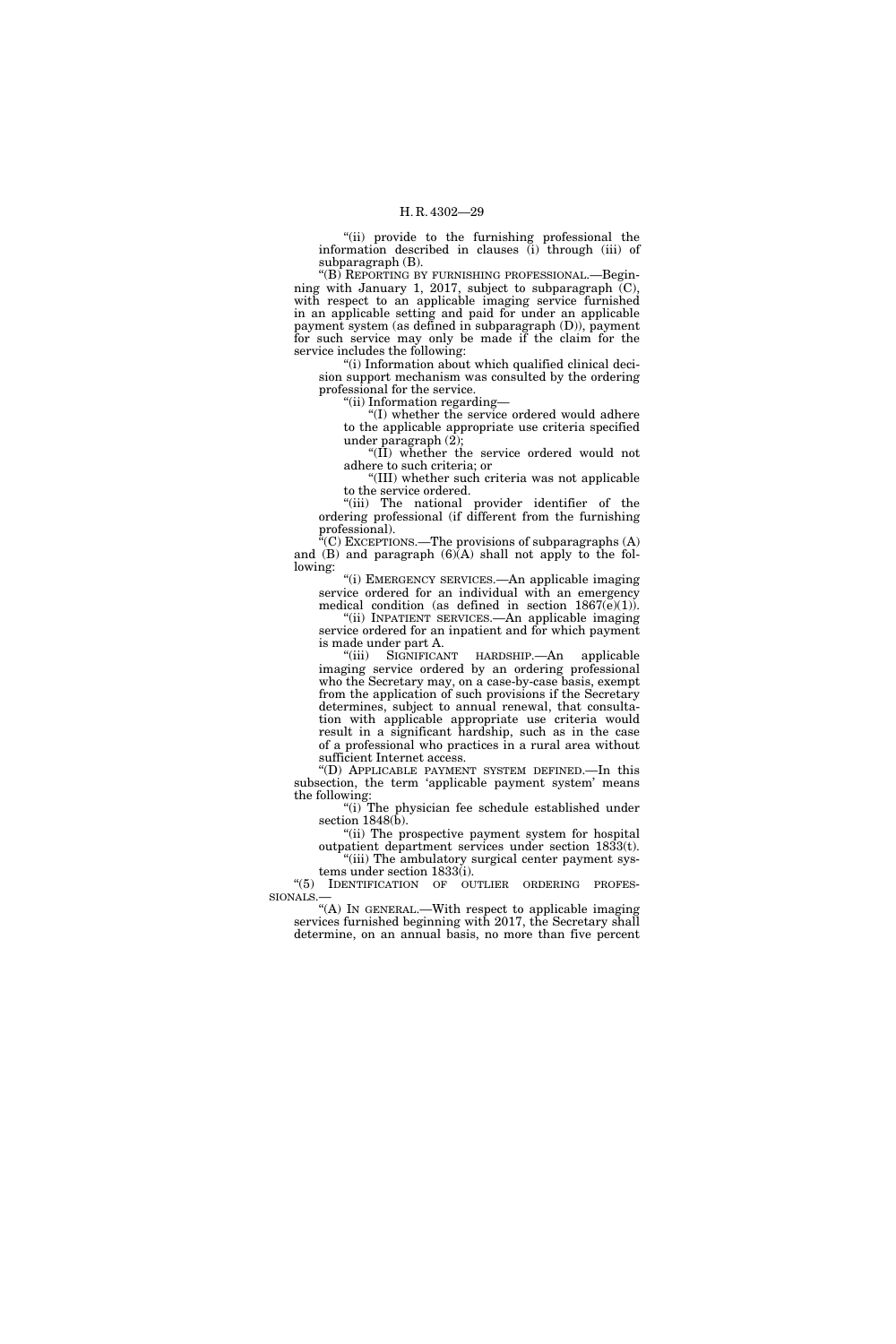"(ii) provide to the furnishing professional the information described in clauses (i) through (iii) of subparagraph (B).

"(B) REPORTING BY FURNISHING PROFESSIONAL.—Beginning with January 1, 2017, subject to subparagraph (C), with respect to an applicable imaging service furnished in an applicable setting and paid for under an applicable payment system (as defined in subparagraph (D)), payment for such service may only be made if the claim for the service includes the following:

"(i) Information about which qualified clinical decision support mechanism was consulted by the ordering professional for the service.

"(ii) Information regarding—

"(I) whether the service ordered would adhere to the applicable appropriate use criteria specified under paragraph (2);

"(II) whether the service ordered would not adhere to such criteria; or

"(III) whether such criteria was not applicable to the service ordered.

"(iii) The national provider identifier of the ordering professional (if different from the furnishing professional).

"(C) EXCEPTIONS.—The provisions of subparagraphs (A) and (B) and paragraph (6)(A) shall not apply to the following:

"(i) EMERGENCY SERVICES.—An applicable imaging service ordered for an individual with an emergency medical condition (as defined in section 1867(e)(1)).

"(ii) INPATIENT SERVICES.—An applicable imaging service ordered for an inpatient and for which payment is made under part A.

"(iii) SIGNIFICANT HARDSHIP.—An applicable imaging service ordered by an ordering professional who the Secretary may, on a case-by-case basis, exempt from the application of such provisions if the Secretary determines, subject to annual renewal, that consultation with applicable appropriate use criteria would result in a significant hardship, such as in the case of a professional who practices in a rural area without sufficient Internet access.

"(D) APPLICABLE PAYMENT SYSTEM DEFINED.—In this subsection, the term 'applicable payment system' means the following:

"(i) The physician fee schedule established under section 1848(b).

"(ii) The prospective payment system for hospital outpatient department services under section 1833(t).

"(iii) The ambulatory surgical center payment systems under section 1833(i).

"(5) IDENTIFICATION OF OUTLIER ORDERING PROFESSIONALS.—

"(A) IN GENERAL.—With respect to applicable imaging services furnished beginning with 2017, the Secretary shall determine, on an annual basis, no more than five percent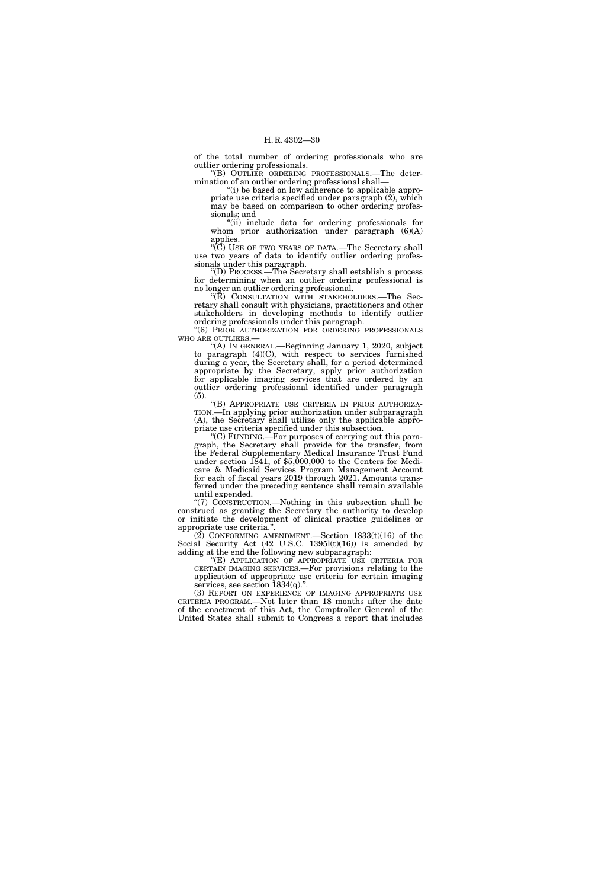of the total number of ordering professionals who are outlier ordering professionals.

"(B) OUTLIER ORDERING PROFESSIONALS.—The determination of an outlier ordering professional shall—

"(i) be based on low adherence to applicable appropriate use criteria specified under paragraph (2), which may be based on comparison to other ordering professionals; and

"(ii) include data for ordering professionals for whom prior authorization under paragraph (6)(A) applies.

"(C) USE OF TWO YEARS OF DATA.—The Secretary shall use two years of data to identify outlier ordering professionals under this paragraph.

"(D) PROCESS.—The Secretary shall establish a process for determining when an outlier ordering professional is no longer an outlier ordering professional.

"(E) CONSULTATION WITH STAKEHOLDERS.—The Secretary shall consult with physicians, practitioners and other stakeholders in developing methods to identify outlier ordering professionals under this paragraph.

"(6) PRIOR AUTHORIZATION FOR ORDERING PROFESSIONALS WHO ARE OUTLIERS.—

"(A) IN GENERAL.—Beginning January 1, 2020, subject to paragraph (4)(C), with respect to services furnished during a year, the Secretary shall, for a period determined appropriate by the Secretary, apply prior authorization for applicable imaging services that are ordered by an outlier ordering professional identified under paragraph (5).

"(B) APPROPRIATE USE CRITERIA IN PRIOR AUTHORIZATION.—In applying prior authorization under subparagraph (A), the Secretary shall utilize only the applicable appropriate use criteria specified under this subsection.

"(C) FUNDING.—For purposes of carrying out this paragraph, the Secretary shall provide for the transfer, from the Federal Supplementary Medical Insurance Trust Fund under section 1841, of $5,000,000 to the Centers for Medicare & Medicaid Services Program Management Account for each of fiscal years 2019 through 2021. Amounts transferred under the preceding sentence shall remain available until expended.

"(7) CONSTRUCTION.—Nothing in this subsection shall be construed as granting the Secretary the authority to develop or initiate the development of clinical practice guidelines or appropriate use criteria.".

(2) CONFORMING AMENDMENT.—Section 1833(t)(16) of the Social Security Act (42 U.S.C. 1395l(t)(16)) is amended by adding at the end the following new subparagraph:

"(E) APPLICATION OF APPROPRIATE USE CRITERIA FOR CERTAIN IMAGING SERVICES.—For provisions relating to the application of appropriate use criteria for certain imaging services, see section 1834(q).".

(3) REPORT ON EXPERIENCE OF IMAGING APPROPRIATE USE CRITERIA PROGRAM.—Not later than 18 months after the date of the enactment of this Act, the Comptroller General of the United States shall submit to Congress a report that includes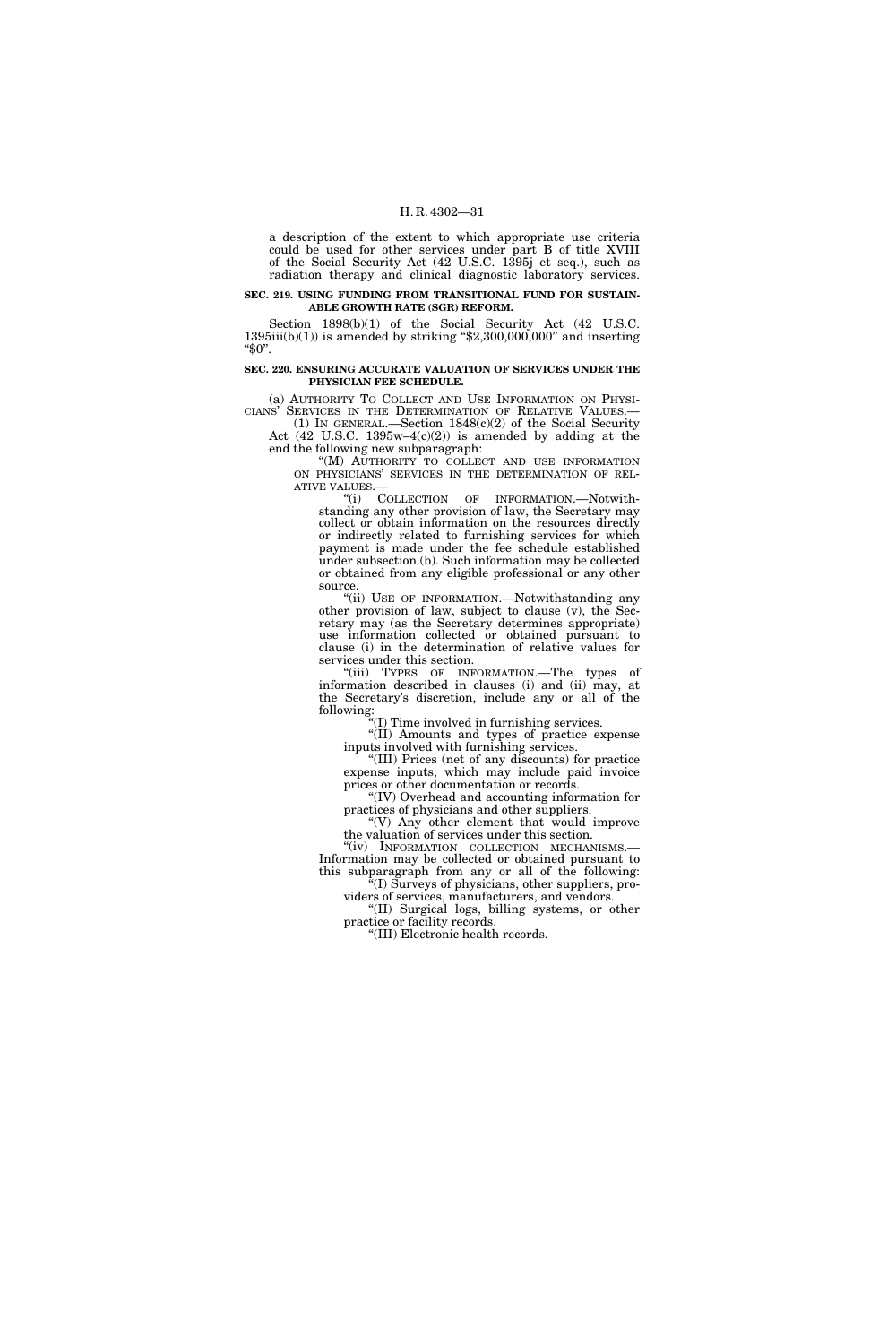a description of the extent to which appropriate use criteria could be used for other services under part B of title XVIII of the Social Security Act (42 U.S.C. 1395j et seq.), such as radiation therapy and clinical diagnostic laboratory services.

**SEC. 219. USING FUNDING FROM TRANSITIONAL FUND FOR SUSTAINABLE GROWTH RATE (SGR) REFORM.**

Section 1898(b)(1) of the Social Security Act (42 U.S.C. 1395iii(b)(1)) is amended by striking "$2,300,000,000" and inserting "$0".

**SEC. 220. ENSURING ACCURATE VALUATION OF SERVICES UNDER THE PHYSICIAN FEE SCHEDULE.**

(a) AUTHORITY TO COLLECT AND USE INFORMATION ON PHYSICIANS' SERVICES IN THE DETERMINATION OF RELATIVE VALUES.—

(1) IN GENERAL.—Section 1848(c)(2) of the Social Security Act (42 U.S.C. 1395w–4(c)(2)) is amended by adding at the end the following new subparagraph:

"(M) AUTHORITY TO COLLECT AND USE INFORMATION ON PHYSICIANS' SERVICES IN THE DETERMINATION OF RELATIVE VALUES.—

"(i) COLLECTION OF INFORMATION.—Notwithstanding any other provision of law, the Secretary may collect or obtain information on the resources directly or indirectly related to furnishing services for which payment is made under the fee schedule established under subsection (b). Such information may be collected or obtained from any eligible professional or any other source.

"(ii) USE OF INFORMATION.—Notwithstanding any other provision of law, subject to clause (v), the Secretary may (as the Secretary determines appropriate) use information collected or obtained pursuant to clause (i) in the determination of relative values for services under this section.

"(iii) TYPES OF INFORMATION.—The types of information described in clauses (i) and (ii) may, at the Secretary's discretion, include any or all of the following:

"(I) Time involved in furnishing services.

"(II) Amounts and types of practice expense inputs involved with furnishing services.

"(III) Prices (net of any discounts) for practice expense inputs, which may include paid invoice prices or other documentation or records.

"(IV) Overhead and accounting information for practices of physicians and other suppliers.

"(V) Any other element that would improve the valuation of services under this section.

"(iv) INFORMATION COLLECTION MECHANISMS.—Information may be collected or obtained pursuant to this subparagraph from any or all of the following:

"(I) Surveys of physicians, other suppliers, providers of services, manufacturers, and vendors.

"(II) Surgical logs, billing systems, or other practice or facility records.

"(III) Electronic health records.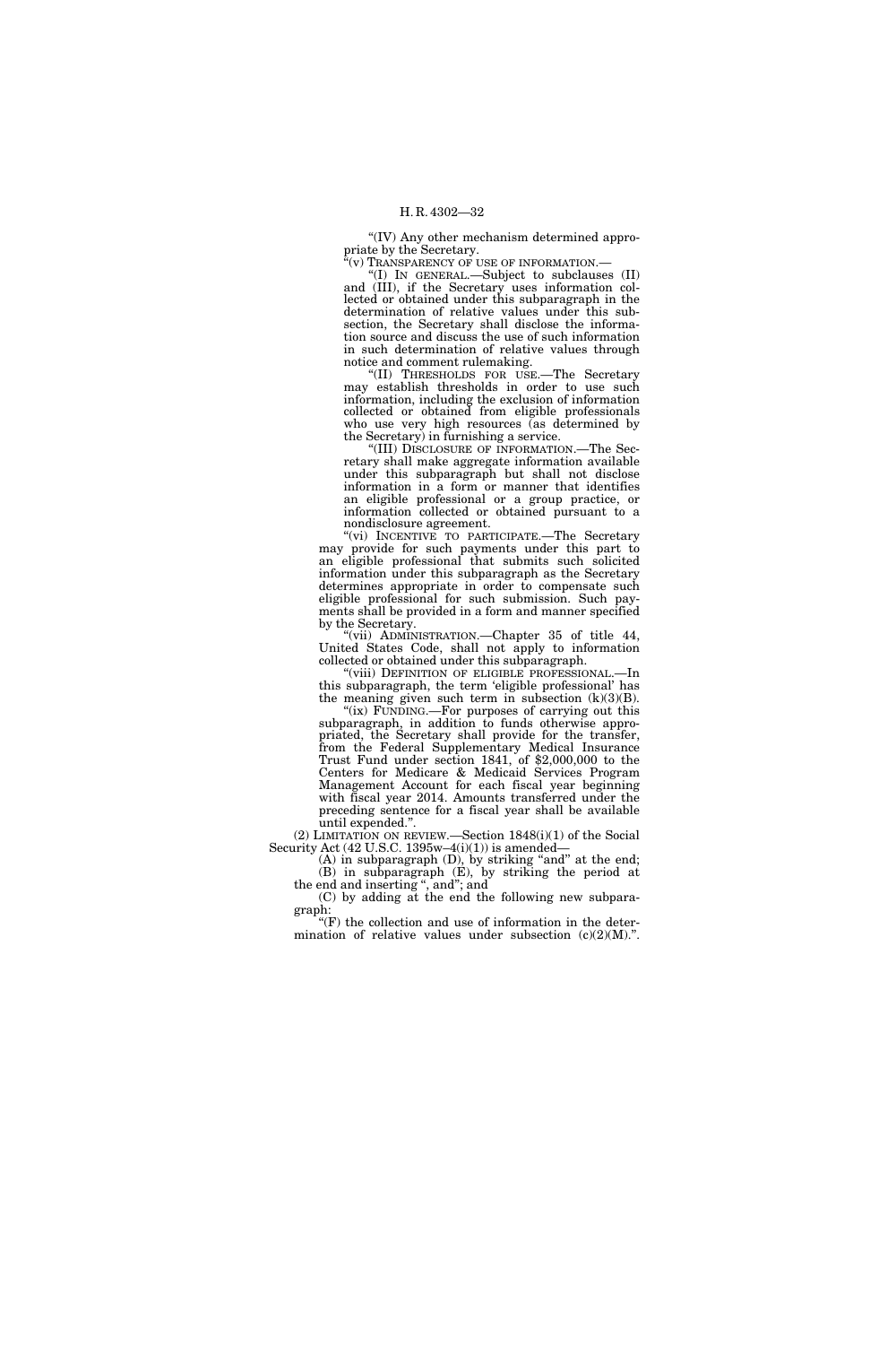"(IV) Any other mechanism determined appropriate by the Secretary.

"(v) TRANSPARENCY OF USE OF INFORMATION.—

"(I) IN GENERAL.—Subject to subclauses (II) and (III), if the Secretary uses information collected or obtained under this subparagraph in the determination of relative values under this subsection, the Secretary shall disclose the information source and discuss the use of such information in such determination of relative values through notice and comment rulemaking.

"(II) THRESHOLDS FOR USE.—The Secretary may establish thresholds in order to use such information, including the exclusion of information collected or obtained from eligible professionals who use very high resources (as determined by the Secretary) in furnishing a service.

"(III) DISCLOSURE OF INFORMATION.—The Secretary shall make aggregate information available under this subparagraph but shall not disclose information in a form or manner that identifies an eligible professional or a group practice, or information collected or obtained pursuant to a nondisclosure agreement.

"(vi) INCENTIVE TO PARTICIPATE.—The Secretary may provide for such payments under this part to an eligible professional that submits such solicited information under this subparagraph as the Secretary determines appropriate in order to compensate such eligible professional for such submission. Such payments shall be provided in a form and manner specified by the Secretary.

"(vii) ADMINISTRATION.—Chapter 35 of title 44, United States Code, shall not apply to information collected or obtained under this subparagraph.

"(viii) DEFINITION OF ELIGIBLE PROFESSIONAL.—In this subparagraph, the term 'eligible professional' has the meaning given such term in subsection (k)(3)(B).

"(ix) FUNDING.—For purposes of carrying out this subparagraph, in addition to funds otherwise appropriated, the Secretary shall provide for the transfer, from the Federal Supplementary Medical Insurance Trust Fund under section 1841, of $2,000,000 to the Centers for Medicare & Medicaid Services Program Management Account for each fiscal year beginning with fiscal year 2014. Amounts transferred under the preceding sentence for a fiscal year shall be available until expended.".

(2) LIMITATION ON REVIEW.—Section 1848(i)(1) of the Social Security Act (42 U.S.C. 1395w–4(i)(1)) is amended—

(A) in subparagraph (D), by striking "and" at the end;

(B) in subparagraph (E), by striking the period at the end and inserting ", and"; and

(C) by adding at the end the following new subparagraph:

"(F) the collection and use of information in the determination of relative values under subsection (c)(2)(M).".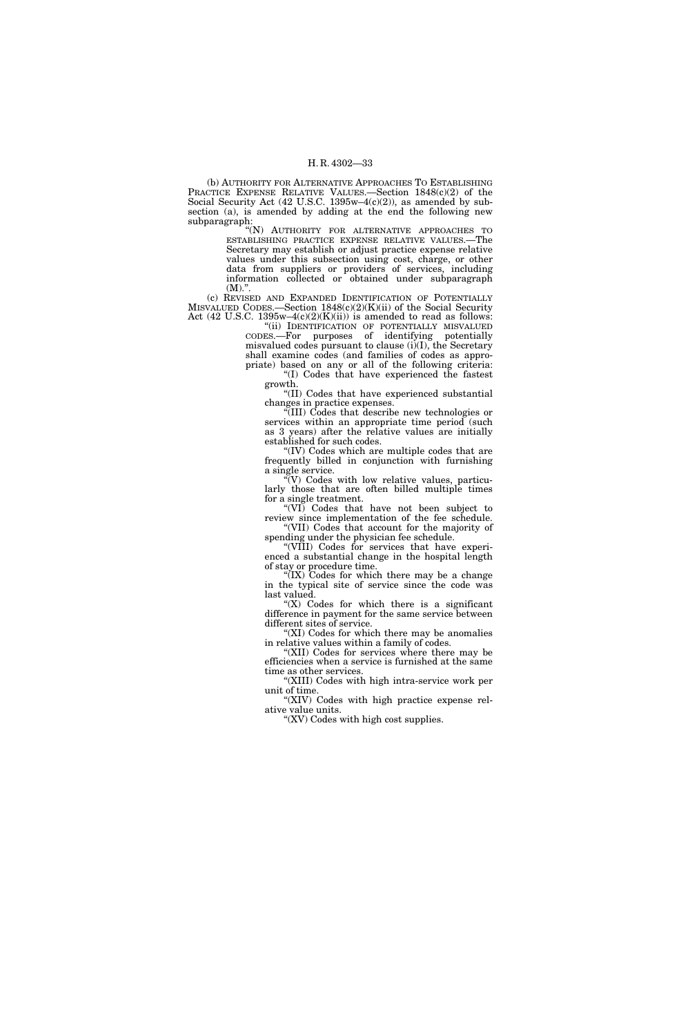(b) AUTHORITY FOR ALTERNATIVE APPROACHES TO ESTABLISHING PRACTICE EXPENSE RELATIVE VALUES.—Section 1848(c)(2) of the Social Security Act (42 U.S.C. 1395w–4(c)(2)), as amended by subsection (a), is amended by adding at the end the following new subparagraph:

"(N) AUTHORITY FOR ALTERNATIVE APPROACHES TO ESTABLISHING PRACTICE EXPENSE RELATIVE VALUES.—The Secretary may establish or adjust practice expense relative values under this subsection using cost, charge, or other data from suppliers or providers of services, including information collected or obtained under subparagraph (M).".

(c) REVISED AND EXPANDED IDENTIFICATION OF POTENTIALLY MISVALUED CODES.—Section 1848(c)(2)(K)(ii) of the Social Security Act (42 U.S.C. 1395w–4(c)(2)(K)(ii)) is amended to read as follows:

"(ii) IDENTIFICATION OF POTENTIALLY MISVALUED CODES.—For purposes of identifying potentially misvalued codes pursuant to clause (i)(I), the Secretary shall examine codes (and families of codes as appropriate) based on any or all of the following criteria:

"(I) Codes that have experienced the fastest growth.

"(II) Codes that have experienced substantial changes in practice expenses.

"(III) Codes that describe new technologies or services within an appropriate time period (such as 3 years) after the relative values are initially established for such codes.

"(IV) Codes which are multiple codes that are frequently billed in conjunction with furnishing a single service.

"(V) Codes with low relative values, particularly those that are often billed multiple times for a single treatment.

"(VI) Codes that have not been subject to review since implementation of the fee schedule.

"(VII) Codes that account for the majority of spending under the physician fee schedule.

"(VIII) Codes for services that have experienced a substantial change in the hospital length of stay or procedure time.

"(IX) Codes for which there may be a change in the typical site of service since the code was last valued.

"(X) Codes for which there is a significant difference in payment for the same service between different sites of service.

"(XI) Codes for which there may be anomalies in relative values within a family of codes.

"(XII) Codes for services where there may be efficiencies when a service is furnished at the same time as other services.

"(XIII) Codes with high intra-service work per unit of time.

"(XIV) Codes with high practice expense relative value units.

"(XV) Codes with high cost supplies.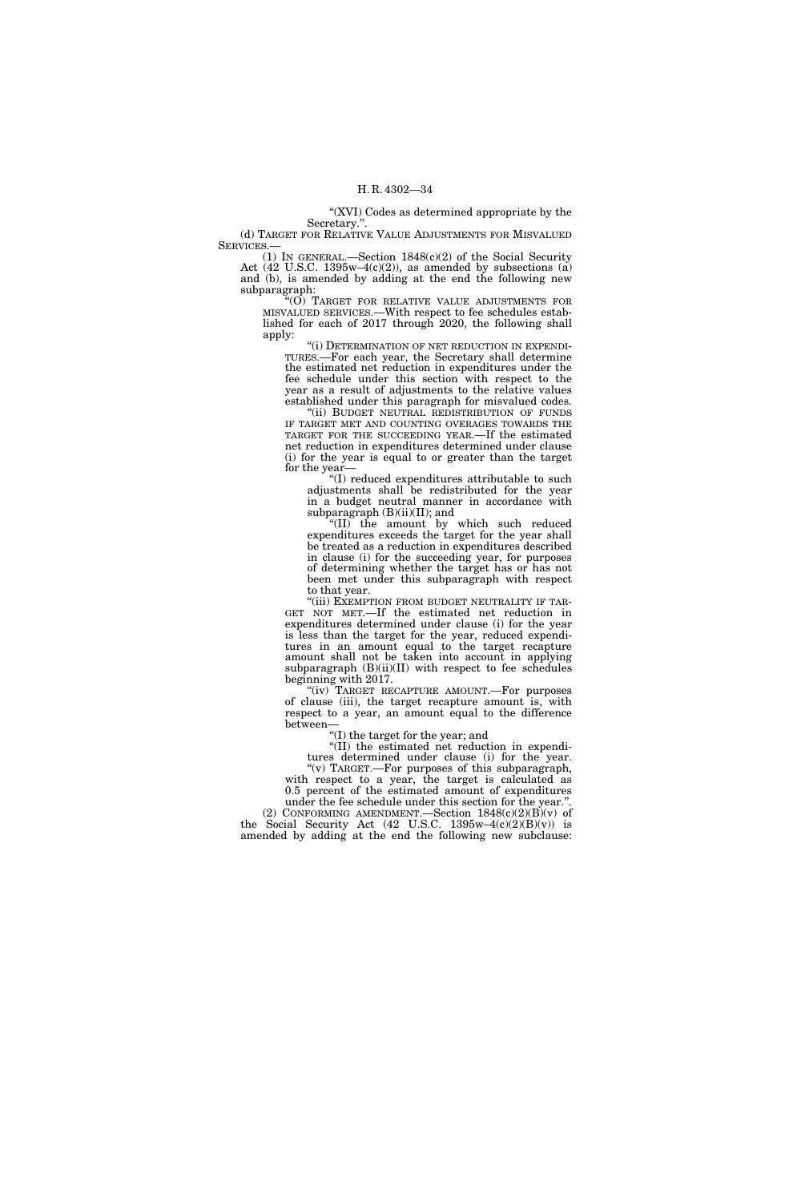"(XVI) Codes as determined appropriate by the Secretary.".

(d) TARGET FOR RELATIVE VALUE ADJUSTMENTS FOR MISVALUED SERVICES.—

(1) IN GENERAL.—Section 1848(c)(2) of the Social Security Act (42 U.S.C. 1395w–4(c)(2)), as amended by subsections (a) and (b), is amended by adding at the end the following new subparagraph:

"(O) TARGET FOR RELATIVE VALUE ADJUSTMENTS FOR MISVALUED SERVICES.—With respect to fee schedules established for each of 2017 through 2020, the following shall apply:

"(i) DETERMINATION OF NET REDUCTION IN EXPENDITURES.—For each year, the Secretary shall determine the estimated net reduction in expenditures under the fee schedule under this section with respect to the year as a result of adjustments to the relative values established under this paragraph for misvalued codes.

"(ii) BUDGET NEUTRAL REDISTRIBUTION OF FUNDS IF TARGET MET AND COUNTING OVERAGES TOWARDS THE TARGET FOR THE SUCCEEDING YEAR.—If the estimated net reduction in expenditures determined under clause (i) for the year is equal to or greater than the target for the year—

"(I) reduced expenditures attributable to such adjustments shall be redistributed for the year in a budget neutral manner in accordance with subparagraph (B)(ii)(II); and

"(II) the amount by which such reduced expenditures exceeds the target for the year shall be treated as a reduction in expenditures described in clause (i) for the succeeding year, for purposes of determining whether the target has or has not been met under this subparagraph with respect to that year.

"(iii) EXEMPTION FROM BUDGET NEUTRALITY IF TARGET NOT MET.—If the estimated net reduction in expenditures determined under clause (i) for the year is less than the target for the year, reduced expenditures in an amount equal to the target recapture amount shall not be taken into account in applying subparagraph (B)(ii)(II) with respect to fee schedules beginning with 2017.

"(iv) TARGET RECAPTURE AMOUNT.—For purposes of clause (iii), the target recapture amount is, with respect to a year, an amount equal to the difference between—

"(I) the target for the year; and

"(II) the estimated net reduction in expenditures determined under clause (i) for the year.

"(v) TARGET.—For purposes of this subparagraph, with respect to a year, the target is calculated as 0.5 percent of the estimated amount of expenditures under the fee schedule under this section for the year.".

(2) CONFORMING AMENDMENT.—Section 1848(c)(2)(B)(v) of the Social Security Act (42 U.S.C. 1395w–4(c)(2)(B)(v)) is amended by adding at the end the following new subclause: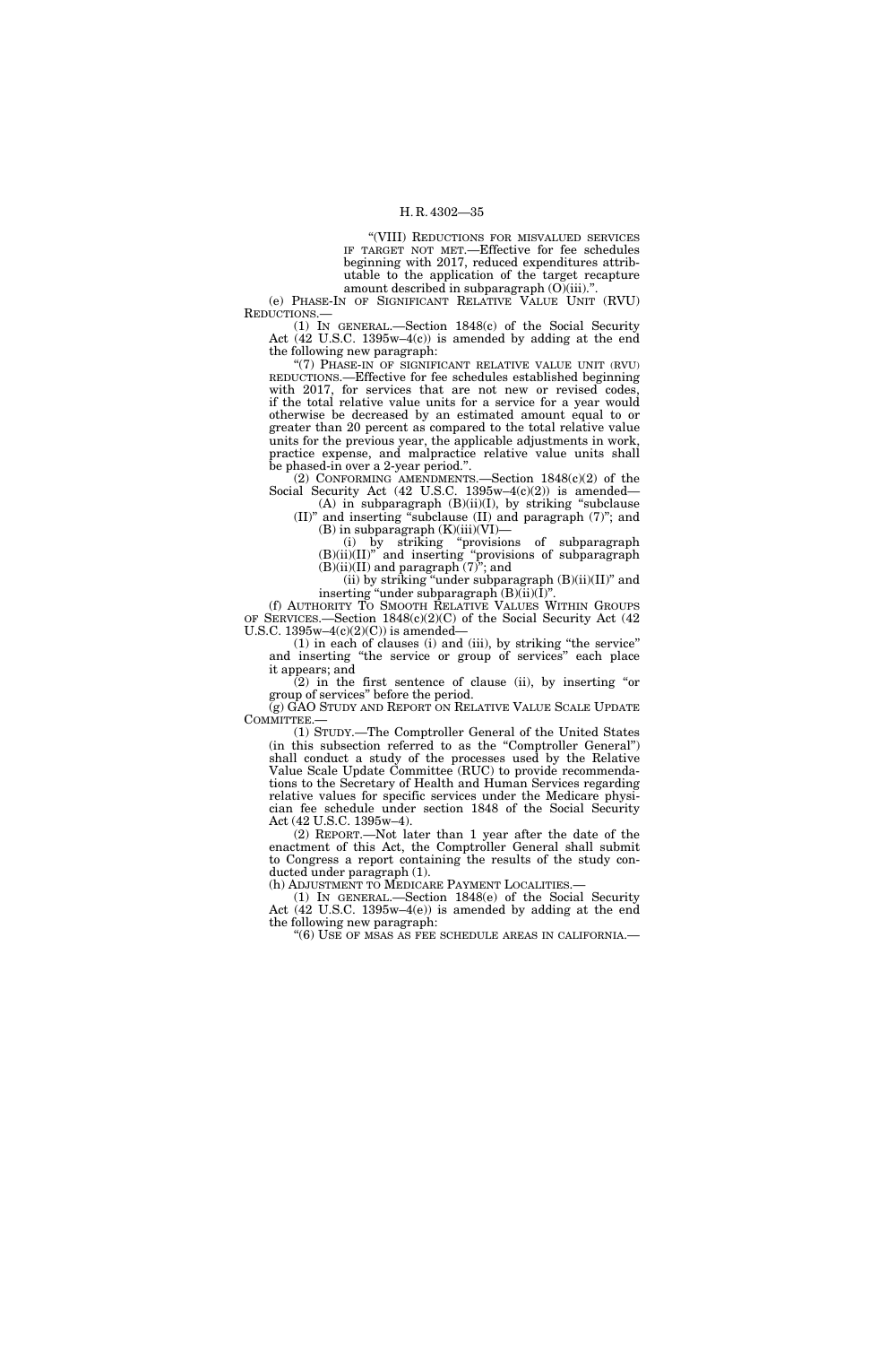"(VIII) REDUCTIONS FOR MISVALUED SERVICES IF TARGET NOT MET.—Effective for fee schedules beginning with 2017, reduced expenditures attributable to the application of the target recapture amount described in subparagraph (O)(iii).".

(e) PHASE-IN OF SIGNIFICANT RELATIVE VALUE UNIT (RVU) REDUCTIONS.—

(1) IN GENERAL.—Section 1848(c) of the Social Security Act (42 U.S.C. 1395w–4(c)) is amended by adding at the end the following new paragraph:

"(7) PHASE-IN OF SIGNIFICANT RELATIVE VALUE UNIT (RVU) REDUCTIONS.—Effective for fee schedules established beginning with 2017, for services that are not new or revised codes, if the total relative value units for a service for a year would otherwise be decreased by an estimated amount equal to or greater than 20 percent as compared to the total relative value units for the previous year, the applicable adjustments in work, practice expense, and malpractice relative value units shall be phased-in over a 2-year period.".

(2) CONFORMING AMENDMENTS.—Section 1848(c)(2) of the Social Security Act (42 U.S.C. 1395w–4(c)(2)) is amended—

(A) in subparagraph (B)(ii)(I), by striking "subclause (II)" and inserting "subclause (II) and paragraph (7)"; and

(B) in subparagraph (K)(iii)(VI)—

(i) by striking "provisions of subparagraph (B)(ii)(II)" and inserting "provisions of subparagraph (B)(ii)(II) and paragraph (7)"; and

(ii) by striking "under subparagraph (B)(ii)(II)" and inserting "under subparagraph (B)(ii)(I)".

(f) AUTHORITY TO SMOOTH RELATIVE VALUES WITHIN GROUPS OF SERVICES.—Section 1848(c)(2)(C) of the Social Security Act (42 U.S.C. 1395w–4(c)(2)(C)) is amended—

(1) in each of clauses (i) and (iii), by striking "the service" and inserting "the service or group of services" each place it appears; and

(2) in the first sentence of clause (ii), by inserting "or group of services" before the period.

(g) GAO STUDY AND REPORT ON RELATIVE VALUE SCALE UPDATE COMMITTEE.—

(1) STUDY.—The Comptroller General of the United States (in this subsection referred to as the "Comptroller General") shall conduct a study of the processes used by the Relative Value Scale Update Committee (RUC) to provide recommendations to the Secretary of Health and Human Services regarding relative values for specific services under the Medicare physician fee schedule under section 1848 of the Social Security Act (42 U.S.C. 1395w–4).

(2) REPORT.—Not later than 1 year after the date of the enactment of this Act, the Comptroller General shall submit to Congress a report containing the results of the study conducted under paragraph (1).

(h) ADJUSTMENT TO MEDICARE PAYMENT LOCALITIES.—

(1) IN GENERAL.—Section 1848(e) of the Social Security Act (42 U.S.C. 1395w–4(e)) is amended by adding at the end the following new paragraph:

"(6) USE OF MSAS AS FEE SCHEDULE AREAS IN CALIFORNIA.—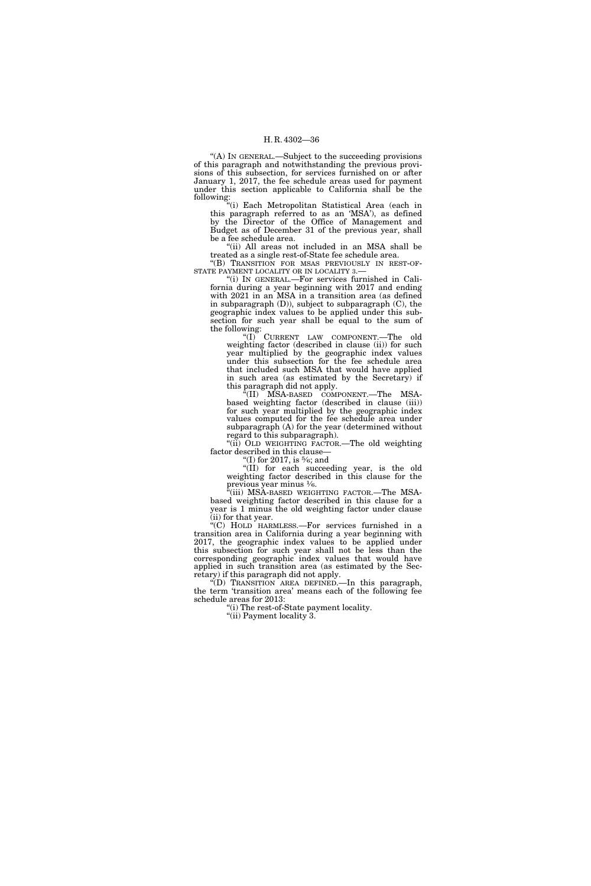"(A) IN GENERAL.—Subject to the succeeding provisions of this paragraph and notwithstanding the previous provisions of this subsection, for services furnished on or after January 1, 2017, the fee schedule areas used for payment under this section applicable to California shall be the following:

"(i) Each Metropolitan Statistical Area (each in this paragraph referred to as an 'MSA'), as defined by the Director of the Office of Management and Budget as of December 31 of the previous year, shall be a fee schedule area.

"(ii) All areas not included in an MSA shall be treated as a single rest-of-State fee schedule area.

"(B) TRANSITION FOR MSAS PREVIOUSLY IN REST-OF-STATE PAYMENT LOCALITY OR IN LOCALITY 3.—

"(i) IN GENERAL.—For services furnished in California during a year beginning with 2017 and ending with 2021 in an MSA in a transition area (as defined in subparagraph (D)), subject to subparagraph (C), the geographic index values to be applied under this subsection for such year shall be equal to the sum of the following:

"(I) CURRENT LAW COMPONENT.—The old weighting factor (described in clause (ii)) for such year multiplied by the geographic index values under this subsection for the fee schedule area that included such MSA that would have applied in such area (as estimated by the Secretary) if this paragraph did not apply.

"(II) MSA-BASED COMPONENT.—The MSA-based weighting factor (described in clause (iii)) for such year multiplied by the geographic index values computed for the fee schedule area under subparagraph (A) for the year (determined without regard to this subparagraph).

"(ii) OLD WEIGHTING FACTOR.—The old weighting factor described in this clause—

"(I) for 2017, is $\frac{5}{6}$; and

"(II) for each succeeding year, is the old weighting factor described in this clause for the previous year minus $\frac{1}{6}$.

"(iii) MSA-BASED WEIGHTING FACTOR.—The MSA-based weighting factor described in this clause for a year is 1 minus the old weighting factor under clause (ii) for that year.

"(C) HOLD HARMLESS.—For services furnished in a transition area in California during a year beginning with 2017, the geographic index values to be applied under this subsection for such year shall not be less than the corresponding geographic index values that would have applied in such transition area (as estimated by the Secretary) if this paragraph did not apply.

"(D) TRANSITION AREA DEFINED.—In this paragraph, the term 'transition area' means each of the following fee schedule areas for 2013:

"(i) The rest-of-State payment locality.

"(ii) Payment locality 3.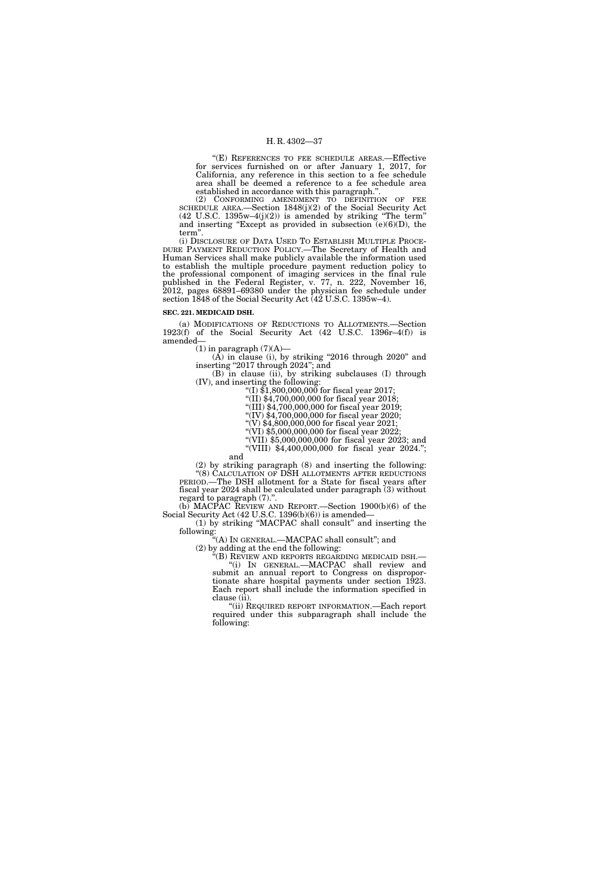"(E) REFERENCES TO FEE SCHEDULE AREAS.—Effective for services furnished on or after January 1, 2017, for California, any reference in this section to a fee schedule area shall be deemed a reference to a fee schedule area established in accordance with this paragraph.".

(2) CONFORMING AMENDMENT TO DEFINITION OF FEE SCHEDULE AREA.—Section 1848(j)(2) of the Social Security Act (42 U.S.C. 1395w–4(j)(2)) is amended by striking "The term" and inserting "Except as provided in subsection (e)(6)(D), the term".

(i) DISCLOSURE OF DATA USED TO ESTABLISH MULTIPLE PROCEDURE PAYMENT REDUCTION POLICY.—The Secretary of Health and Human Services shall make publicly available the information used to establish the multiple procedure payment reduction policy to the professional component of imaging services in the final rule published in the Federal Register, v. 77, n. 222, November 16, 2012, pages 68891–69380 under the physician fee schedule under section 1848 of the Social Security Act (42 U.S.C. 1395w–4).

**SEC. 221. MEDICAID DSH.**

(a) MODIFICATIONS OF REDUCTIONS TO ALLOTMENTS.—Section 1923(f) of the Social Security Act (42 U.S.C. 1396r–4(f)) is amended—

(1) in paragraph (7)(A)—

(A) in clause (i), by striking "2016 through 2020" and inserting "2017 through 2024"; and

(B) in clause (ii), by striking subclauses (I) through (IV), and inserting the following:

"(I) $1,800,000,000 for fiscal year 2017;

"(II) $4,700,000,000 for fiscal year 2018;

"(III) $4,700,000,000 for fiscal year 2019;

"(IV) $4,700,000,000 for fiscal year 2020;

"(V) $4,800,000,000 for fiscal year 2021;

"(VI) $5,000,000,000 for fiscal year 2022;

"(VII) $5,000,000,000 for fiscal year 2023; and

"(VIII) $4,400,000,000 for fiscal year 2024.";

and

(2) by striking paragraph (8) and inserting the following:

"(8) CALCULATION OF DSH ALLOTMENTS AFTER REDUCTIONS PERIOD.—The DSH allotment for a State for fiscal years after fiscal year 2024 shall be calculated under paragraph (3) without regard to paragraph (7).".

(b) MACPAC REVIEW AND REPORT.—Section 1900(b)(6) of the Social Security Act (42 U.S.C. 1396(b)(6)) is amended—

(1) by striking "MACPAC shall consult" and inserting the following:

"(A) IN GENERAL.—MACPAC shall consult"; and

(2) by adding at the end the following:

"(B) REVIEW AND REPORTS REGARDING MEDICAID DSH.—

"(i) IN GENERAL.—MACPAC shall review and submit an annual report to Congress on disproportionate share hospital payments under section 1923. Each report shall include the information specified in clause (ii).

"(ii) REQUIRED REPORT INFORMATION.—Each report required under this subparagraph shall include the following: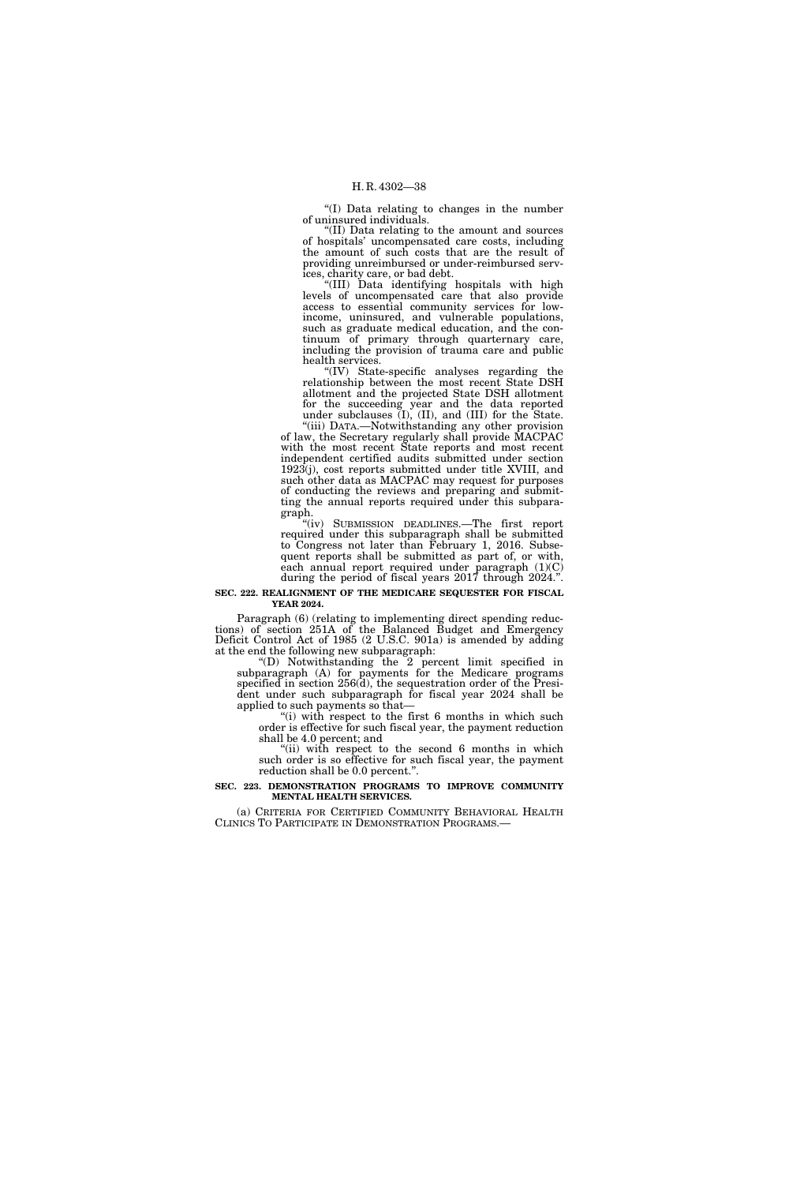"(I) Data relating to changes in the number of uninsured individuals.

"(II) Data relating to the amount and sources of hospitals' uncompensated care costs, including the amount of such costs that are the result of providing unreimbursed or under-reimbursed services, charity care, or bad debt.

"(III) Data identifying hospitals with high levels of uncompensated care that also provide access to essential community services for low-income, uninsured, and vulnerable populations, such as graduate medical education, and the continuum of primary through quarternary care, including the provision of trauma care and public health services.

"(IV) State-specific analyses regarding the relationship between the most recent State DSH allotment and the projected State DSH allotment for the succeeding year and the data reported under subclauses (I), (II), and (III) for the State.

"(iii) DATA.—Notwithstanding any other provision of law, the Secretary regularly shall provide MACPAC with the most recent State reports and most recent independent certified audits submitted under section 1923(j), cost reports submitted under title XVIII, and such other data as MACPAC may request for purposes of conducting the reviews and preparing and submitting the annual reports required under this subparagraph.

"(iv) SUBMISSION DEADLINES.—The first report required under this subparagraph shall be submitted to Congress not later than February 1, 2016. Subsequent reports shall be submitted as part of, or with, each annual report required under paragraph (1)(C) during the period of fiscal years 2017 through 2024.".

**SEC. 222. REALIGNMENT OF THE MEDICARE SEQUESTER FOR FISCAL YEAR 2024.**

Paragraph (6) (relating to implementing direct spending reductions) of section 251A of the Balanced Budget and Emergency Deficit Control Act of 1985 (2 U.S.C. 901a) is amended by adding at the end the following new subparagraph:

"(D) Notwithstanding the 2 percent limit specified in subparagraph (A) for payments for the Medicare programs specified in section 256(d), the sequestration order of the President under such subparagraph for fiscal year 2024 shall be applied to such payments so that—

"(i) with respect to the first 6 months in which such order is effective for such fiscal year, the payment reduction shall be 4.0 percent; and

"(ii) with respect to the second 6 months in which such order is so effective for such fiscal year, the payment reduction shall be 0.0 percent.".

**SEC. 223. DEMONSTRATION PROGRAMS TO IMPROVE COMMUNITY MENTAL HEALTH SERVICES.**

(a) CRITERIA FOR CERTIFIED COMMUNITY BEHAVIORAL HEALTH CLINICS TO PARTICIPATE IN DEMONSTRATION PROGRAMS.—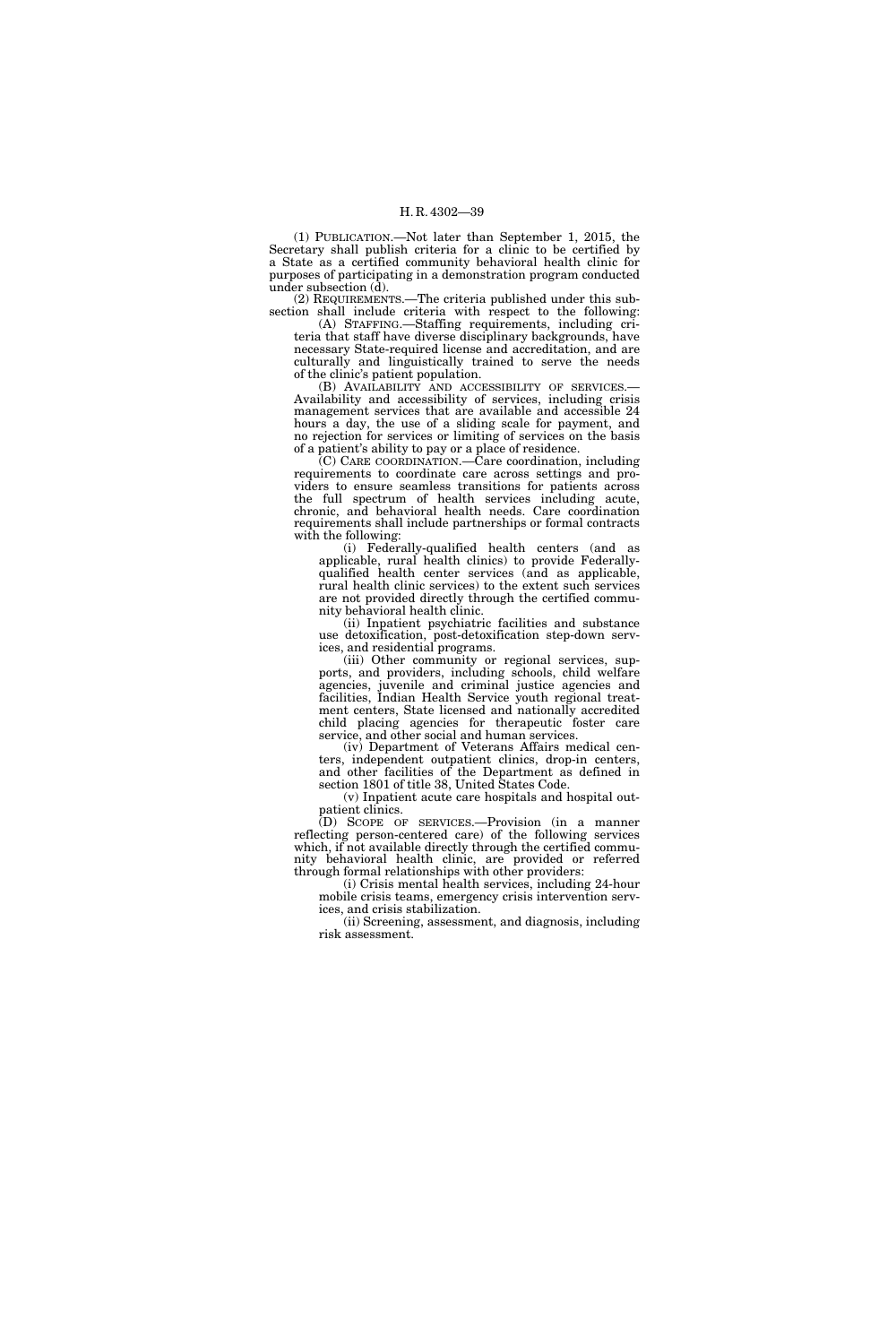(1) PUBLICATION.—Not later than September 1, 2015, the Secretary shall publish criteria for a clinic to be certified by a State as a certified community behavioral health clinic for purposes of participating in a demonstration program conducted under subsection (d).

(2) REQUIREMENTS.—The criteria published under this subsection shall include criteria with respect to the following:

(A) STAFFING.—Staffing requirements, including criteria that staff have diverse disciplinary backgrounds, have necessary State-required license and accreditation, and are culturally and linguistically trained to serve the needs of the clinic's patient population.

(B) AVAILABILITY AND ACCESSIBILITY OF SERVICES.—Availability and accessibility of services, including crisis management services that are available and accessible 24 hours a day, the use of a sliding scale for payment, and no rejection for services or limiting of services on the basis of a patient's ability to pay or a place of residence.

(C) CARE COORDINATION.—Care coordination, including requirements to coordinate care across settings and providers to ensure seamless transitions for patients across the full spectrum of health services including acute, chronic, and behavioral health needs. Care coordination requirements shall include partnerships or formal contracts with the following:

(i) Federally-qualified health centers (and as applicable, rural health clinics) to provide Federally-qualified health center services (and as applicable, rural health clinic services) to the extent such services are not provided directly through the certified community behavioral health clinic.

(ii) Inpatient psychiatric facilities and substance use detoxification, post-detoxification step-down services, and residential programs.

(iii) Other community or regional services, supports, and providers, including schools, child welfare agencies, juvenile and criminal justice agencies and facilities, Indian Health Service youth regional treatment centers, State licensed and nationally accredited child placing agencies for therapeutic foster care service, and other social and human services.

(iv) Department of Veterans Affairs medical centers, independent outpatient clinics, drop-in centers, and other facilities of the Department as defined in section 1801 of title 38, United States Code.

(v) Inpatient acute care hospitals and hospital outpatient clinics.

(D) SCOPE OF SERVICES.—Provision (in a manner reflecting person-centered care) of the following services which, if not available directly through the certified community behavioral health clinic, are provided or referred through formal relationships with other providers:

(i) Crisis mental health services, including 24-hour mobile crisis teams, emergency crisis intervention services, and crisis stabilization.

(ii) Screening, assessment, and diagnosis, including risk assessment.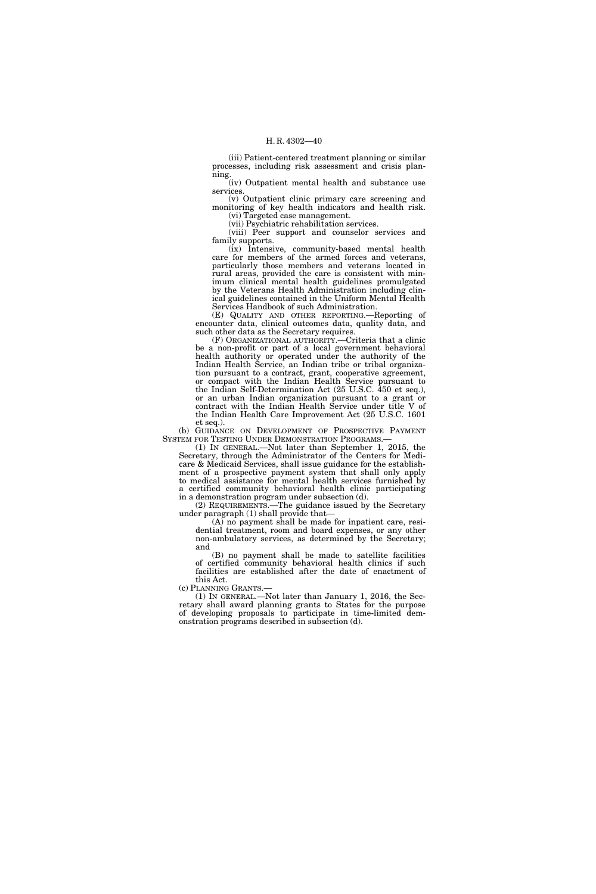(iii) Patient-centered treatment planning or similar processes, including risk assessment and crisis planning.

(iv) Outpatient mental health and substance use services.

(v) Outpatient clinic primary care screening and monitoring of key health indicators and health risk.

(vi) Targeted case management.

(vii) Psychiatric rehabilitation services.

(viii) Peer support and counselor services and family supports.

(ix) Intensive, community-based mental health care for members of the armed forces and veterans, particularly those members and veterans located in rural areas, provided the care is consistent with minimum clinical mental health guidelines promulgated by the Veterans Health Administration including clinical guidelines contained in the Uniform Mental Health Services Handbook of such Administration.

(E) QUALITY AND OTHER REPORTING.—Reporting of encounter data, clinical outcomes data, quality data, and such other data as the Secretary requires.

(F) ORGANIZATIONAL AUTHORITY.—Criteria that a clinic be a non-profit or part of a local government behavioral health authority or operated under the authority of the Indian Health Service, an Indian tribe or tribal organization pursuant to a contract, grant, cooperative agreement, or compact with the Indian Health Service pursuant to the Indian Self-Determination Act (25 U.S.C. 450 et seq.), or an urban Indian organization pursuant to a grant or contract with the Indian Health Service under title V of the Indian Health Care Improvement Act (25 U.S.C. 1601 et seq.).

(b) GUIDANCE ON DEVELOPMENT OF PROSPECTIVE PAYMENT SYSTEM FOR TESTING UNDER DEMONSTRATION PROGRAMS.—

(1) IN GENERAL.—Not later than September 1, 2015, the Secretary, through the Administrator of the Centers for Medicare & Medicaid Services, shall issue guidance for the establishment of a prospective payment system that shall only apply to medical assistance for mental health services furnished by a certified community behavioral health clinic participating in a demonstration program under subsection (d).

(2) REQUIREMENTS.—The guidance issued by the Secretary under paragraph (1) shall provide that—

(A) no payment shall be made for inpatient care, residential treatment, room and board expenses, or any other non-ambulatory services, as determined by the Secretary; and

(B) no payment shall be made to satellite facilities of certified community behavioral health clinics if such facilities are established after the date of enactment of this Act.

(c) PLANNING GRANTS.—

(1) IN GENERAL.—Not later than January 1, 2016, the Secretary shall award planning grants to States for the purpose of developing proposals to participate in time-limited demonstration programs described in subsection (d).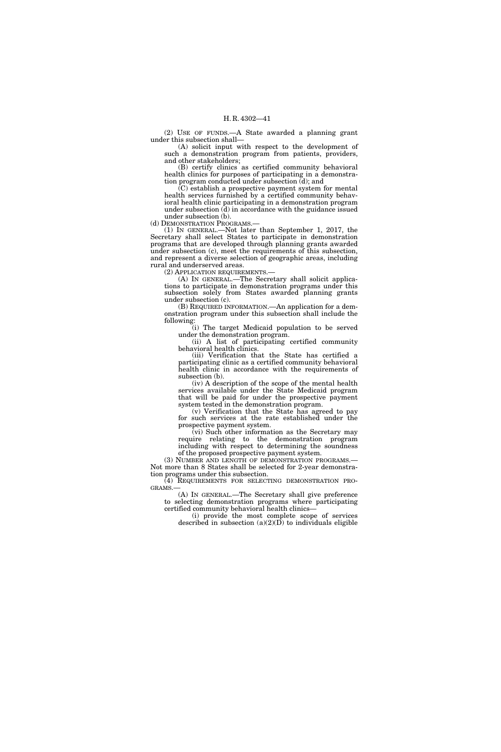(2) USE OF FUNDS.—A State awarded a planning grant under this subsection shall—

(A) solicit input with respect to the development of such a demonstration program from patients, providers, and other stakeholders;

(B) certify clinics as certified community behavioral health clinics for purposes of participating in a demonstration program conducted under subsection (d); and

(C) establish a prospective payment system for mental health services furnished by a certified community behavioral health clinic participating in a demonstration program under subsection (d) in accordance with the guidance issued under subsection (b).

(d) DEMONSTRATION PROGRAMS.—

(1) IN GENERAL.—Not later than September 1, 2017, the Secretary shall select States to participate in demonstration programs that are developed through planning grants awarded under subsection (c), meet the requirements of this subsection, and represent a diverse selection of geographic areas, including rural and underserved areas.

(2) APPLICATION REQUIREMENTS.—

(A) IN GENERAL.—The Secretary shall solicit applications to participate in demonstration programs under this subsection solely from States awarded planning grants under subsection (c).

(B) REQUIRED INFORMATION.—An application for a demonstration program under this subsection shall include the following:

(i) The target Medicaid population to be served under the demonstration program.

(ii) A list of participating certified community behavioral health clinics.

(iii) Verification that the State has certified a participating clinic as a certified community behavioral health clinic in accordance with the requirements of subsection (b).

(iv) A description of the scope of the mental health services available under the State Medicaid program that will be paid for under the prospective payment system tested in the demonstration program.

(v) Verification that the State has agreed to pay for such services at the rate established under the prospective payment system.

(vi) Such other information as the Secretary may require relating to the demonstration program including with respect to determining the soundness of the proposed prospective payment system.

(3) NUMBER AND LENGTH OF DEMONSTRATION PROGRAMS.—Not more than 8 States shall be selected for 2-year demonstration programs under this subsection.

(4) REQUIREMENTS FOR SELECTING DEMONSTRATION PROGRAMS.—

(A) IN GENERAL.—The Secretary shall give preference to selecting demonstration programs where participating certified community behavioral health clinics—

(i) provide the most complete scope of services described in subsection (a)(2)(D) to individuals eligible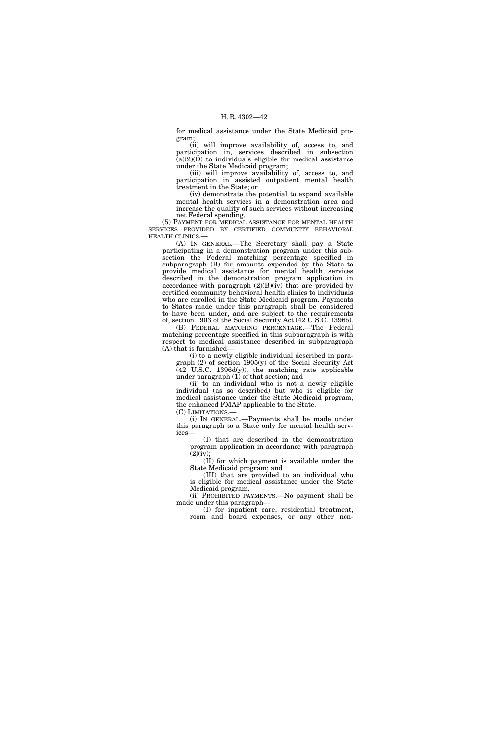for medical assistance under the State Medicaid program;

(ii) will improve availability of, access to, and participation in, services described in subsection (a)(2)(D) to individuals eligible for medical assistance under the State Medicaid program;

(iii) will improve availability of, access to, and participation in assisted outpatient mental health treatment in the State; or

(iv) demonstrate the potential to expand available mental health services in a demonstration area and increase the quality of such services without increasing net Federal spending.

(5) PAYMENT FOR MEDICAL ASSISTANCE FOR MENTAL HEALTH SERVICES PROVIDED BY CERTIFIED COMMUNITY BEHAVIORAL HEALTH CLINICS.—

(A) IN GENERAL.—The Secretary shall pay a State participating in a demonstration program under this subsection the Federal matching percentage specified in subparagraph (B) for amounts expended by the State to provide medical assistance for mental health services described in the demonstration program application in accordance with paragraph (2)(B)(iv) that are provided by certified community behavioral health clinics to individuals who are enrolled in the State Medicaid program. Payments to States made under this paragraph shall be considered to have been under, and are subject to the requirements of, section 1903 of the Social Security Act (42 U.S.C. 1396b).

(B) FEDERAL MATCHING PERCENTAGE.—The Federal matching percentage specified in this subparagraph is with respect to medical assistance described in subparagraph (A) that is furnished—

(i) to a newly eligible individual described in paragraph (2) of section 1905(y) of the Social Security Act (42 U.S.C. 1396d(y)), the matching rate applicable under paragraph (1) of that section; and

(ii) to an individual who is not a newly eligible individual (as so described) but who is eligible for medical assistance under the State Medicaid program, the enhanced FMAP applicable to the State.

(C) LIMITATIONS.—

(i) IN GENERAL.—Payments shall be made under this paragraph to a State only for mental health services—

(I) that are described in the demonstration program application in accordance with paragraph (2)(iv);

(II) for which payment is available under the State Medicaid program; and

(III) that are provided to an individual who is eligible for medical assistance under the State Medicaid program.

(ii) PROHIBITED PAYMENTS.—No payment shall be made under this paragraph—

(I) for inpatient care, residential treatment, room and board expenses, or any other non-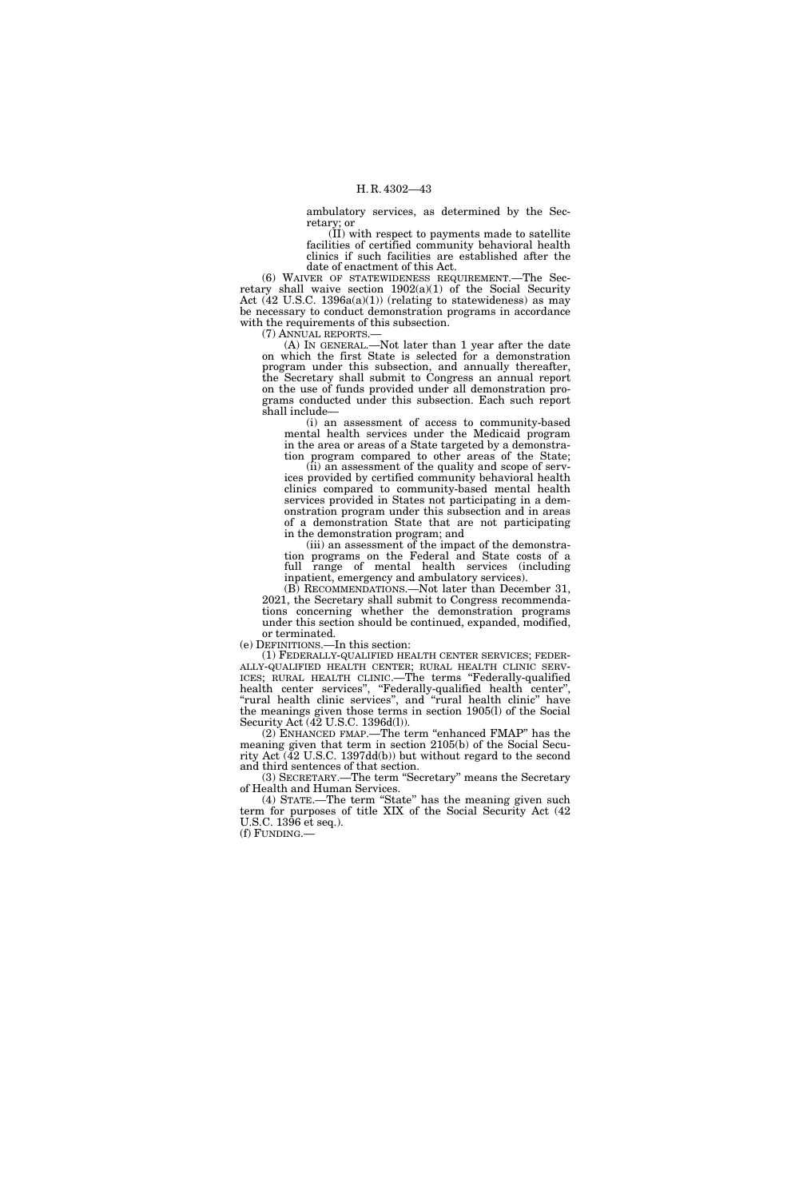ambulatory services, as determined by the Secretary; or

(II) with respect to payments made to satellite facilities of certified community behavioral health clinics if such facilities are established after the date of enactment of this Act.

(6) WAIVER OF STATEWIDENESS REQUIREMENT.—The Secretary shall waive section 1902(a)(1) of the Social Security Act (42 U.S.C. 1396a(a)(1)) (relating to statewideness) as may be necessary to conduct demonstration programs in accordance with the requirements of this subsection.

(7) ANNUAL REPORTS.—

(A) IN GENERAL.—Not later than 1 year after the date on which the first State is selected for a demonstration program under this subsection, and annually thereafter, the Secretary shall submit to Congress an annual report on the use of funds provided under all demonstration programs conducted under this subsection. Each such report shall include—

(i) an assessment of access to community-based mental health services under the Medicaid program in the area or areas of a State targeted by a demonstration program compared to other areas of the State;

(ii) an assessment of the quality and scope of services provided by certified community behavioral health clinics compared to community-based mental health services provided in States not participating in a demonstration program under this subsection and in areas of a demonstration State that are not participating in the demonstration program; and

(iii) an assessment of the impact of the demonstration programs on the Federal and State costs of a full range of mental health services (including inpatient, emergency and ambulatory services).

(B) RECOMMENDATIONS.—Not later than December 31, 2021, the Secretary shall submit to Congress recommendations concerning whether the demonstration programs under this section should be continued, expanded, modified, or terminated.

(e) DEFINITIONS.—In this section:

(1) FEDERALLY-QUALIFIED HEALTH CENTER SERVICES; FEDERALLY-QUALIFIED HEALTH CENTER; RURAL HEALTH CLINIC SERVICES; RURAL HEALTH CLINIC.—The terms "Federally-qualified health center services", "Federally-qualified health center", "rural health clinic services", and "rural health clinic" have the meanings given those terms in section 1905(l) of the Social Security Act (42 U.S.C. 1396d(l)).

(2) ENHANCED FMAP.—The term "enhanced FMAP" has the meaning given that term in section 2105(b) of the Social Security Act (42 U.S.C. 1397dd(b)) but without regard to the second and third sentences of that section.

(3) SECRETARY.—The term "Secretary" means the Secretary of Health and Human Services.

(4) STATE.—The term "State" has the meaning given such term for purposes of title XIX of the Social Security Act (42 U.S.C. 1396 et seq.).

(f) FUNDING.—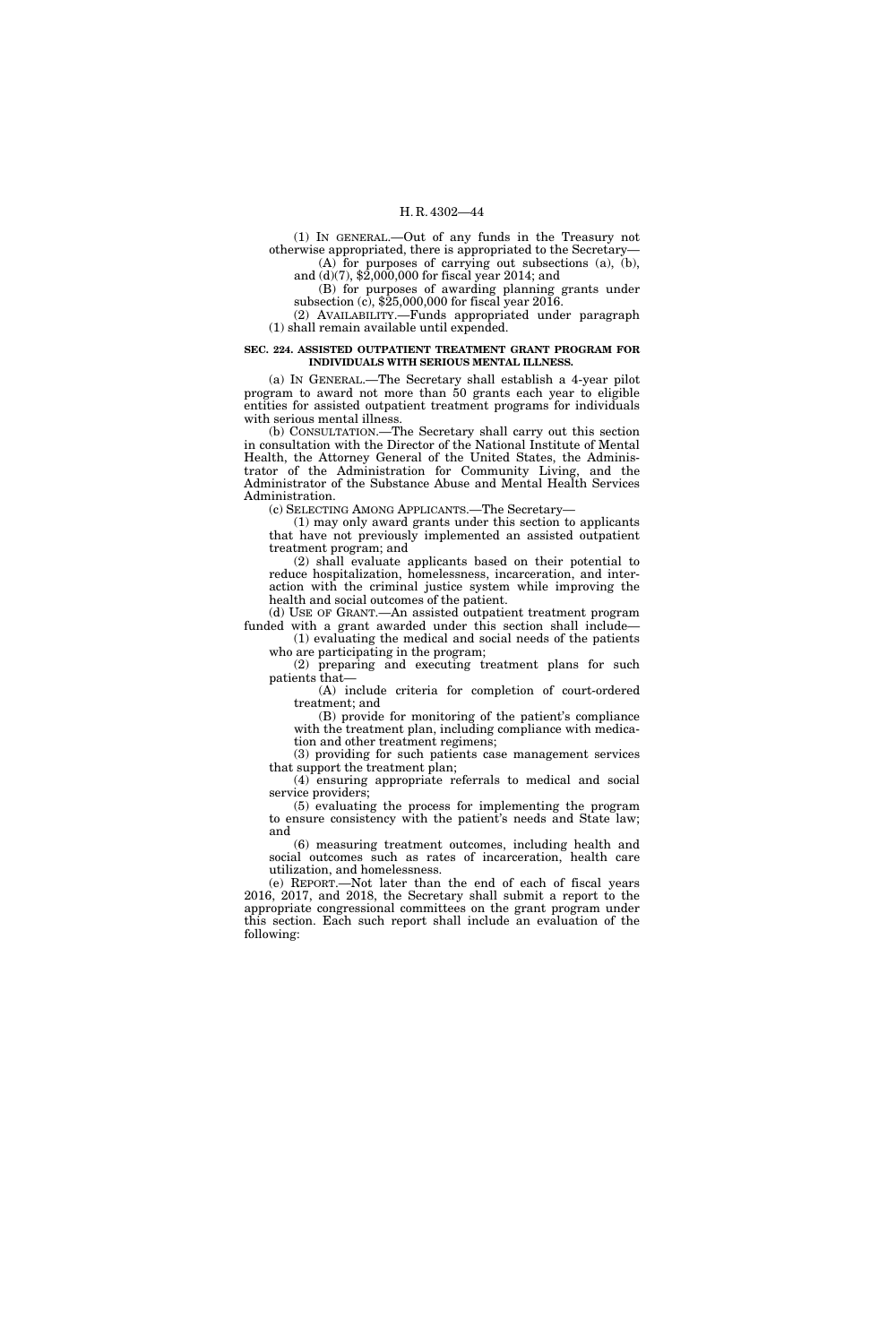(1) IN GENERAL.—Out of any funds in the Treasury not otherwise appropriated, there is appropriated to the Secretary—

(A) for purposes of carrying out subsections (a), (b), and (d)(7), $2,000,000 for fiscal year 2014; and

(B) for purposes of awarding planning grants under subsection (c), $25,000,000 for fiscal year 2016.

(2) AVAILABILITY.—Funds appropriated under paragraph (1) shall remain available until expended.

**SEC. 224. ASSISTED OUTPATIENT TREATMENT GRANT PROGRAM FOR INDIVIDUALS WITH SERIOUS MENTAL ILLNESS.**

(a) IN GENERAL.—The Secretary shall establish a 4-year pilot program to award not more than 50 grants each year to eligible entities for assisted outpatient treatment programs for individuals with serious mental illness.

(b) CONSULTATION.—The Secretary shall carry out this section in consultation with the Director of the National Institute of Mental Health, the Attorney General of the United States, the Administrator of the Administration for Community Living, and the Administrator of the Substance Abuse and Mental Health Services Administration.

(c) SELECTING AMONG APPLICANTS.—The Secretary—

(1) may only award grants under this section to applicants that have not previously implemented an assisted outpatient treatment program; and

(2) shall evaluate applicants based on their potential to reduce hospitalization, homelessness, incarceration, and interaction with the criminal justice system while improving the health and social outcomes of the patient.

(d) USE OF GRANT.—An assisted outpatient treatment program funded with a grant awarded under this section shall include—

(1) evaluating the medical and social needs of the patients who are participating in the program;

(2) preparing and executing treatment plans for such patients that—

(A) include criteria for completion of court-ordered treatment; and

(B) provide for monitoring of the patient's compliance with the treatment plan, including compliance with medication and other treatment regimens;

(3) providing for such patients case management services that support the treatment plan;

(4) ensuring appropriate referrals to medical and social service providers;

(5) evaluating the process for implementing the program to ensure consistency with the patient's needs and State law; and

(6) measuring treatment outcomes, including health and social outcomes such as rates of incarceration, health care utilization, and homelessness.

(e) REPORT.—Not later than the end of each of fiscal years 2016, 2017, and 2018, the Secretary shall submit a report to the appropriate congressional committees on the grant program under this section. Each such report shall include an evaluation of the following: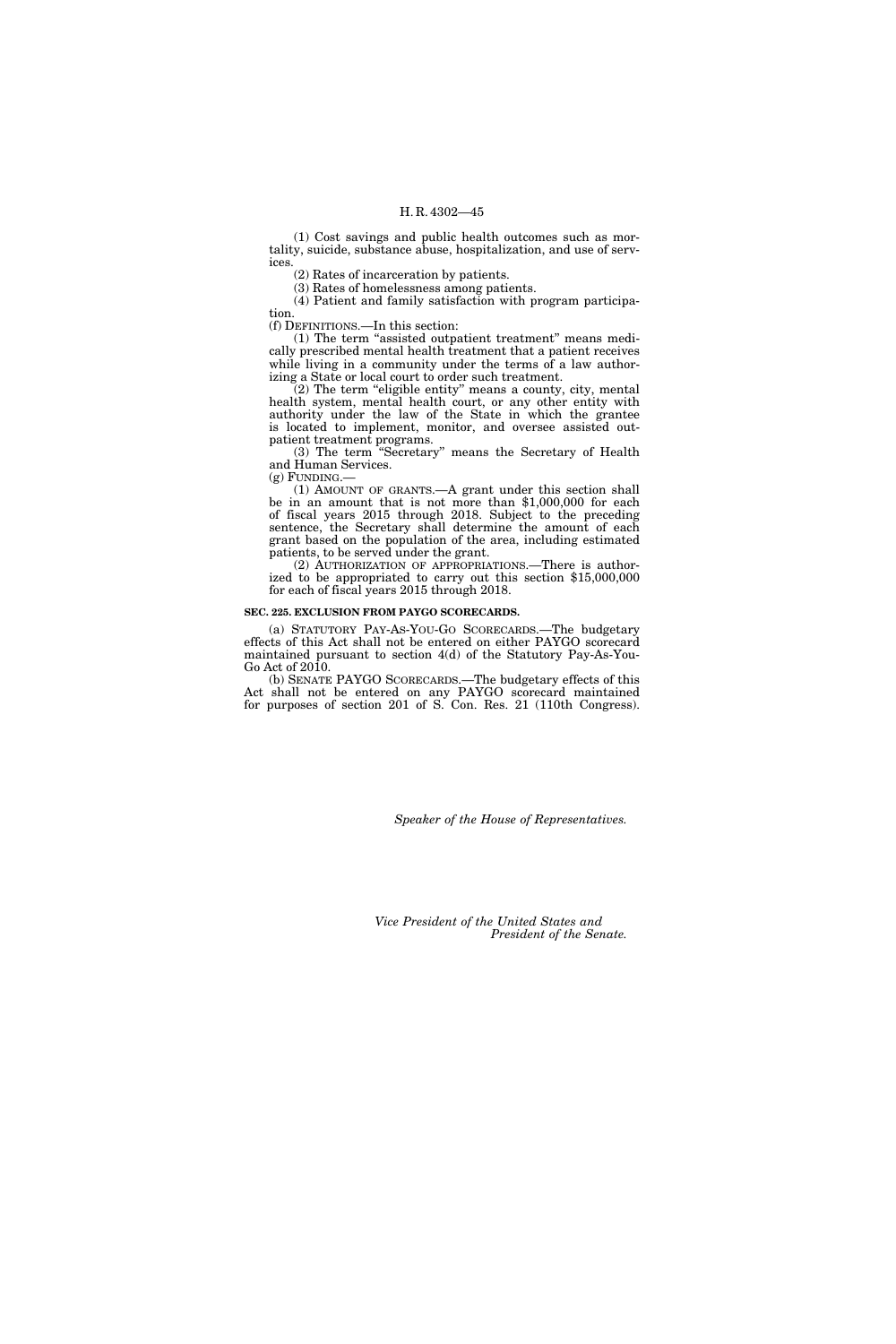(1) Cost savings and public health outcomes such as mortality, suicide, substance abuse, hospitalization, and use of services.

(2) Rates of incarceration by patients.

(3) Rates of homelessness among patients.

(4) Patient and family satisfaction with program participation.

(f) DEFINITIONS.—In this section:

(1) The term "assisted outpatient treatment" means medically prescribed mental health treatment that a patient receives while living in a community under the terms of a law authorizing a State or local court to order such treatment.

(2) The term "eligible entity" means a county, city, mental health system, mental health court, or any other entity with authority under the law of the State in which the grantee is located to implement, monitor, and oversee assisted outpatient treatment programs.

(3) The term "Secretary" means the Secretary of Health and Human Services.

(g) FUNDING.—

(1) AMOUNT OF GRANTS.—A grant under this section shall be in an amount that is not more than $1,000,000 for each of fiscal years 2015 through 2018. Subject to the preceding sentence, the Secretary shall determine the amount of each grant based on the population of the area, including estimated patients, to be served under the grant.

(2) AUTHORIZATION OF APPROPRIATIONS.—There is authorized to be appropriated to carry out this section $15,000,000 for each of fiscal years 2015 through 2018.

**SEC. 225. EXCLUSION FROM PAYGO SCORECARDS.**

(a) STATUTORY PAY-AS-YOU-GO SCORECARDS.—The budgetary effects of this Act shall not be entered on either PAYGO scorecard maintained pursuant to section 4(d) of the Statutory Pay-As-You-Go Act of 2010.

(b) SENATE PAYGO SCORECARDS.—The budgetary effects of this Act shall not be entered on any PAYGO scorecard maintained for purposes of section 201 of S. Con. Res. 21 (110th Congress).

*Speaker of the House of Representatives.*

*Vice President of the United States and President of the Senate.*